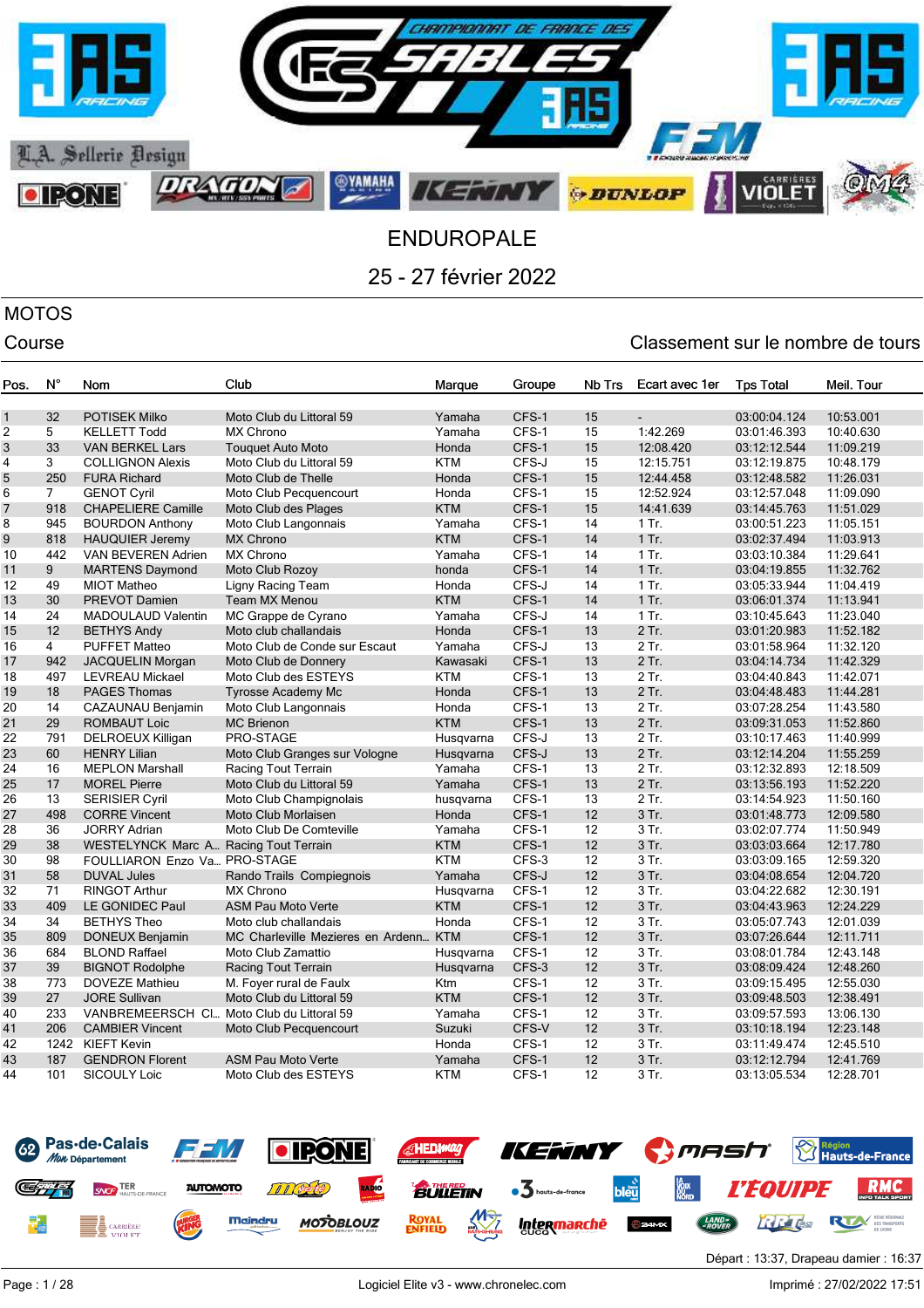# ENDUROPALE

## 25 - 27 février 2022

**MOTOS**

Course

Classement sur le nombre de tours

| Pos. | N° | Nom | Club | Marque | Groupe | Nb Trs | Ecart avec 1er | Tps Total | Meil. Tour |
|---|---|---|---|---|---|---|---|---|---|
| 1 | 32 | POTISEK Milko | Moto Club du Littoral 59 | Yamaha | CFS-1 | 15 | - | 03:00:04.124 | 10:53.001 |
| 2 | 5 | KELLETT Todd | MX Chrono | Yamaha | CFS-1 | 15 | 1:42.269 | 03:01:46.393 | 10:40.630 |
| 3 | 33 | VAN BERKEL Lars | Touquet Auto Moto | Honda | CFS-1 | 15 | 12:08.420 | 03:12:12.544 | 11:09.219 |
| 4 | 3 | COLLIGNON Alexis | Moto Club du Littoral 59 | KTM | CFS-J | 15 | 12:15.751 | 03:12:19.875 | 10:48.179 |
| 5 | 250 | FURA Richard | Moto Club de Thelle | Honda | CFS-1 | 15 | 12:44.458 | 03:12:48.582 | 11:26.031 |
| 6 | 7 | GENOT Cyril | Moto Club Pecquencourt | Honda | CFS-1 | 15 | 12:52.924 | 03:12:57.048 | 11:09.090 |
| 7 | 918 | CHAPELIERE Camille | Moto Club des Plages | KTM | CFS-1 | 15 | 14:41.639 | 03:14:45.763 | 11:51.029 |
| 8 | 945 | BOURDON Anthony | Moto Club Langonnais | Yamaha | CFS-1 | 14 | 1 Tr. | 03:00:51.223 | 11:05.151 |
| 9 | 818 | HAUQUIER Jeremy | MX Chrono | KTM | CFS-1 | 14 | 1 Tr. | 03:02:37.494 | 11:03.913 |
| 10 | 442 | VAN BEVEREN Adrien | MX Chrono | Yamaha | CFS-1 | 14 | 1 Tr. | 03:03:10.384 | 11:29.641 |
| 11 | 9 | MARTENS Daymond | Moto Club Rozoy | honda | CFS-1 | 14 | 1 Tr. | 03:04:19.855 | 11:32.762 |
| 12 | 49 | MIOT Matheo | Ligny Racing Team | Honda | CFS-J | 14 | 1 Tr. | 03:05:33.944 | 11:04.419 |
| 13 | 30 | PREVOT Damien | Team MX Menou | KTM | CFS-1 | 14 | 1 Tr. | 03:06:01.374 | 11:13.941 |
| 14 | 24 | MADOULAUD Valentin | MC Grappe de Cyrano | Yamaha | CFS-J | 14 | 1 Tr. | 03:10:45.643 | 11:23.040 |
| 15 | 12 | BETHYS Andy | Moto club challandais | Honda | CFS-1 | 13 | 2 Tr. | 03:01:20.983 | 11:52.182 |
| 16 | 4 | PUFFET Matteo | Moto Club de Conde sur Escaut | Yamaha | CFS-J | 13 | 2 Tr. | 03:01:58.964 | 11:32.120 |
| 17 | 942 | JACQUELIN Morgan | Moto Club de Donnery | Kawasaki | CFS-1 | 13 | 2 Tr. | 03:04:14.734 | 11:42.329 |
| 18 | 497 | LEVREAU Mickael | Moto Club des ESTEYS | KTM | CFS-1 | 13 | 2 Tr. | 03:04:40.843 | 11:42.071 |
| 19 | 18 | PAGES Thomas | Tyrosse Academy Mc | Honda | CFS-1 | 13 | 2 Tr. | 03:04:48.483 | 11:44.281 |
| 20 | 14 | CAZAUNAU Benjamin | Moto Club Langonnais | Honda | CFS-1 | 13 | 2 Tr. | 03:07:28.254 | 11:43.580 |
| 21 | 29 | ROMBAUT Loic | MC Brienon | KTM | CFS-1 | 13 | 2 Tr. | 03:09:31.053 | 11:52.860 |
| 22 | 791 | DELROEUX Killigan | PRO-STAGE | Husqvarna | CFS-J | 13 | 2 Tr. | 03:10:17.463 | 11:40.999 |
| 23 | 60 | HENRY Lilian | Moto Club Granges sur Vologne | Husqvarna | CFS-J | 13 | 2 Tr. | 03:12:14.204 | 11:55.259 |
| 24 | 16 | MEPLON Marshall | Racing Tout Terrain | Yamaha | CFS-1 | 13 | 2 Tr. | 03:12:32.893 | 12:18.509 |
| 25 | 17 | MOREL Pierre | Moto Club du Littoral 59 | Yamaha | CFS-1 | 13 | 2 Tr. | 03:13:56.193 | 11:52.220 |
| 26 | 13 | SERISIER Cyril | Moto Club Champignolais | husqvarna | CFS-1 | 13 | 2 Tr. | 03:14:54.923 | 11:50.160 |
| 27 | 498 | CORRE Vincent | Moto Club Morlaisen | Honda | CFS-1 | 12 | 3 Tr. | 03:01:48.773 | 12:09.580 |
| 28 | 36 | JORRY Adrian | Moto Club De Comteville | Yamaha | CFS-1 | 12 | 3 Tr. | 03:02:07.774 | 11:50.949 |
| 29 | 38 | WESTELYNCK Marc A... | Racing Tout Terrain | KTM | CFS-1 | 12 | 3 Tr. | 03:03:03.664 | 12:17.780 |
| 30 | 98 | FOULLIARON Enzo Va... | PRO-STAGE | KTM | CFS-3 | 12 | 3 Tr. | 03:03:09.165 | 12:59.320 |
| 31 | 58 | DUVAL Jules | Rando Trails Compiegnois | Yamaha | CFS-J | 12 | 3 Tr. | 03:04:08.654 | 12:04.720 |
| 32 | 71 | RINGOT Arthur | MX Chrono | Husqvarna | CFS-1 | 12 | 3 Tr. | 03:04:22.682 | 12:30.191 |
| 33 | 409 | LE GONIDEC Paul | ASM Pau Moto Verte | KTM | CFS-1 | 12 | 3 Tr. | 03:04:43.963 | 12:24.229 |
| 34 | 34 | BETHYS Theo | Moto club challandais | Honda | CFS-1 | 12 | 3 Tr. | 03:05:07.743 | 12:01.039 |
| 35 | 809 | DONEUX Benjamin | MC Charleville Mezieres en Ardenn... | KTM | CFS-1 | 12 | 3 Tr. | 03:07:26.644 | 12:11.711 |
| 36 | 684 | BLOND Raffael | Moto Club Zamattio | Husqvarna | CFS-1 | 12 | 3 Tr. | 03:08:01.784 | 12:43.148 |
| 37 | 39 | BIGNOT Rodolphe | Racing Tout Terrain | Husqvarna | CFS-3 | 12 | 3 Tr. | 03:08:09.424 | 12:48.260 |
| 38 | 773 | DOVEZE Mathieu | M. Foyer rural de Faulx | Ktm | CFS-1 | 12 | 3 Tr. | 03:09:15.495 | 12:55.030 |
| 39 | 27 | JORE Sullivan | Moto Club du Littoral 59 | KTM | CFS-1 | 12 | 3 Tr. | 03:09:48.503 | 12:38.491 |
| 40 | 233 | VANBREMEERSCH Cl... | Moto Club du Littoral 59 | Yamaha | CFS-1 | 12 | 3 Tr. | 03:09:57.593 | 13:06.130 |
| 41 | 206 | CAMBIER Vincent | Moto Club Pecquencourt | Suzuki | CFS-V | 12 | 3 Tr. | 03:10:18.194 | 12:23.148 |
| 42 | 1242 | KIEFT Kevin | | Honda | CFS-1 | 12 | 3 Tr. | 03:11:49.474 | 12:45.510 |
| 43 | 187 | GENDRON Florent | ASM Pau Moto Verte | Yamaha | CFS-1 | 12 | 3 Tr. | 03:12:12.794 | 12:41.769 |
| 44 | 101 | SICOULY Loic | Moto Club des ESTEYS | KTM | CFS-1 | 12 | 3 Tr. | 03:13:05.534 | 12:28.701 |

Départ : 13:37, Drapeau damier : 16:37

Logiciel Elite v3 - www.chronelec.com

Imprimé : 27/02/2022 17:51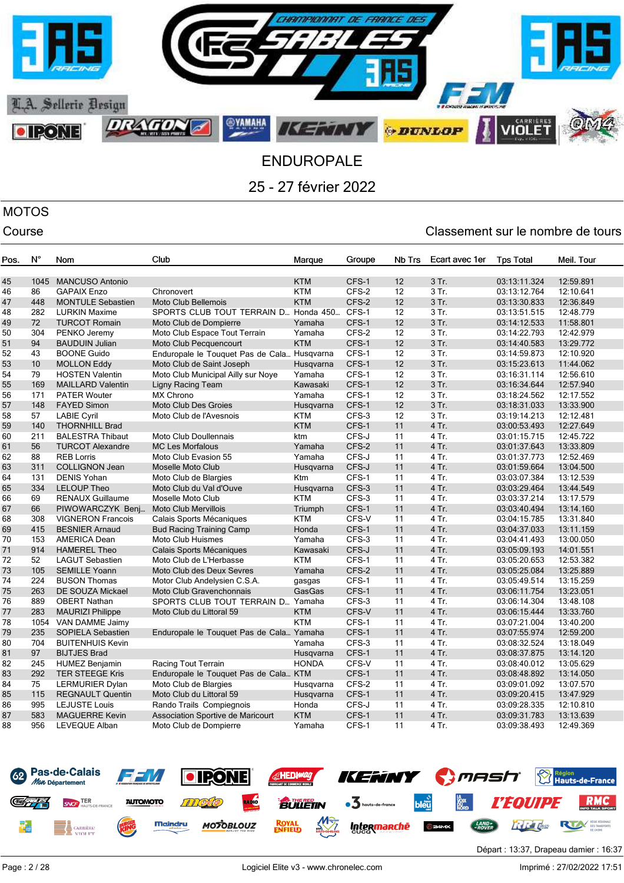# ENDUROPALE

## 25 - 27 février 2022

### MOTOS

Course

Classement sur le nombre de tours

| Pos. | N° | Nom | Club | Marque | Groupe | Nb Trs | Ecart avec 1er | Tps Total | Meil. Tour |
|---|---|---|---|---|---|---|---|---|---|
| 45 | 1045 | MANCUSO Antonio | | KTM | CFS-1 | 12 | 3 Tr. | 03:13:11.324 | 12:59.891 |
| 46 | 86 | GAPAIX Enzo | Chronovert | KTM | CFS-2 | 12 | 3 Tr. | 03:13:12.764 | 12:10.641 |
| 47 | 448 | MONTULE Sebastien | Moto Club Bellemois | KTM | CFS-2 | 12 | 3 Tr. | 03:13:30.833 | 12:36.849 |
| 48 | 282 | LURKIN Maxime | SPORTS CLUB TOUT TERRAIN D... | Honda 450... | CFS-1 | 12 | 3 Tr. | 03:13:51.515 | 12:48.779 |
| 49 | 72 | TURCOT Romain | Moto Club de Dompierre | Yamaha | CFS-1 | 12 | 3 Tr. | 03:14:12.533 | 11:58.801 |
| 50 | 304 | PENKO Jeremy | Moto Club Espace Tout Terrain | Yamaha | CFS-2 | 12 | 3 Tr. | 03:14:22.793 | 12:42.979 |
| 51 | 94 | BAUDUIN Julian | Moto Club Pecquencourt | KTM | CFS-1 | 12 | 3 Tr. | 03:14:40.583 | 13:29.772 |
| 52 | 43 | BOONE Guido | Enduropale le Touquet Pas de Cala... | Husqvarna | CFS-1 | 12 | 3 Tr. | 03:14:59.873 | 12:10.920 |
| 53 | 10 | MOLLON Eddy | Moto Club de Saint Joseph | Husqvarna | CFS-1 | 12 | 3 Tr. | 03:15:23.613 | 11:44.062 |
| 54 | 79 | HOSTEN Valentin | Moto Club Municipal Ailly sur Noye | Yamaha | CFS-1 | 12 | 3 Tr. | 03:16:31.114 | 12:56.610 |
| 55 | 169 | MAILLARD Valentin | Ligny Racing Team | Kawasaki | CFS-1 | 12 | 3 Tr. | 03:16:34.644 | 12:57.940 |
| 56 | 171 | PATER Wouter | MX Chrono | Yamaha | CFS-1 | 12 | 3 Tr. | 03:18:24.562 | 12:17.552 |
| 57 | 148 | FAYED Simon | Moto Club Des Groies | Husqvarna | CFS-1 | 12 | 3 Tr. | 03:18:31.033 | 13:33.900 |
| 58 | 57 | LABIE Cyril | Moto Club de l'Avesnois | KTM | CFS-3 | 12 | 3 Tr. | 03:19:14.213 | 12:12.481 |
| 59 | 140 | THORNHILL Brad | | KTM | CFS-1 | 11 | 4 Tr. | 03:00:53.493 | 12:27.649 |
| 60 | 211 | BALESTRA Thibaut | Moto Club Doullennais | ktm | CFS-J | 11 | 4 Tr. | 03:01:15.715 | 12:45.722 |
| 61 | 56 | TURCOT Alexandre | MC Les Morfalous | Yamaha | CFS-2 | 11 | 4 Tr. | 03:01:37.643 | 13:33.809 |
| 62 | 88 | REB Lorris | Moto Club Evasion 55 | Yamaha | CFS-J | 11 | 4 Tr. | 03:01:37.773 | 12:52.469 |
| 63 | 311 | COLLIGNON Jean | Moselle Moto Club | Husqvarna | CFS-J | 11 | 4 Tr. | 03:01:59.664 | 13:04.500 |
| 64 | 131 | DENIS Yohan | Moto Club de Blargies | Ktm | CFS-1 | 11 | 4 Tr. | 03:03:07.384 | 13:12.539 |
| 65 | 334 | LELOUP Theo | Moto Club du Val d'Ouve | Husqvarna | CFS-3 | 11 | 4 Tr. | 03:03:29.464 | 13:44.549 |
| 66 | 69 | RENAUX Guillaume | Moselle Moto Club | KTM | CFS-3 | 11 | 4 Tr. | 03:03:37.214 | 13:17.579 |
| 67 | 66 | PIWOWARCZYK Benj... | Moto Club Mervillois | Triumph | CFS-1 | 11 | 4 Tr. | 03:03:40.494 | 13:14.160 |
| 68 | 308 | VIGNERON Francois | Calais Sports Mécaniques | KTM | CFS-V | 11 | 4 Tr. | 03:04:15.785 | 13:31.840 |
| 69 | 415 | BESNIER Arnaud | Bud Racing Training Camp | Honda | CFS-1 | 11 | 4 Tr. | 03:04:37.033 | 13:11.159 |
| 70 | 153 | AMERICA Dean | Moto Club Huismes | Yamaha | CFS-3 | 11 | 4 Tr. | 03:04:41.493 | 13:00.050 |
| 71 | 914 | HAMEREL Theo | Calais Sports Mécaniques | Kawasaki | CFS-J | 11 | 4 Tr. | 03:05:09.193 | 14:01.551 |
| 72 | 52 | LAGUT Sebastien | Moto Club de L'Herbasse | KTM | CFS-1 | 11 | 4 Tr. | 03:05:20.653 | 12:53.382 |
| 73 | 105 | SEMILLE Yoann | Moto Club des Deux Sevres | Yamaha | CFS-2 | 11 | 4 Tr. | 03:05:25.084 | 13:25.889 |
| 74 | 224 | BUSON Thomas | Motor Club Andelysien C.S.A. | gasgas | CFS-1 | 11 | 4 Tr. | 03:05:49.514 | 13:15.259 |
| 75 | 263 | DE SOUZA Mickael | Moto Club Gravenchonnais | GasGas | CFS-1 | 11 | 4 Tr. | 03:06:11.754 | 13:23.051 |
| 76 | 889 | OBERT Nathan | SPORTS CLUB TOUT TERRAIN D... | Yamaha | CFS-3 | 11 | 4 Tr. | 03:06:14.304 | 13:48.108 |
| 77 | 283 | MAURIZI Philippe | Moto Club du Littoral 59 | KTM | CFS-V | 11 | 4 Tr. | 03:06:15.444 | 13:33.760 |
| 78 | 1054 | VAN DAMME Jaimy | | KTM | CFS-1 | 11 | 4 Tr. | 03:07:21.004 | 13:40.200 |
| 79 | 235 | SOPIELA Sebastien | Enduropale le Touquet Pas de Cala... | Yamaha | CFS-1 | 11 | 4 Tr. | 03:07:55.974 | 12:59.200 |
| 80 | 704 | BUITENHUIS Kevin | | Yamaha | CFS-3 | 11 | 4 Tr. | 03:08:32.524 | 13:18.049 |
| 81 | 97 | BIJTJES Brad | | Husqvarna | CFS-1 | 11 | 4 Tr. | 03:08:37.875 | 13:14.120 |
| 82 | 245 | HUMEZ Benjamin | Racing Tout Terrain | HONDA | CFS-V | 11 | 4 Tr. | 03:08:40.012 | 13:05.629 |
| 83 | 292 | TER STEEGE Kris | Enduropale le Touquet Pas de Cala... | KTM | CFS-1 | 11 | 4 Tr. | 03:08:48.892 | 13:14.050 |
| 84 | 75 | LERMURIER Dylan | Moto Club de Blargies | Husqvarna | CFS-2 | 11 | 4 Tr. | 03:09:01.092 | 13:07.570 |
| 85 | 115 | REGNAULT Quentin | Moto Club du Littoral 59 | Husqvarna | CFS-1 | 11 | 4 Tr. | 03:09:20.415 | 13:47.929 |
| 86 | 995 | LEJUSTE Louis | Rando Trails Compiegnois | Honda | CFS-J | 11 | 4 Tr. | 03:09:28.335 | 12:10.810 |
| 87 | 583 | MAGUERRE Kevin | Association Sportive de Maricourt | KTM | CFS-1 | 11 | 4 Tr. | 03:09:31.783 | 13:13.639 |
| 88 | 956 | LEVEQUE Alban | Moto Club de Dompierre | Yamaha | CFS-1 | 11 | 4 Tr. | 03:09:38.493 | 12:49.369 |

Départ : 13:37, Drapeau damier : 16:37

Logiciel Elite v3 - www.chronelec.com

Imprimé : 27/02/2022 17:51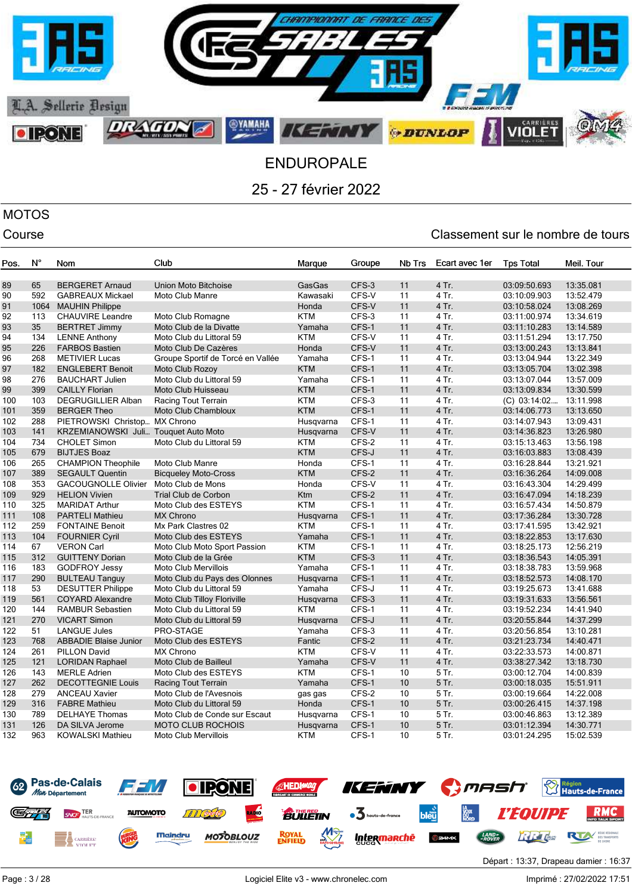ENDUROPALE

25 - 27 février 2022

MOTOS

Course

Classement sur le nombre de tours

| Pos. | N° | Nom | Club | Marque | Groupe | Nb Trs | Ecart avec 1er | Tps Total | Meil. Tour |
|---|---|---|---|---|---|---|---|---|---|
| 89 | 65 | BERGERET Arnaud | Union Moto Bitchoise | GasGas | CFS-3 | 11 | 4 Tr. | 03:09:50.693 | 13:35.081 |
| 90 | 592 | GABREAUX Mickael | Moto Club Manre | Kawasaki | CFS-V | 11 | 4 Tr. | 03:10:09.903 | 13:52.479 |
| 91 | 1064 | MAUHIN Philippe | | Honda | CFS-V | 11 | 4 Tr. | 03:10:58.024 | 13:08.269 |
| 92 | 113 | CHAUVIRE Leandre | Moto Club Romagne | KTM | CFS-3 | 11 | 4 Tr. | 03:11:00.974 | 13:34.619 |
| 93 | 35 | BERTRET Jimmy | Moto Club de la Divatte | Yamaha | CFS-1 | 11 | 4 Tr. | 03:11:10.283 | 13:14.589 |
| 94 | 134 | LENNE Anthony | Moto Club du Littoral 59 | KTM | CFS-V | 11 | 4 Tr. | 03:11:51.294 | 13:17.750 |
| 95 | 226 | FARBOS Bastien | Moto Club De Cazères | Honda | CFS-V | 11 | 4 Tr. | 03:13:00.243 | 13:13.841 |
| 96 | 268 | METIVIER Lucas | Groupe Sportif de Torcé en Vallée | Yamaha | CFS-1 | 11 | 4 Tr. | 03:13:04.944 | 13:22.349 |
| 97 | 182 | ENGLEBERT Benoit | Moto Club Rozoy | KTM | CFS-1 | 11 | 4 Tr. | 03:13:05.704 | 13:02.398 |
| 98 | 276 | BAUCHART Julien | Moto Club du Littoral 59 | Yamaha | CFS-1 | 11 | 4 Tr. | 03:13:07.044 | 13:57.009 |
| 99 | 399 | CAILLY Florian | Moto Club Huisseau | KTM | CFS-1 | 11 | 4 Tr. | 03:13:09.834 | 13:30.599 |
| 100 | 103 | DEGRUGILLIER Alban | Racing Tout Terrain | KTM | CFS-3 | 11 | 4 Tr. | (C) 03:14:02.... | 13:11.998 |
| 101 | 359 | BERGER Theo | Moto Club Chambloux | KTM | CFS-1 | 11 | 4 Tr. | 03:14:06.773 | 13:13.650 |
| 102 | 288 | PIETROWSKI Christop... | MX Chrono | Husqvarna | CFS-1 | 11 | 4 Tr. | 03:14:07.943 | 13:09.431 |
| 103 | 141 | KRZEMIANOWSKI Juli... | Touquet Auto Moto | Husqvarna | CFS-V | 11 | 4 Tr. | 03:14:36.823 | 13:26.980 |
| 104 | 734 | CHOLET Simon | Moto Club du Littoral 59 | KTM | CFS-2 | 11 | 4 Tr. | 03:15:13.463 | 13:56.198 |
| 105 | 679 | BIJTJES Boaz | | KTM | CFS-J | 11 | 4 Tr. | 03:16:03.883 | 13:08.439 |
| 106 | 265 | CHAMPION Theophile | Moto Club Manre | Honda | CFS-1 | 11 | 4 Tr. | 03:16:28.844 | 13:21.921 |
| 107 | 389 | SEGAULT Quentin | Bicqueley Moto-Cross | KTM | CFS-2 | 11 | 4 Tr. | 03:16:36.264 | 14:09.008 |
| 108 | 353 | GACOUGNOLLE Olivier | Moto Club de Mons | Honda | CFS-V | 11 | 4 Tr. | 03:16:43.304 | 14:29.499 |
| 109 | 929 | HELION Vivien | Trial Club de Corbon | Ktm | CFS-2 | 11 | 4 Tr. | 03:16:47.094 | 14:18.239 |
| 110 | 325 | MARIDAT Arthur | Moto Club des ESTEYS | KTM | CFS-1 | 11 | 4 Tr. | 03:16:57.434 | 14:50.879 |
| 111 | 108 | PARTELI Mathieu | MX Chrono | Husqvarna | CFS-1 | 11 | 4 Tr. | 03:17:36.284 | 13:30.728 |
| 112 | 259 | FONTAINE Benoit | Mx Park Clastres 02 | KTM | CFS-1 | 11 | 4 Tr. | 03:17:41.595 | 13:42.921 |
| 113 | 104 | FOURNIER Cyril | Moto Club des ESTEYS | Yamaha | CFS-1 | 11 | 4 Tr. | 03:18:22.853 | 13:17.630 |
| 114 | 67 | VERON Carl | Moto Club Moto Sport Passion | KTM | CFS-1 | 11 | 4 Tr. | 03:18:25.173 | 12:56.219 |
| 115 | 312 | GUITTENY Dorian | Moto Club de la Grée | KTM | CFS-3 | 11 | 4 Tr. | 03:18:36.543 | 14:05.391 |
| 116 | 183 | GODFROY Jessy | Moto Club Mervillois | Yamaha | CFS-1 | 11 | 4 Tr. | 03:18:38.783 | 13:59.968 |
| 117 | 290 | BULTEAU Tanguy | Moto Club du Pays des Olonnes | Husqvarna | CFS-1 | 11 | 4 Tr. | 03:18:52.573 | 14:08.170 |
| 118 | 53 | DESUTTER Philippe | Moto Club du Littoral 59 | Yamaha | CFS-J | 11 | 4 Tr. | 03:19:25.673 | 13:41.688 |
| 119 | 561 | COYARD Alexandre | Moto Club Tilloy Floriville | Husqvarna | CFS-3 | 11 | 4 Tr. | 03:19:31.633 | 13:56.561 |
| 120 | 144 | RAMBUR Sebastien | Moto Club du Littoral 59 | KTM | CFS-1 | 11 | 4 Tr. | 03:19:52.234 | 14:41.940 |
| 121 | 270 | VICART Simon | Moto Club du Littoral 59 | Husqvarna | CFS-J | 11 | 4 Tr. | 03:20:55.844 | 14:37.299 |
| 122 | 51 | LANGUE Jules | PRO-STAGE | Yamaha | CFS-3 | 11 | 4 Tr. | 03:20:56.854 | 13:10.281 |
| 123 | 768 | ABBADIE Blaise Junior | Moto Club des ESTEYS | Fantic | CFS-2 | 11 | 4 Tr. | 03:21:23.734 | 14:40.471 |
| 124 | 261 | PILLON David | MX Chrono | KTM | CFS-V | 11 | 4 Tr. | 03:22:33.573 | 14:00.871 |
| 125 | 121 | LORIDAN Raphael | Moto Club de Bailleul | Yamaha | CFS-V | 11 | 4 Tr. | 03:38:27.342 | 13:18.730 |
| 126 | 143 | MERLE Adrien | Moto Club des ESTEYS | KTM | CFS-1 | 10 | 5 Tr. | 03:00:12.704 | 14:00.839 |
| 127 | 262 | DECOTTEGNIE Louis | Racing Tout Terrain | Yamaha | CFS-1 | 10 | 5 Tr. | 03:00:18.035 | 15:51.911 |
| 128 | 279 | ANCEAU Xavier | Moto Club de l'Avesnois | gas gas | CFS-2 | 10 | 5 Tr. | 03:00:19.664 | 14:22.008 |
| 129 | 316 | FABRE Mathieu | Moto Club du Littoral 59 | Honda | CFS-1 | 10 | 5 Tr. | 03:00:26.415 | 14:37.198 |
| 130 | 789 | DELHAYE Thomas | Moto Club de Conde sur Escaut | Husqvarna | CFS-1 | 10 | 5 Tr. | 03:00:46.863 | 13:12.389 |
| 131 | 126 | DA SILVA Jerome | MOTO CLUB ROCHOIS | Husqvarna | CFS-1 | 10 | 5 Tr. | 03:01:12.394 | 14:30.771 |
| 132 | 963 | KOWALSKI Mathieu | Moto Club Mervillois | KTM | CFS-1 | 10 | 5 Tr. | 03:01:24.295 | 15:02.539 |

Départ : 13:37, Drapeau damier : 16:37

Logiciel Elite v3 - www.chronelec.com

Imprimé : 27/02/2022 17:51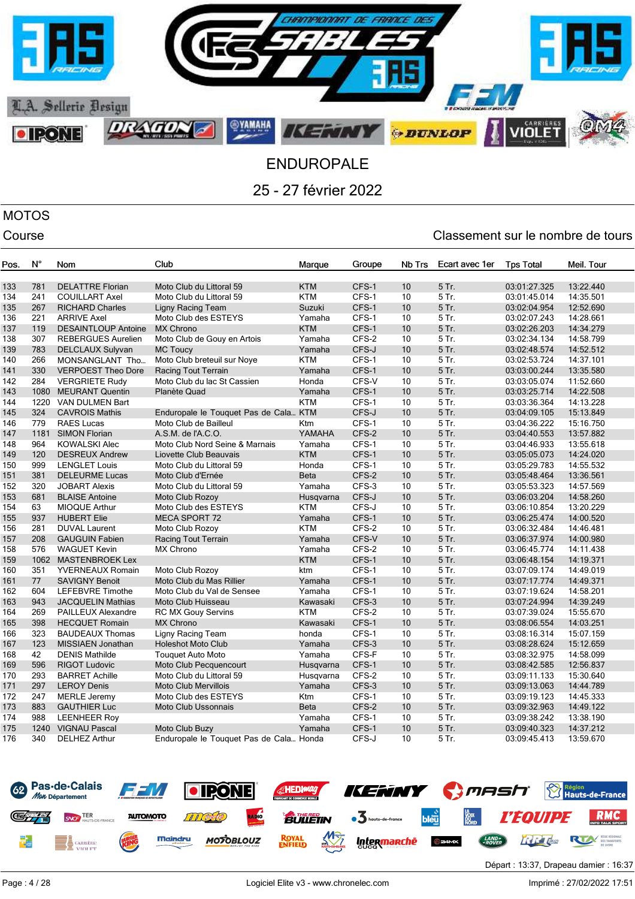ENDUROPALE

25 - 27 février 2022

MOTOS

Course

Classement sur le nombre de tours

| Pos. | N° | Nom | Club | Marque | Groupe | Nb Trs | Ecart avec 1er | Tps Total | Meil. Tour |
|---|---|---|---|---|---|---|---|---|---|
| 133 | 781 | DELATTRE Florian | Moto Club du Littoral 59 | KTM | CFS-1 | 10 | 5 Tr. | 03:01:27.325 | 13:22.440 |
| 134 | 241 | COUILLART Axel | Moto Club du Littoral 59 | KTM | CFS-1 | 10 | 5 Tr. | 03:01:45.014 | 14:35.501 |
| 135 | 267 | RICHARD Charles | Ligny Racing Team | Suzuki | CFS-1 | 10 | 5 Tr. | 03:02:04.954 | 12:52.690 |
| 136 | 221 | ARRIVE Axel | Moto Club des ESTEYS | Yamaha | CFS-1 | 10 | 5 Tr. | 03:02:07.243 | 14:28.661 |
| 137 | 119 | DESAINTLOUP Antoine | MX Chrono | KTM | CFS-1 | 10 | 5 Tr. | 03:02:26.203 | 14:34.279 |
| 138 | 307 | REBERGUES Aurelien | Moto Club de Gouy en Artois | Yamaha | CFS-2 | 10 | 5 Tr. | 03:02:34.134 | 14:58.799 |
| 139 | 783 | DELCLAUX Sulyvan | MC Toucy | Yamaha | CFS-J | 10 | 5 Tr. | 03:02:48.574 | 14:52.512 |
| 140 | 266 | MONSANGLANT Tho... | Moto Club breteuil sur Noye | KTM | CFS-1 | 10 | 5 Tr. | 03:02:53.724 | 14:37.101 |
| 141 | 330 | VERPOEST Theo Dore | Racing Tout Terrain | Yamaha | CFS-1 | 10 | 5 Tr. | 03:03:00.244 | 13:35.580 |
| 142 | 284 | VERGRIETE Rudy | Moto Club du lac St Cassien | Honda | CFS-V | 10 | 5 Tr. | 03:03:05.074 | 11:52.660 |
| 143 | 1080 | MEURANT Quentin | Planète Quad | Yamaha | CFS-1 | 10 | 5 Tr. | 03:03:25.714 | 14:22.508 |
| 144 | 1220 | VAN DULMEN Bart | | KTM | CFS-1 | 10 | 5 Tr. | 03:03:36.364 | 14:13.228 |
| 145 | 324 | CAVROIS Mathis | Enduropale le Touquet Pas de Cala... | KTM | CFS-J | 10 | 5 Tr. | 03:04:09.105 | 15:13.849 |
| 146 | 779 | RAES Lucas | Moto Club de Bailleul | Ktm | CFS-1 | 10 | 5 Tr. | 03:04:36.222 | 15:16.750 |
| 147 | 1181 | SIMON Florian | A.S.M. de l'A.C.O. | YAMAHA | CFS-2 | 10 | 5 Tr. | 03:04:40.553 | 13:57.882 |
| 148 | 964 | KOWALSKI Alec | Moto Club Nord Seine & Marnais | Yamaha | CFS-1 | 10 | 5 Tr. | 03:04:46.933 | 13:55.618 |
| 149 | 120 | DESREUX Andrew | Liovette Club Beauvais | KTM | CFS-1 | 10 | 5 Tr. | 03:05:05.073 | 14:24.020 |
| 150 | 999 | LENGLET Louis | Moto Club du Littoral 59 | Honda | CFS-1 | 10 | 5 Tr. | 03:05:29.783 | 14:55.532 |
| 151 | 381 | DELEURME Lucas | Moto Club d'Ernée | Beta | CFS-2 | 10 | 5 Tr. | 03:05:48.464 | 13:36.561 |
| 152 | 320 | JOBART Alexis | Moto Club du Littoral 59 | Yamaha | CFS-3 | 10 | 5 Tr. | 03:05:53.323 | 14:57.569 |
| 153 | 681 | BLAISE Antoine | Moto Club Rozoy | Husqvarna | CFS-J | 10 | 5 Tr. | 03:06:03.204 | 14:58.260 |
| 154 | 63 | MIOQUE Arthur | Moto Club des ESTEYS | KTM | CFS-J | 10 | 5 Tr. | 03:06:10.854 | 13:20.229 |
| 155 | 937 | HUBERT Elie | MECA SPORT 72 | Yamaha | CFS-1 | 10 | 5 Tr. | 03:06:25.474 | 14:00.520 |
| 156 | 281 | DUVAL Laurent | Moto Club Rozoy | KTM | CFS-2 | 10 | 5 Tr. | 03:06:32.484 | 14:46.481 |
| 157 | 208 | GAUGUIN Fabien | Racing Tout Terrain | Yamaha | CFS-V | 10 | 5 Tr. | 03:06:37.974 | 14:00.980 |
| 158 | 576 | WAGUET Kevin | MX Chrono | Yamaha | CFS-2 | 10 | 5 Tr. | 03:06:45.774 | 14:11.438 |
| 159 | 1062 | MASTENBROEK Lex | | KTM | CFS-1 | 10 | 5 Tr. | 03:06:48.154 | 14:19.371 |
| 160 | 351 | YVERNEAUX Romain | Moto Club Rozoy | ktm | CFS-1 | 10 | 5 Tr. | 03:07:09.174 | 14:49.019 |
| 161 | 77 | SAVIGNY Benoit | Moto Club du Mas Rillier | Yamaha | CFS-1 | 10 | 5 Tr. | 03:07:17.774 | 14:49.371 |
| 162 | 604 | LEFEBVRE Timothe | Moto Club du Val de Sensee | Yamaha | CFS-1 | 10 | 5 Tr. | 03:07:19.624 | 14:58.201 |
| 163 | 943 | JACQUELIN Mathias | Moto Club Huisseau | Kawasaki | CFS-3 | 10 | 5 Tr. | 03:07:24.994 | 14:39.249 |
| 164 | 269 | PAILLEUX Alexandre | RC MX Gouy Servins | KTM | CFS-2 | 10 | 5 Tr. | 03:07:39.024 | 15:55.670 |
| 165 | 398 | HECQUET Romain | MX Chrono | Kawasaki | CFS-1 | 10 | 5 Tr. | 03:08:06.554 | 14:03.251 |
| 166 | 323 | BAUDEAUX Thomas | Ligny Racing Team | honda | CFS-1 | 10 | 5 Tr. | 03:08:16.314 | 15:07.159 |
| 167 | 123 | MISSIAEN Jonathan | Holeshot Moto Club | Yamaha | CFS-3 | 10 | 5 Tr. | 03:08:28.624 | 15:12.659 |
| 168 | 42 | DENIS Mathilde | Touquet Auto Moto | Yamaha | CFS-F | 10 | 5 Tr. | 03:08:32.975 | 14:58.099 |
| 169 | 596 | RIGOT Ludovic | Moto Club Pecquencourt | Husqvarna | CFS-1 | 10 | 5 Tr. | 03:08:42.585 | 12:56.837 |
| 170 | 293 | BARRET Achille | Moto Club du Littoral 59 | Husqvarna | CFS-2 | 10 | 5 Tr. | 03:09:11.133 | 15:30.640 |
| 171 | 297 | LEROY Denis | Moto Club Mervillois | Yamaha | CFS-3 | 10 | 5 Tr. | 03:09:13.063 | 14:44.789 |
| 172 | 247 | MERLE Jeremy | Moto Club des ESTEYS | Ktm | CFS-1 | 10 | 5 Tr. | 03:09:19.123 | 14:45.333 |
| 173 | 883 | GAUTHIER Luc | Moto Club Ussonnais | Beta | CFS-2 | 10 | 5 Tr. | 03:09:32.963 | 14:49.122 |
| 174 | 988 | LEENHEER Roy | | Yamaha | CFS-1 | 10 | 5 Tr. | 03:09:38.242 | 13:38.190 |
| 175 | 1240 | VIGNAU Pascal | Moto Club Buzy | Yamaha | CFS-1 | 10 | 5 Tr. | 03:09:40.323 | 14:37.212 |
| 176 | 340 | DELHEZ Arthur | Enduropale le Touquet Pas de Cala... | Honda | CFS-J | 10 | 5 Tr. | 03:09:45.413 | 13:59.670 |

Départ : 13:37, Drapeau damier : 16:37

Logiciel Elite v3 - www.chronelec.com

Imprimé : 27/02/2022 17:51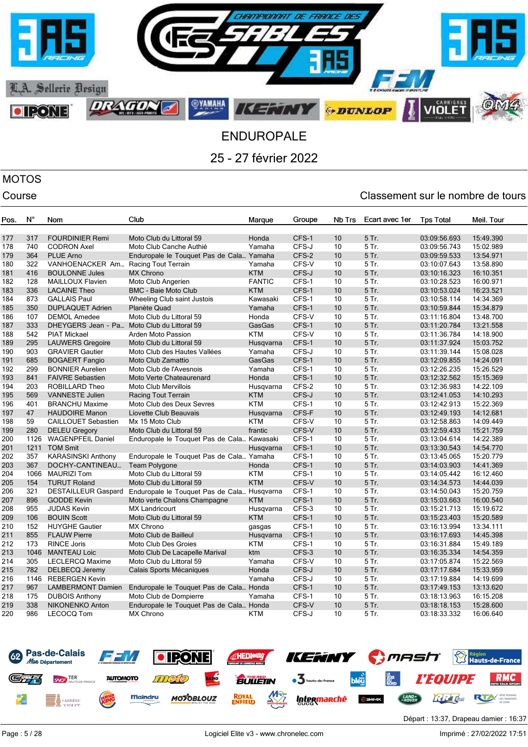# ENDUROPALE

## 25 - 27 février 2022

MOTOS

Course

Classement sur le nombre de tours

| Pos. | N° | Nom | Club | Marque | Groupe | Nb Trs | Ecart avec 1er | Tps Total | Meil. Tour |
|---|---|---|---|---|---|---|---|---|---|
| 177 | 317 | FOURDINIER Remi | Moto Club du Littoral 59 | Honda | CFS-1 | 10 | 5 Tr. | 03:09:56.693 | 15:49.390 |
| 178 | 740 | CODRON Axel | Moto Club Canche Authié | Yamaha | CFS-J | 10 | 5 Tr. | 03:09:56.743 | 15:02.989 |
| 179 | 364 | PLUE Arno | Enduropale le Touquet Pas de Cala... | Yamaha | CFS-2 | 10 | 5 Tr. | 03:09:59.533 | 13:54.971 |
| 180 | 322 | VANHOENACKER Am... | Racing Tout Terrain | Yamaha | CFS-V | 10 | 5 Tr. | 03:10:07.643 | 13:58.890 |
| 181 | 416 | BOULONNE Jules | MX Chrono | KTM | CFS-J | 10 | 5 Tr. | 03:10:16.323 | 16:10.351 |
| 182 | 128 | MAILLOUX Flavien | Moto Club Angerien | FANTIC | CFS-1 | 10 | 5 Tr. | 03:10:28.523 | 16:00.971 |
| 183 | 336 | LACAINE Theo | BMC - Baie Moto Club | KTM | CFS-1 | 10 | 5 Tr. | 03:10:53.024 | 16:23.521 |
| 184 | 873 | GALLAIS Paul | Wheeling Club saint Justois | Kawasaki | CFS-1 | 10 | 5 Tr. | 03:10:58.114 | 14:34.369 |
| 185 | 350 | DUPLAQUET Adrien | Planète Quad | Yamaha | CFS-1 | 10 | 5 Tr. | 03:10:59.844 | 15:34.879 |
| 186 | 107 | DEMOL Amedee | Moto Club du Littoral 59 | Honda | CFS-V | 10 | 5 Tr. | 03:11:16.804 | 13:48.700 |
| 187 | 333 | DHEYGERS Jean - Pa... | Moto Club du Littoral 59 | GasGas | CFS-1 | 10 | 5 Tr. | 03:11:20.784 | 13:21.558 |
| 188 | 542 | PIAT Mickael | Arden Moto Passion | KTM | CFS-V | 10 | 5 Tr. | 03:11:36.784 | 14:18.900 |
| 189 | 295 | LAUWERS Gregoire | Moto Club du Littoral 59 | Husqvarna | CFS-1 | 10 | 5 Tr. | 03:11:37.924 | 15:03.752 |
| 190 | 903 | GRAVIER Gautier | Moto Club des Hautes Vallées | Yamaha | CFS-J | 10 | 5 Tr. | 03:11:39.144 | 15:08.028 |
| 191 | 685 | BOGAERT Fangio | Moto Club Zamattio | GasGas | CFS-1 | 10 | 5 Tr. | 03:12:09.855 | 14:24.091 |
| 192 | 299 | BONNIER Aurelien | Moto Club de l'Avesnois | Yamaha | CFS-1 | 10 | 5 Tr. | 03:12:26.235 | 15:26.529 |
| 193 | 841 | FAIVRE Sebastien | Moto Verte Chateaurenard | Honda | CFS-1 | 10 | 5 Tr. | 03:12:32.562 | 15:15.369 |
| 194 | 203 | ROBILLARD Theo | Moto Club Mervillois | Husqvarna | CFS-2 | 10 | 5 Tr. | 03:12:36.983 | 14:22.109 |
| 195 | 569 | VANNESTE Julien | Racing Tout Terrain | KTM | CFS-J | 10 | 5 Tr. | 03:12:41.053 | 14:10.293 |
| 196 | 401 | BRANCHU Maxime | Moto Club des Deux Sevres | KTM | CFS-1 | 10 | 5 Tr. | 03:12:42.913 | 15:22.369 |
| 197 | 47 | HAUDOIRE Manon | Liovette Club Beauvais | Husqvarna | CFS-F | 10 | 5 Tr. | 03:12:49.193 | 14:12.681 |
| 198 | 59 | CAILLOUET Sebastien | Mx 15 Moto Club | KTM | CFS-V | 10 | 5 Tr. | 03:12:58.863 | 14:09.449 |
| 199 | 280 | DELEU Gregory | Moto Club du Littoral 59 | frantic | CFS-V | 10 | 5 Tr. | 03:12:59.433 | 15:21.759 |
| 200 | 1126 | WAGENPFEIL Daniel | Enduropale le Touquet Pas de Cala... | Kawasaki | CFS-1 | 10 | 5 Tr. | 03:13:04.614 | 14:22.389 |
| 201 | 1211 | TOM Smit | | Husqvarna | CFS-1 | 10 | 5 Tr. | 03:13:30.543 | 14:54.770 |
| 202 | 357 | KARASINSKI Anthony | Enduropale le Touquet Pas de Cala... | Yamaha | CFS-1 | 10 | 5 Tr. | 03:13:45.065 | 15:20.779 |
| 203 | 367 | DOCHY-CANTINEAU... | Team Polygone | Honda | CFS-1 | 10 | 5 Tr. | 03:14:03.903 | 14:41.369 |
| 204 | 1066 | MAURIZI Tom | Moto Club du Littoral 59 | KTM | CFS-1 | 10 | 5 Tr. | 03:14:05.442 | 16:12.460 |
| 205 | 154 | TURUT Roland | Moto Club du Littoral 59 | KTM | CFS-V | 10 | 5 Tr. | 03:14:34.573 | 14:44.039 |
| 206 | 321 | DESTAILLEUR Gaspard | Enduropale le Touquet Pas de Cala... | Husqvarna | CFS-1 | 10 | 5 Tr. | 03:14:50.043 | 15:20.759 |
| 207 | 896 | GODDE Kevin | Moto verte Chalons Champagne | KTM | CFS-1 | 10 | 5 Tr. | 03:15:03.663 | 16:00.540 |
| 208 | 955 | JUDAS Kevin | MX Landricourt | Husqvarna | CFS-3 | 10 | 5 Tr. | 03:15:21.713 | 15:19.672 |
| 209 | 106 | BOUIN Scott | Moto Club du Littoral 59 | KTM | CFS-1 | 10 | 5 Tr. | 03:15:23.403 | 15:20.589 |
| 210 | 152 | HUYGHE Gautier | MX Chrono | gasgas | CFS-1 | 10 | 5 Tr. | 03:16:13.994 | 13:34.111 |
| 211 | 855 | FLAUW Pierre | Moto Club de Bailleul | Husqvarna | CFS-1 | 10 | 5 Tr. | 03:16:17.693 | 14:45.398 |
| 212 | 173 | RINCE Joris | Moto Club Des Groies | KTM | CFS-1 | 10 | 5 Tr. | 03:16:31.884 | 15:49.189 |
| 213 | 1046 | MANTEAU Loic | Moto Club De Lacapelle Marival | ktm | CFS-3 | 10 | 5 Tr. | 03:16:35.334 | 14:54.359 |
| 214 | 305 | LECLERCQ Maxime | Moto Club du Littoral 59 | Yamaha | CFS-V | 10 | 5 Tr. | 03:17:05.874 | 15:22.569 |
| 215 | 782 | DELBECQ Jeremy | Calais Sports Mécaniques | Honda | CFS-J | 10 | 5 Tr. | 03:17:17.684 | 15:33.959 |
| 216 | 1146 | REBERGEN Kevin | | Yamaha | CFS-J | 10 | 5 Tr. | 03:17:19.884 | 14:19.699 |
| 217 | 967 | LAMBERMONT Damien | Enduropale le Touquet Pas de Cala... | Honda | CFS-1 | 10 | 5 Tr. | 03:17:49.153 | 13:13.620 |
| 218 | 175 | DUBOIS Anthony | Moto Club de Dompierre | Yamaha | CFS-1 | 10 | 5 Tr. | 03:18:13.963 | 16:15.208 |
| 219 | 338 | NIKONENKO Anton | Enduropale le Touquet Pas de Cala... | Honda | CFS-V | 10 | 5 Tr. | 03:18:18.153 | 15:28.600 |
| 220 | 986 | LECOCQ Tom | MX Chrono | KTM | CFS-J | 10 | 5 Tr. | 03:18:33.332 | 16:06.640 |

Départ : 13:37, Drapeau damier : 16:37

Logiciel Elite v3 - www.chronelec.com

Imprimé : 27/02/2022 17:51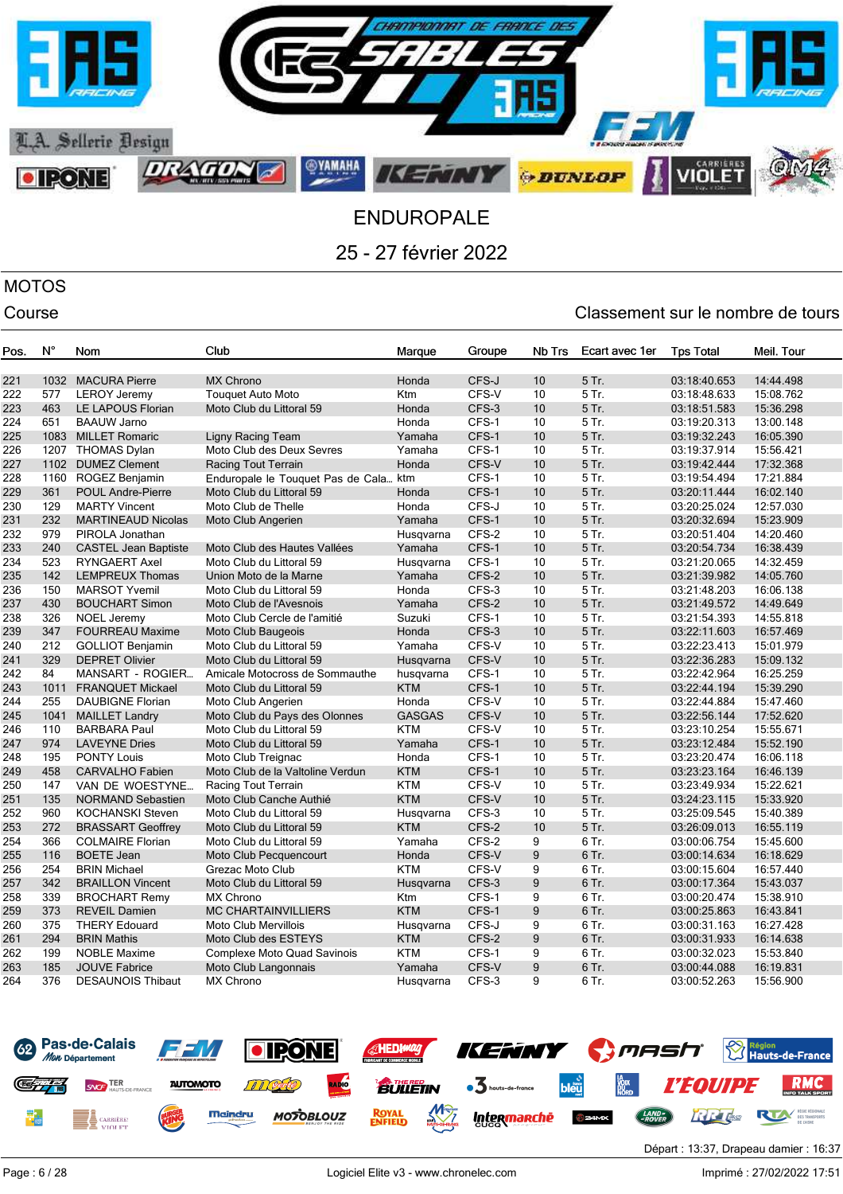# ENDUROPALE

## 25 - 27 février 2022

MOTOS

Course

Classement sur le nombre de tours

| Pos. | N° | Nom | Club | Marque | Groupe | Nb Trs | Ecart avec 1er | Tps Total | Meil. Tour |
|---|---|---|---|---|---|---|---|---|---|
| 221 | 1032 | MACURA Pierre | MX Chrono | Honda | CFS-J | 10 | 5 Tr. | 03:18:40.653 | 14:44.498 |
| 222 | 577 | LEROY Jeremy | Touquet Auto Moto | Ktm | CFS-V | 10 | 5 Tr. | 03:18:48.633 | 15:08.762 |
| 223 | 463 | LE LAPOUS Florian | Moto Club du Littoral 59 | Honda | CFS-3 | 10 | 5 Tr. | 03:18:51.583 | 15:36.298 |
| 224 | 651 | BAAUW Jarno | | Honda | CFS-1 | 10 | 5 Tr. | 03:19:20.313 | 13:00.148 |
| 225 | 1083 | MILLET Romaric | Ligny Racing Team | Yamaha | CFS-1 | 10 | 5 Tr. | 03:19:32.243 | 16:05.390 |
| 226 | 1207 | THOMAS Dylan | Moto Club des Deux Sevres | Yamaha | CFS-1 | 10 | 5 Tr. | 03:19:37.914 | 15:56.421 |
| 227 | 1102 | DUMEZ Clement | Racing Tout Terrain | Honda | CFS-V | 10 | 5 Tr. | 03:19:42.444 | 17:32.368 |
| 228 | 1160 | ROGEZ Benjamin | Enduropale le Touquet Pas de Cala... | ktm | CFS-1 | 10 | 5 Tr. | 03:19:54.494 | 17:21.884 |
| 229 | 361 | POUL Andre-Pierre | Moto Club du Littoral 59 | Honda | CFS-1 | 10 | 5 Tr. | 03:20:11.444 | 16:02.140 |
| 230 | 129 | MARTY Vincent | Moto Club de Thelle | Honda | CFS-J | 10 | 5 Tr. | 03:20:25.024 | 12:57.030 |
| 231 | 232 | MARTINEAUD Nicolas | Moto Club Angerien | Yamaha | CFS-1 | 10 | 5 Tr. | 03:20:32.694 | 15:23.909 |
| 232 | 979 | PIROLA Jonathan | | Husqvarna | CFS-2 | 10 | 5 Tr. | 03:20:51.404 | 14:20.460 |
| 233 | 240 | CASTEL Jean Baptiste | Moto Club des Hautes Vallées | Yamaha | CFS-1 | 10 | 5 Tr. | 03:20:54.734 | 16:38.439 |
| 234 | 523 | RYNGAERT Axel | Moto Club du Littoral 59 | Husqvarna | CFS-1 | 10 | 5 Tr. | 03:21:20.065 | 14:32.459 |
| 235 | 142 | LEMPREUX Thomas | Union Moto de la Marne | Yamaha | CFS-2 | 10 | 5 Tr. | 03:21:39.982 | 14:05.760 |
| 236 | 150 | MARSOT Yvemil | Moto Club du Littoral 59 | Honda | CFS-3 | 10 | 5 Tr. | 03:21:48.203 | 16:06.138 |
| 237 | 430 | BOUCHART Simon | Moto Club de l'Avesnois | Yamaha | CFS-2 | 10 | 5 Tr. | 03:21:49.572 | 14:49.649 |
| 238 | 326 | NOEL Jeremy | Moto Club Cercle de l'amitié | Suzuki | CFS-1 | 10 | 5 Tr. | 03:21:54.393 | 14:55.818 |
| 239 | 347 | FOURREAU Maxime | Moto Club Baugeois | Honda | CFS-3 | 10 | 5 Tr. | 03:22:11.603 | 16:57.469 |
| 240 | 212 | GOLLIOT Benjamin | Moto Club du Littoral 59 | Yamaha | CFS-V | 10 | 5 Tr. | 03:22:23.413 | 15:01.979 |
| 241 | 329 | DEPRET Olivier | Moto Club du Littoral 59 | Husqvarna | CFS-V | 10 | 5 Tr. | 03:22:36.283 | 15:09.132 |
| 242 | 84 | MANSART - ROGIER... | Amicale Motocross de Sommauthe | husqvarna | CFS-1 | 10 | 5 Tr. | 03:22:42.964 | 16:25.259 |
| 243 | 1011 | FRANQUET Mickael | Moto Club du Littoral 59 | KTM | CFS-1 | 10 | 5 Tr. | 03:22:44.194 | 15:39.290 |
| 244 | 255 | DAUBIGNE Florian | Moto Club Angerien | Honda | CFS-V | 10 | 5 Tr. | 03:22:44.884 | 15:47.460 |
| 245 | 1041 | MAILLET Landry | Moto Club du Pays des Olonnes | GASGAS | CFS-V | 10 | 5 Tr. | 03:22:56.144 | 17:52.620 |
| 246 | 110 | BARBARA Paul | Moto Club du Littoral 59 | KTM | CFS-V | 10 | 5 Tr. | 03:23:10.254 | 15:55.671 |
| 247 | 974 | LAVEYNE Dries | Moto Club du Littoral 59 | Yamaha | CFS-1 | 10 | 5 Tr. | 03:23:12.484 | 15:52.190 |
| 248 | 195 | PONTY Louis | Moto Club Treignac | Honda | CFS-1 | 10 | 5 Tr. | 03:23:20.474 | 16:06.118 |
| 249 | 458 | CARVALHO Fabien | Moto Club de la Valtoline Verdun | KTM | CFS-1 | 10 | 5 Tr. | 03:23:23.164 | 16:46.139 |
| 250 | 147 | VAN DE WOESTYNE... | Racing Tout Terrain | KTM | CFS-V | 10 | 5 Tr. | 03:23:49.934 | 15:22.621 |
| 251 | 135 | NORMAND Sebastien | Moto Club Canche Authié | KTM | CFS-V | 10 | 5 Tr. | 03:24:23.115 | 15:33.920 |
| 252 | 960 | KOCHANSKI Steven | Moto Club du Littoral 59 | Husqvarna | CFS-3 | 10 | 5 Tr. | 03:25:09.545 | 15:40.389 |
| 253 | 272 | BRASSART Geoffrey | Moto Club du Littoral 59 | KTM | CFS-2 | 10 | 5 Tr. | 03:26:09.013 | 16:55.119 |
| 254 | 366 | COLMAIRE Florian | Moto Club du Littoral 59 | Yamaha | CFS-2 | 9 | 6 Tr. | 03:00:06.754 | 15:45.600 |
| 255 | 116 | BOETE Jean | Moto Club Pecquencourt | Honda | CFS-V | 9 | 6 Tr. | 03:00:14.634 | 16:18.629 |
| 256 | 254 | BRIN Michael | Grezac Moto Club | KTM | CFS-V | 9 | 6 Tr. | 03:00:15.604 | 16:57.440 |
| 257 | 342 | BRAILLON Vincent | Moto Club du Littoral 59 | Husqvarna | CFS-3 | 9 | 6 Tr. | 03:00:17.364 | 15:43.037 |
| 258 | 339 | BROCHART Remy | MX Chrono | Ktm | CFS-1 | 9 | 6 Tr. | 03:00:20.474 | 15:38.910 |
| 259 | 373 | REVEIL Damien | MC CHARTAINVILLIERS | KTM | CFS-1 | 9 | 6 Tr. | 03:00:25.863 | 16:43.841 |
| 260 | 375 | THERY Edouard | Moto Club Mervillois | Husqvarna | CFS-J | 9 | 6 Tr. | 03:00:31.163 | 16:27.428 |
| 261 | 294 | BRIN Mathis | Moto Club des ESTEYS | KTM | CFS-2 | 9 | 6 Tr. | 03:00:31.933 | 16:14.638 |
| 262 | 199 | NOBLE Maxime | Complexe Moto Quad Savinois | KTM | CFS-1 | 9 | 6 Tr. | 03:00:32.023 | 15:53.840 |
| 263 | 185 | JOUVE Fabrice | Moto Club Langonnais | Yamaha | CFS-V | 9 | 6 Tr. | 03:00:44.088 | 16:19.831 |
| 264 | 376 | DESAUNOIS Thibaut | MX Chrono | Husqvarna | CFS-3 | 9 | 6 Tr. | 03:00:52.263 | 15:56.900 |

Départ : 13:37, Drapeau damier : 16:37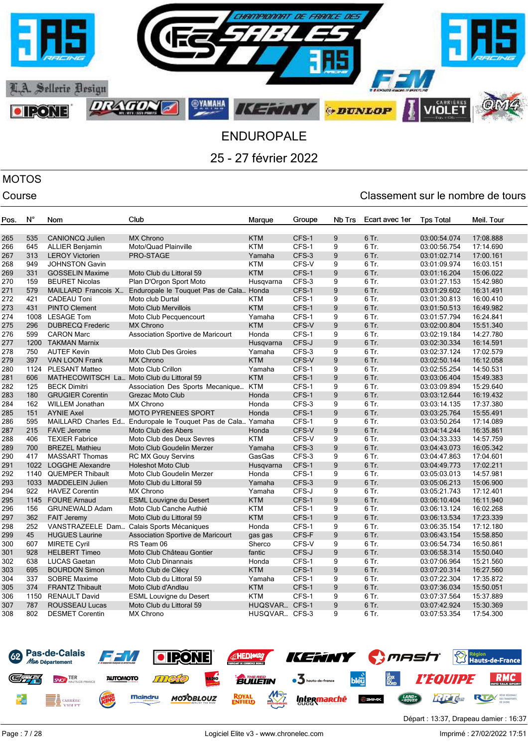# ENDUROPALE

## 25 - 27 février 2022

**MOTOS**

Course

Classement sur le nombre de tours

| Pos. | N° | Nom | Club | Marque | Groupe | Nb Trs | Ecart avec 1er | Tps Total | Meil. Tour |
|---|---|---|---|---|---|---|---|---|---|
| 265 | 535 | CANIONCQ Julien | MX Chrono | KTM | CFS-1 | 9 | 6 Tr. | 03:00:54.074 | 17:08.888 |
| 266 | 645 | ALLIER Benjamin | Moto/Quad Plainville | KTM | CFS-1 | 9 | 6 Tr. | 03:00:56.754 | 17:14.690 |
| 267 | 313 | LEROY Victorien | PRO-STAGE | Yamaha | CFS-3 | 9 | 6 Tr. | 03:01:02.714 | 17:00.161 |
| 268 | 949 | JOHNSTON Gavin | | KTM | CFS-V | 9 | 6 Tr. | 03:01:09.974 | 16:03.151 |
| 269 | 331 | GOSSELIN Maxime | Moto Club du Littoral 59 | KTM | CFS-1 | 9 | 6 Tr. | 03:01:16.204 | 15:06.022 |
| 270 | 159 | BEURET Nicolas | Plan D'Orgon Sport Moto | Husqvarna | CFS-3 | 9 | 6 Tr. | 03:01:27.153 | 15:42.980 |
| 271 | 579 | MAILLARD Francois X... | Enduropale le Touquet Pas de Cala... | Honda | CFS-1 | 9 | 6 Tr. | 03:01:29.602 | 16:31.491 |
| 272 | 421 | CADEAU Toni | Moto club Durtal | KTM | CFS-1 | 9 | 6 Tr. | 03:01:30.813 | 16:00.410 |
| 273 | 431 | PINTO Clement | Moto Club Mervillois | KTM | CFS-1 | 9 | 6 Tr. | 03:01:50.513 | 16:49.982 |
| 274 | 1008 | LESAGE Tom | Moto Club Pecquencourt | Yamaha | CFS-1 | 9 | 6 Tr. | 03:01:57.794 | 16:24.841 |
| 275 | 296 | DUBRECQ Frederic | MX Chrono | KTM | CFS-V | 9 | 6 Tr. | 03:02:00.804 | 15:51.340 |
| 276 | 599 | CARON Marc | Association Sportive de Maricourt | Honda | CFS-1 | 9 | 6 Tr. | 03:02:19.184 | 14:27.780 |
| 277 | 1200 | TAKMAN Marnix | | Husqvarna | CFS-J | 9 | 6 Tr. | 03:02:30.334 | 16:14.591 |
| 278 | 750 | AUTEF Kevin | Moto Club Des Groies | Yamaha | CFS-3 | 9 | 6 Tr. | 03:02:37.124 | 17:02.579 |
| 279 | 397 | VAN LOON Frank | MX Chrono | KTM | CFS-V | 9 | 6 Tr. | 03:02:50.144 | 16:12.058 |
| 280 | 1124 | PLESANT Matteo | Moto Club Crillon | Yamaha | CFS-1 | 9 | 6 Tr. | 03:02:55.254 | 14:50.531 |
| 281 | 606 | MATHECOWITSCH La... | Moto Club du Littoral 59 | KTM | CFS-1 | 9 | 6 Tr. | 03:03:06.404 | 15:49.383 |
| 282 | 125 | BECK Dimitri | Association Des Sports Mecanique... | KTM | CFS-1 | 9 | 6 Tr. | 03:03:09.894 | 15:29.640 |
| 283 | 180 | GRUGIER Corentin | Grezac Moto Club | Honda | CFS-1 | 9 | 6 Tr. | 03:03:12.644 | 16:19.432 |
| 284 | 162 | WILLEM Jonathan | MX Chrono | Honda | CFS-3 | 9 | 6 Tr. | 03:03:14.135 | 17:37.380 |
| 285 | 151 | AYNIE Axel | MOTO PYRENEES SPORT | Honda | CFS-1 | 9 | 6 Tr. | 03:03:25.764 | 15:55.491 |
| 286 | 595 | MAILLARD Charles Ed... | Enduropale le Touquet Pas de Cala... | Yamaha | CFS-1 | 9 | 6 Tr. | 03:03:50.264 | 17:14.089 |
| 287 | 215 | FAVE Jerome | Moto Club des Abers | Honda | CFS-V | 9 | 6 Tr. | 03:04:14.244 | 16:35.861 |
| 288 | 406 | TEXIER Fabrice | Moto Club des Deux Sevres | KTM | CFS-V | 9 | 6 Tr. | 03:04:33.333 | 14:57.759 |
| 289 | 700 | BREZEL Mathieu | Moto Club Goudelin Merzer | Yamaha | CFS-3 | 9 | 6 Tr. | 03:04:43.073 | 16:05.342 |
| 290 | 417 | MASSART Thomas | RC MX Gouy Servins | GasGas | CFS-3 | 9 | 6 Tr. | 03:04:47.863 | 17:04.601 |
| 291 | 1022 | LOGGHE Alexandre | Holeshot Moto Club | Husqvarna | CFS-1 | 9 | 6 Tr. | 03:04:49.773 | 17:02.211 |
| 292 | 1140 | QUEMPER Thibault | Moto Club Goudelin Merzer | Honda | CFS-1 | 9 | 6 Tr. | 03:05:03.013 | 14:57.981 |
| 293 | 1033 | MADDELEIN Julien | Moto Club du Littoral 59 | Yamaha | CFS-3 | 9 | 6 Tr. | 03:05:06.213 | 15:06.900 |
| 294 | 922 | HAVEZ Corentin | MX Chrono | Yamaha | CFS-J | 9 | 6 Tr. | 03:05:21.743 | 17:12.401 |
| 295 | 1145 | FOURE Arnaud | ESML Louvigne du Desert | KTM | CFS-1 | 9 | 6 Tr. | 03:06:10.404 | 16:11.940 |
| 296 | 156 | GRUNEWALD Adam | Moto Club Canche Authié | KTM | CFS-1 | 9 | 6 Tr. | 03:06:13.124 | 16:02.268 |
| 297 | 362 | FAIT Jeremy | Moto Club du Littoral 59 | KTM | CFS-1 | 9 | 6 Tr. | 03:06:13.534 | 17:23.339 |
| 298 | 252 | VANSTRAZEELE Dam... | Calais Sports Mécaniques | Honda | CFS-1 | 9 | 6 Tr. | 03:06:35.154 | 17:12.180 |
| 299 | 45 | HUGUES Laurine | Association Sportive de Maricourt | gas gas | CFS-F | 9 | 6 Tr. | 03:06:43.154 | 15:58.850 |
| 300 | 607 | MIRETE Cyril | RS Team 06 | Sherco | CFS-V | 9 | 6 Tr. | 03:06:54.734 | 16:50.861 |
| 301 | 928 | HELBERT Timeo | Moto Club Château Gontier | fantic | CFS-J | 9 | 6 Tr. | 03:06:58.314 | 15:50.040 |
| 302 | 638 | LUCAS Gaetan | Moto Club Dinannais | Honda | CFS-1 | 9 | 6 Tr. | 03:07:06.964 | 15:21.560 |
| 303 | 695 | BOURDON Simon | Moto Club de Clécy | KTM | CFS-1 | 9 | 6 Tr. | 03:07:20.314 | 16:27.560 |
| 304 | 337 | SOBRE Maxime | Moto Club du Littoral 59 | Yamaha | CFS-1 | 9 | 6 Tr. | 03:07:22.304 | 17:35.872 |
| 305 | 374 | FRANTZ Thibault | Moto Club d'Andlau | KTM | CFS-1 | 9 | 6 Tr. | 03:07:36.034 | 15:50.051 |
| 306 | 1150 | RENAULT David | ESML Louvigne du Desert | KTM | CFS-1 | 9 | 6 Tr. | 03:07:37.564 | 15:37.889 |
| 307 | 787 | ROUSSEAU Lucas | Moto Club du Littoral 59 | HUQSVAR... | CFS-1 | 9 | 6 Tr. | 03:07:42.924 | 15:30.369 |
| 308 | 802 | DESMET Corentin | MX Chrono | HUSQVAR... | CFS-3 | 9 | 6 Tr. | 03:07:53.354 | 17:54.300 |

Départ : 13:37, Drapeau damier : 16:37

Logiciel Elite v3 - www.chronelec.com

Imprimé : 27/02/2022 17:51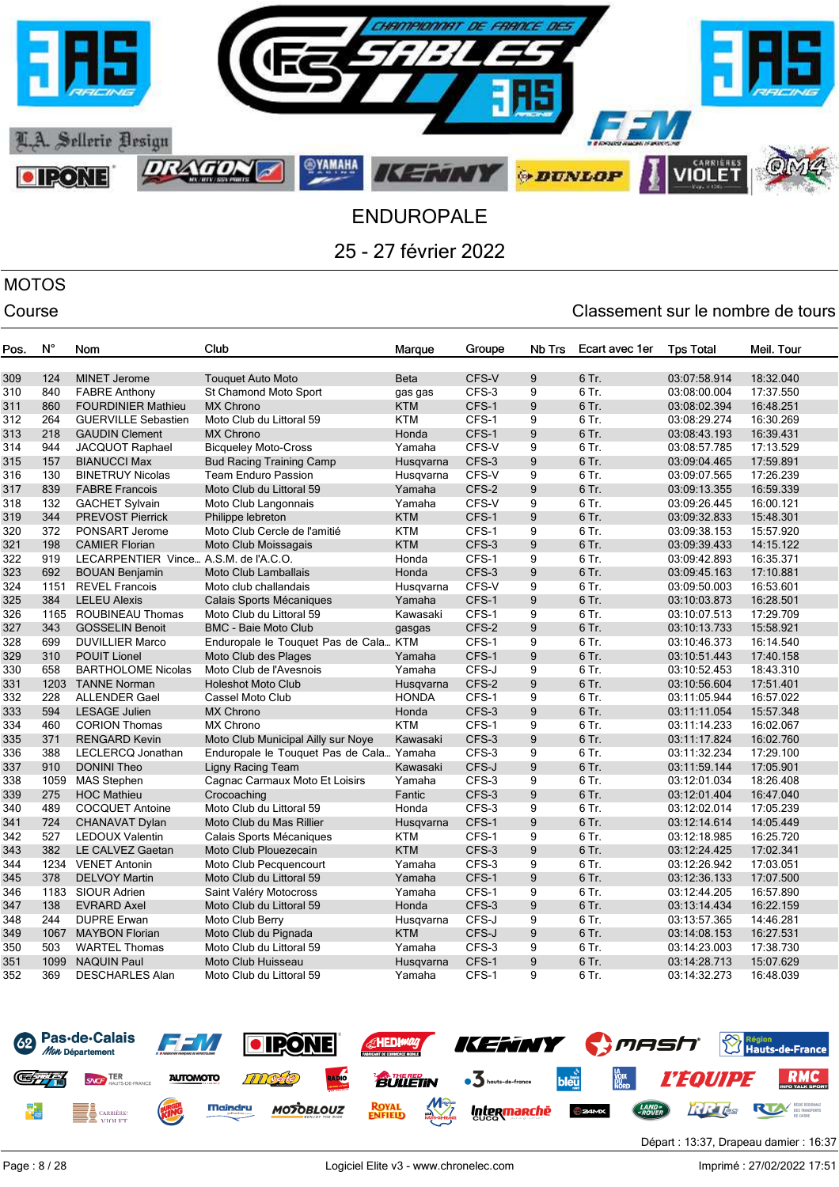# ENDUROPALE

## 25 - 27 février 2022

### MOTOS

Course

Classement sur le nombre de tours

| Pos. | N° | Nom | Club | Marque | Groupe | Nb Trs | Ecart avec 1er | Tps Total | Meil. Tour |
|---|---|---|---|---|---|---|---|---|---|
| 309 | 124 | MINET Jerome | Touquet Auto Moto | Beta | CFS-V | 9 | 6 Tr. | 03:07:58.914 | 18:32.040 |
| 310 | 840 | FABRE Anthony | St Chamond Moto Sport | gas gas | CFS-3 | 9 | 6 Tr. | 03:08:00.004 | 17:37.550 |
| 311 | 860 | FOURDINIER Mathieu | MX Chrono | KTM | CFS-1 | 9 | 6 Tr. | 03:08:02.394 | 16:48.251 |
| 312 | 264 | GUERVILLE Sebastien | Moto Club du Littoral 59 | KTM | CFS-1 | 9 | 6 Tr. | 03:08:29.274 | 16:30.269 |
| 313 | 218 | GAUDIN Clement | MX Chrono | Honda | CFS-1 | 9 | 6 Tr. | 03:08:43.193 | 16:39.431 |
| 314 | 944 | JACQUOT Raphael | Bicqueley Moto-Cross | Yamaha | CFS-V | 9 | 6 Tr. | 03:08:57.785 | 17:13.529 |
| 315 | 157 | BIANUCCI Max | Bud Racing Training Camp | Husqvarna | CFS-3 | 9 | 6 Tr. | 03:09:04.465 | 17:59.891 |
| 316 | 130 | BINETRUY Nicolas | Team Enduro Passion | Husqvarna | CFS-V | 9 | 6 Tr. | 03:09:07.565 | 17:26.239 |
| 317 | 839 | FABRE Francois | Moto Club du Littoral 59 | Yamaha | CFS-2 | 9 | 6 Tr. | 03:09:13.355 | 16:59.339 |
| 318 | 132 | GACHET Sylvain | Moto Club Langonnais | Yamaha | CFS-V | 9 | 6 Tr. | 03:09:26.445 | 16:00.121 |
| 319 | 344 | PREVOST Pierrick | Philippe lebreton | KTM | CFS-1 | 9 | 6 Tr. | 03:09:32.833 | 15:48.301 |
| 320 | 372 | PONSART Jerome | Moto Club Cercle de l'amitié | KTM | CFS-1 | 9 | 6 Tr. | 03:09:38.153 | 15:57.920 |
| 321 | 198 | CAMIER Florian | Moto Club Moissagais | KTM | CFS-3 | 9 | 6 Tr. | 03:09:39.433 | 14:15.122 |
| 322 | 919 | LECARPENTIER Vince... | A.S.M. de l'A.C.O. | Honda | CFS-1 | 9 | 6 Tr. | 03:09:42.893 | 16:35.371 |
| 323 | 692 | BOUAN Benjamin | Moto Club Lamballais | Honda | CFS-3 | 9 | 6 Tr. | 03:09:45.163 | 17:10.881 |
| 324 | 1151 | REVEL Francois | Moto club challandais | Husqvarna | CFS-V | 9 | 6 Tr. | 03:09:50.003 | 16:53.601 |
| 325 | 384 | LELEU Alexis | Calais Sports Mécaniques | Yamaha | CFS-1 | 9 | 6 Tr. | 03:10:03.873 | 16:28.501 |
| 326 | 1165 | ROUBINEAU Thomas | Moto Club du Littoral 59 | Kawasaki | CFS-1 | 9 | 6 Tr. | 03:10:07.513 | 17:29.709 |
| 327 | 343 | GOSSELIN Benoit | BMC - Baie Moto Club | gasgas | CFS-2 | 9 | 6 Tr. | 03:10:13.733 | 15:58.921 |
| 328 | 699 | DUVILLIER Marco | Enduropale le Touquet Pas de Cala... | KTM | CFS-1 | 9 | 6 Tr. | 03:10:46.373 | 16:14.540 |
| 329 | 310 | POUIT Lionel | Moto Club des Plages | Yamaha | CFS-1 | 9 | 6 Tr. | 03:10:51.443 | 17:40.158 |
| 330 | 658 | BARTHOLOME Nicolas | Moto Club de l'Avesnois | Yamaha | CFS-J | 9 | 6 Tr. | 03:10:52.453 | 18:43.310 |
| 331 | 1203 | TANNE Norman | Holeshot Moto Club | Husqvarna | CFS-2 | 9 | 6 Tr. | 03:10:56.604 | 17:51.401 |
| 332 | 228 | ALLENDER Gael | Cassel Moto Club | HONDA | CFS-1 | 9 | 6 Tr. | 03:11:05.944 | 16:57.022 |
| 333 | 594 | LESAGE Julien | MX Chrono | Honda | CFS-3 | 9 | 6 Tr. | 03:11:11.054 | 15:57.348 |
| 334 | 460 | CORION Thomas | MX Chrono | KTM | CFS-1 | 9 | 6 Tr. | 03:11:14.233 | 16:02.067 |
| 335 | 371 | RENGARD Kevin | Moto Club Municipal Ailly sur Noye | Kawasaki | CFS-3 | 9 | 6 Tr. | 03:11:17.824 | 16:02.760 |
| 336 | 388 | LECLERCQ Jonathan | Enduropale le Touquet Pas de Cala... | Yamaha | CFS-3 | 9 | 6 Tr. | 03:11:32.234 | 17:29.100 |
| 337 | 910 | DONINI Theo | Ligny Racing Team | Kawasaki | CFS-J | 9 | 6 Tr. | 03:11:59.144 | 17:05.901 |
| 338 | 1059 | MAS Stephen | Cagnac Carmaux Moto Et Loisirs | Yamaha | CFS-3 | 9 | 6 Tr. | 03:12:01.034 | 18:26.408 |
| 339 | 275 | HOC Mathieu | Crocoaching | Fantic | CFS-3 | 9 | 6 Tr. | 03:12:01.404 | 16:47.040 |
| 340 | 489 | COCQUET Antoine | Moto Club du Littoral 59 | Honda | CFS-3 | 9 | 6 Tr. | 03:12:02.014 | 17:05.239 |
| 341 | 724 | CHANAVAT Dylan | Moto Club du Mas Rillier | Husqvarna | CFS-1 | 9 | 6 Tr. | 03:12:14.614 | 14:05.449 |
| 342 | 527 | LEDOUX Valentin | Calais Sports Mécaniques | KTM | CFS-1 | 9 | 6 Tr. | 03:12:18.985 | 16:25.720 |
| 343 | 382 | LE CALVEZ Gaetan | Moto Club Plouezecain | KTM | CFS-3 | 9 | 6 Tr. | 03:12:24.425 | 17:02.341 |
| 344 | 1234 | VENET Antonin | Moto Club Pecquencourt | Yamaha | CFS-3 | 9 | 6 Tr. | 03:12:26.942 | 17:03.051 |
| 345 | 378 | DELVOY Martin | Moto Club du Littoral 59 | Yamaha | CFS-1 | 9 | 6 Tr. | 03:12:36.133 | 17:07.500 |
| 346 | 1183 | SIOUR Adrien | Saint Valéry Motocross | Yamaha | CFS-1 | 9 | 6 Tr. | 03:12:44.205 | 16:57.890 |
| 347 | 138 | EVRARD Axel | Moto Club du Littoral 59 | Honda | CFS-3 | 9 | 6 Tr. | 03:13:14.434 | 16:22.159 |
| 348 | 244 | DUPRE Erwan | Moto Club Berry | Husqvarna | CFS-J | 9 | 6 Tr. | 03:13:57.365 | 14:46.281 |
| 349 | 1067 | MAYBON Florian | Moto Club du Pignada | KTM | CFS-J | 9 | 6 Tr. | 03:14:08.153 | 16:27.531 |
| 350 | 503 | WARTEL Thomas | Moto Club du Littoral 59 | Yamaha | CFS-3 | 9 | 6 Tr. | 03:14:23.003 | 17:38.730 |
| 351 | 1099 | NAQUIN Paul | Moto Club Huisseau | Husqvarna | CFS-1 | 9 | 6 Tr. | 03:14:28.713 | 15:07.629 |
| 352 | 369 | DESCHARLES Alan | Moto Club du Littoral 59 | Yamaha | CFS-1 | 9 | 6 Tr. | 03:14:32.273 | 16:48.039 |

Départ : 13:37, Drapeau damier : 16:37

Logiciel Elite v3 - www.chronelec.com

Imprimé : 27/02/2022 17:51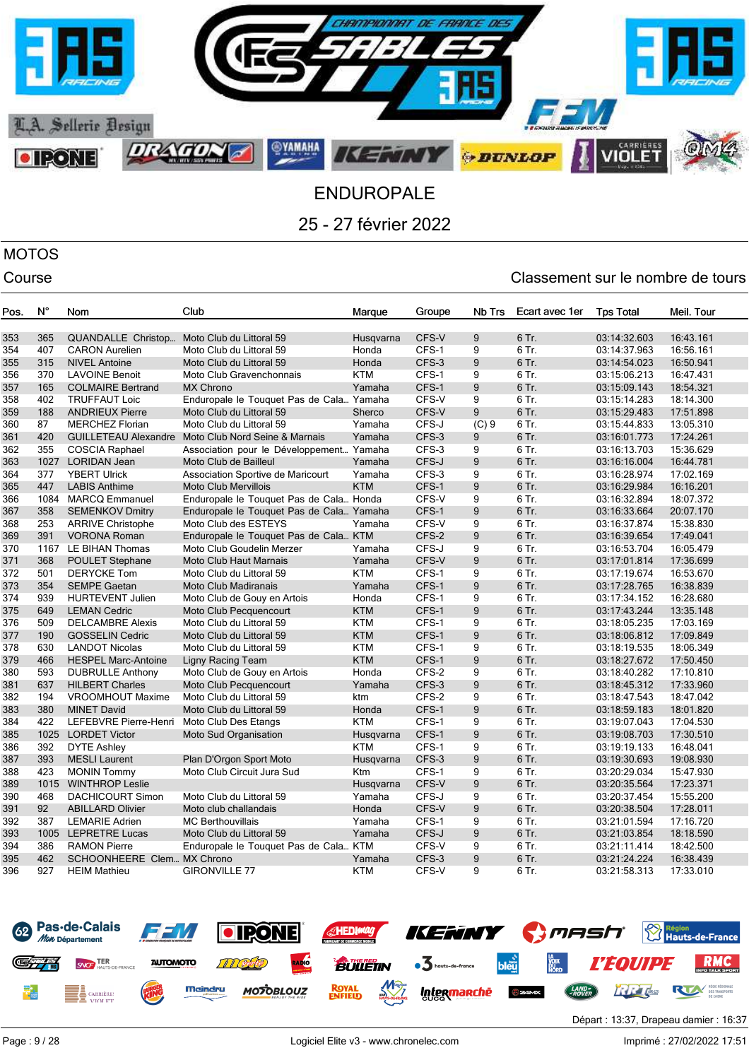# ENDUROPALE

## 25 - 27 février 2022

### MOTOS

Course

Classement sur le nombre de tours

| Pos. | N° | Nom | Club | Marque | Groupe | Nb Trs | Ecart avec 1er | Tps Total | Meil. Tour |
|---|---|---|---|---|---|---|---|---|---|
| 353 | 365 | QUANDALLE Christop... | Moto Club du Littoral 59 | Husqvarna | CFS-V | 9 | 6 Tr. | 03:14:32.603 | 16:43.161 |
| 354 | 407 | CARON Aurelien | Moto Club du Littoral 59 | Honda | CFS-1 | 9 | 6 Tr. | 03:14:37.963 | 16:56.161 |
| 355 | 315 | NIVEL Antoine | Moto Club du Littoral 59 | Honda | CFS-3 | 9 | 6 Tr. | 03:14:54.023 | 16:50.941 |
| 356 | 370 | LAVOINE Benoit | Moto Club Gravenchonnais | KTM | CFS-1 | 9 | 6 Tr. | 03:15:06.213 | 16:47.431 |
| 357 | 165 | COLMAIRE Bertrand | MX Chrono | Yamaha | CFS-1 | 9 | 6 Tr. | 03:15:09.143 | 18:54.321 |
| 358 | 402 | TRUFFAUT Loic | Enduropale le Touquet Pas de Cala... | Yamaha | CFS-V | 9 | 6 Tr. | 03:15:14.283 | 18:14.300 |
| 359 | 188 | ANDRIEUX Pierre | Moto Club du Littoral 59 | Sherco | CFS-V | 9 | 6 Tr. | 03:15:29.483 | 17:51.898 |
| 360 | 87 | MERCHEZ Florian | Moto Club du Littoral 59 | Yamaha | CFS-J | (C) 9 | 6 Tr. | 03:15:44.833 | 13:05.310 |
| 361 | 420 | GUILLETEAU Alexandre | Moto Club Nord Seine & Marnais | Yamaha | CFS-3 | 9 | 6 Tr. | 03:16:01.773 | 17:24.261 |
| 362 | 355 | COSCIA Raphael | Association pour le Développement... | Yamaha | CFS-3 | 9 | 6 Tr. | 03:16:13.703 | 15:36.629 |
| 363 | 1027 | LORIDAN Jean | Moto Club de Bailleul | Yamaha | CFS-J | 9 | 6 Tr. | 03:16:16.004 | 16:44.781 |
| 364 | 377 | YBERT Ulrick | Association Sportive de Maricourt | Yamaha | CFS-3 | 9 | 6 Tr. | 03:16:28.974 | 17:02.169 |
| 365 | 447 | LABIS Anthime | Moto Club Mervillois | KTM | CFS-1 | 9 | 6 Tr. | 03:16:29.984 | 16:16.201 |
| 366 | 1084 | MARCQ Emmanuel | Enduropale le Touquet Pas de Cala... | Honda | CFS-V | 9 | 6 Tr. | 03:16:32.894 | 18:07.372 |
| 367 | 358 | SEMENKOV Dmitry | Enduropale le Touquet Pas de Cala... | Yamaha | CFS-1 | 9 | 6 Tr. | 03:16:33.664 | 20:07.170 |
| 368 | 253 | ARRIVE Christophe | Moto Club des ESTEYS | Yamaha | CFS-V | 9 | 6 Tr. | 03:16:37.874 | 15:38.830 |
| 369 | 391 | VORONA Roman | Enduropale le Touquet Pas de Cala... | KTM | CFS-2 | 9 | 6 Tr. | 03:16:39.654 | 17:49.041 |
| 370 | 1167 | LE BIHAN Thomas | Moto Club Goudelin Merzer | Yamaha | CFS-J | 9 | 6 Tr. | 03:16:53.704 | 16:05.479 |
| 371 | 368 | POULET Stephane | Moto Club Haut Marnais | Yamaha | CFS-V | 9 | 6 Tr. | 03:17:01.814 | 17:36.699 |
| 372 | 501 | DERYCKE Tom | Moto Club du Littoral 59 | KTM | CFS-1 | 9 | 6 Tr. | 03:17:19.674 | 16:53.670 |
| 373 | 354 | SEMPE Gaetan | Moto Club Madiranais | Yamaha | CFS-1 | 9 | 6 Tr. | 03:17:28.765 | 16:38.839 |
| 374 | 939 | HURTEVENT Julien | Moto Club de Gouy en Artois | Honda | CFS-1 | 9 | 6 Tr. | 03:17:34.152 | 16:28.680 |
| 375 | 649 | LEMAN Cedric | Moto Club Pecquencourt | KTM | CFS-1 | 9 | 6 Tr. | 03:17:43.244 | 13:35.148 |
| 376 | 509 | DELCAMBRE Alexis | Moto Club du Littoral 59 | KTM | CFS-1 | 9 | 6 Tr. | 03:18:05.235 | 17:03.169 |
| 377 | 190 | GOSSELIN Cedric | Moto Club du Littoral 59 | KTM | CFS-1 | 9 | 6 Tr. | 03:18:06.812 | 17:09.849 |
| 378 | 630 | LANDOT Nicolas | Moto Club du Littoral 59 | KTM | CFS-1 | 9 | 6 Tr. | 03:18:19.535 | 18:06.349 |
| 379 | 466 | HESPEL Marc-Antoine | Ligny Racing Team | KTM | CFS-1 | 9 | 6 Tr. | 03:18:27.672 | 17:50.450 |
| 380 | 593 | DUBRULLE Anthony | Moto Club de Gouy en Artois | Honda | CFS-2 | 9 | 6 Tr. | 03:18:40.282 | 17:10.810 |
| 381 | 637 | HILBERT Charles | Moto Club Pecquencourt | Yamaha | CFS-3 | 9 | 6 Tr. | 03:18:45.312 | 17:33.960 |
| 382 | 194 | VROOMHOUT Maxime | Moto Club du Littoral 59 | ktm | CFS-2 | 9 | 6 Tr. | 03:18:47.543 | 18:47.042 |
| 383 | 380 | MINET David | Moto Club du Littoral 59 | Honda | CFS-1 | 9 | 6 Tr. | 03:18:59.183 | 18:01.820 |
| 384 | 422 | LEFEBVRE Pierre-Henri | Moto Club Des Etangs | KTM | CFS-1 | 9 | 6 Tr. | 03:19:07.043 | 17:04.530 |
| 385 | 1025 | LORDET Victor | Moto Sud Organisation | Husqvarna | CFS-1 | 9 | 6 Tr. | 03:19:08.703 | 17:30.510 |
| 386 | 392 | DYTE Ashley | | KTM | CFS-1 | 9 | 6 Tr. | 03:19:19.133 | 16:48.041 |
| 387 | 393 | MESLI Laurent | Plan D'Orgon Sport Moto | Husqvarna | CFS-3 | 9 | 6 Tr. | 03:19:30.693 | 19:08.930 |
| 388 | 423 | MONIN Tommy | Moto Club Circuit Jura Sud | Ktm | CFS-1 | 9 | 6 Tr. | 03:20:29.034 | 15:47.930 |
| 389 | 1015 | WINTHROP Leslie | | Husqvarna | CFS-V | 9 | 6 Tr. | 03:20:35.564 | 17:23.371 |
| 390 | 468 | DACHICOURT Simon | Moto Club du Littoral 59 | Yamaha | CFS-J | 9 | 6 Tr. | 03:20:37.454 | 15:55.200 |
| 391 | 92 | ABILLARD Olivier | Moto club challandais | Honda | CFS-V | 9 | 6 Tr. | 03:20:38.504 | 17:28.011 |
| 392 | 387 | LEMARIE Adrien | MC Berthouvillais | Yamaha | CFS-1 | 9 | 6 Tr. | 03:21:01.594 | 17:16.720 |
| 393 | 1005 | LEPRETRE Lucas | Moto Club du Littoral 59 | Yamaha | CFS-J | 9 | 6 Tr. | 03:21:03.854 | 18:18.590 |
| 394 | 386 | RAMON Pierre | Enduropale le Touquet Pas de Cala... | KTM | CFS-V | 9 | 6 Tr. | 03:21:11.414 | 18:42.500 |
| 395 | 462 | SCHOONHEERE Clem... | MX Chrono | Yamaha | CFS-3 | 9 | 6 Tr. | 03:21:24.224 | 16:38.439 |
| 396 | 927 | HEIM Mathieu | GIRONVILLE 77 | KTM | CFS-V | 9 | 6 Tr. | 03:21:58.313 | 17:33.010 |

Départ : 13:37, Drapeau damier : 16:37

Logiciel Elite v3 - www.chronelec.com

Imprimé : 27/02/2022 17:51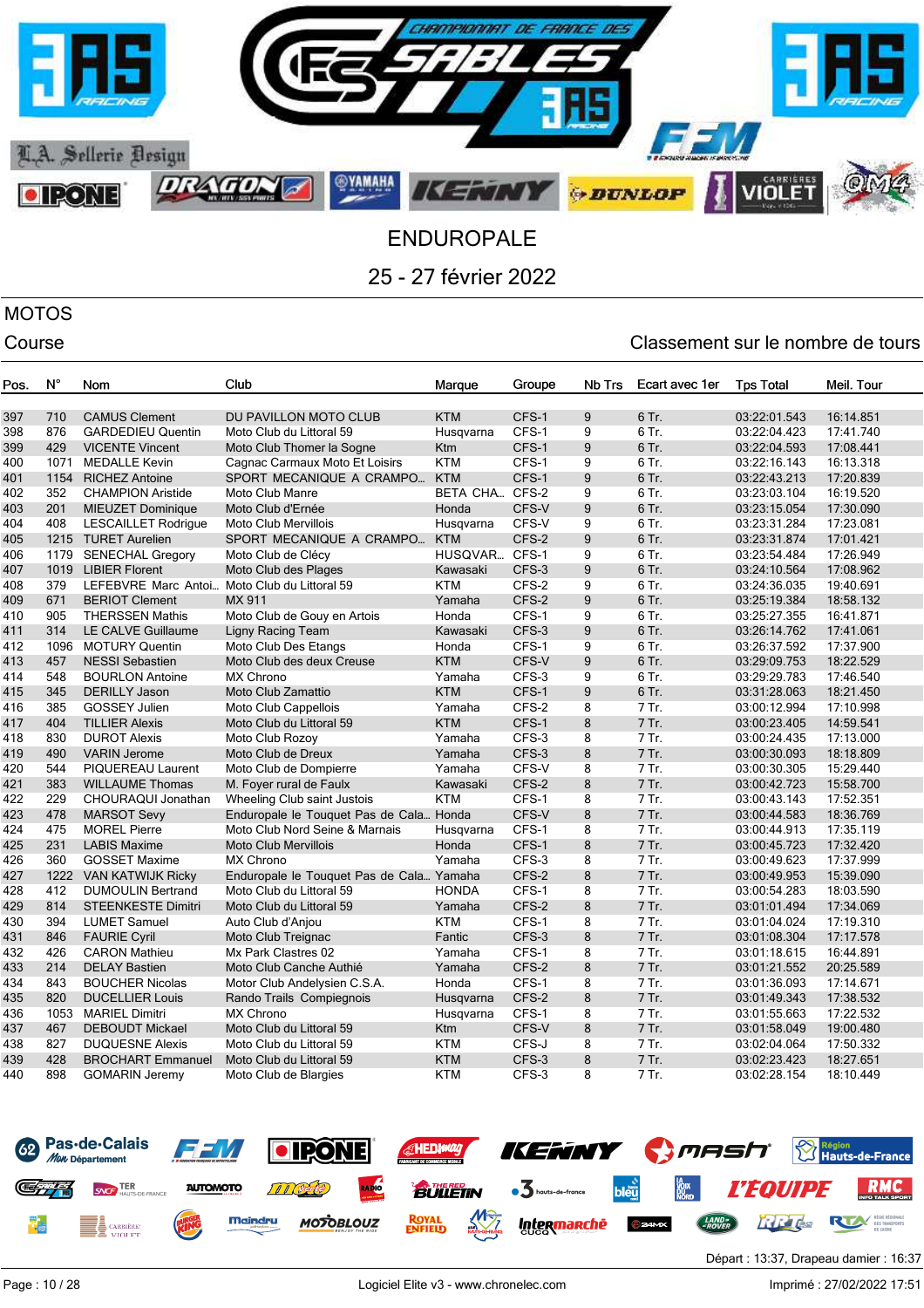# ENDUROPALE

## 25 - 27 février 2022

## MOTOS

Course

Classement sur le nombre de tours

| Pos. | N° | Nom | Club | Marque | Groupe | Nb Trs | Ecart avec 1er | Tps Total | Meil. Tour |
|---|---|---|---|---|---|---|---|---|---|
| 397 | 710 | CAMUS Clement | DU PAVILLON MOTO CLUB | KTM | CFS-1 | 9 | 6 Tr. | 03:22:01.543 | 16:14.851 |
| 398 | 876 | GARDEDIEU Quentin | Moto Club du Littoral 59 | Husqvarna | CFS-1 | 9 | 6 Tr. | 03:22:04.423 | 17:41.740 |
| 399 | 429 | VICENTE Vincent | Moto Club Thomer la Sogne | Ktm | CFS-1 | 9 | 6 Tr. | 03:22:04.593 | 17:08.441 |
| 400 | 1071 | MEDALLE Kevin | Cagnac Carmaux Moto Et Loisirs | KTM | CFS-1 | 9 | 6 Tr. | 03:22:16.143 | 16:13.318 |
| 401 | 1154 | RICHEZ Antoine | SPORT MECANIQUE A CRAMPO... | KTM | CFS-1 | 9 | 6 Tr. | 03:22:43.213 | 17:20.839 |
| 402 | 352 | CHAMPION Aristide | Moto Club Manre | BETA CHA... | CFS-2 | 9 | 6 Tr. | 03:23:03.104 | 16:19.520 |
| 403 | 201 | MIEUZET Dominique | Moto Club d'Ernée | Honda | CFS-V | 9 | 6 Tr. | 03:23:15.054 | 17:30.090 |
| 404 | 408 | LESCAILLET Rodrigue | Moto Club Mervillois | Husqvarna | CFS-V | 9 | 6 Tr. | 03:23:31.284 | 17:23.081 |
| 405 | 1215 | TURET Aurelien | SPORT MECANIQUE A CRAMPO... | KTM | CFS-2 | 9 | 6 Tr. | 03:23:31.874 | 17:01.421 |
| 406 | 1179 | SENECHAL Gregory | Moto Club de Clécy | HUSQVAR... | CFS-1 | 9 | 6 Tr. | 03:23:54.484 | 17:26.949 |
| 407 | 1019 | LIBIER Florent | Moto Club des Plages | Kawasaki | CFS-3 | 9 | 6 Tr. | 03:24:10.564 | 17:08.962 |
| 408 | 379 | LEFEBVRE Marc Antoi... | Moto Club du Littoral 59 | KTM | CFS-2 | 9 | 6 Tr. | 03:24:36.035 | 19:40.691 |
| 409 | 671 | BERIOT Clement | MX 911 | Yamaha | CFS-2 | 9 | 6 Tr. | 03:25:19.384 | 18:58.132 |
| 410 | 905 | THERSSEN Mathis | Moto Club de Gouy en Artois | Honda | CFS-1 | 9 | 6 Tr. | 03:25:27.355 | 16:41.871 |
| 411 | 314 | LE CALVE Guillaume | Ligny Racing Team | Kawasaki | CFS-3 | 9 | 6 Tr. | 03:26:14.762 | 17:41.061 |
| 412 | 1096 | MOTURY Quentin | Moto Club Des Etangs | Honda | CFS-1 | 9 | 6 Tr. | 03:26:37.592 | 17:37.900 |
| 413 | 457 | NESSI Sebastien | Moto Club des deux Creuse | KTM | CFS-V | 9 | 6 Tr. | 03:29:09.753 | 18:22.529 |
| 414 | 548 | BOURLON Antoine | MX Chrono | Yamaha | CFS-3 | 9 | 6 Tr. | 03:29:29.783 | 17:46.540 |
| 415 | 345 | DERILLY Jason | Moto Club Zamattio | KTM | CFS-1 | 9 | 6 Tr. | 03:31:28.063 | 18:21.450 |
| 416 | 385 | GOSSEY Julien | Moto Club Cappellois | Yamaha | CFS-2 | 8 | 7 Tr. | 03:00:12.994 | 17:10.998 |
| 417 | 404 | TILLIER Alexis | Moto Club du Littoral 59 | KTM | CFS-1 | 8 | 7 Tr. | 03:00:23.405 | 14:59.541 |
| 418 | 830 | DUROT Alexis | Moto Club Rozoy | Yamaha | CFS-3 | 8 | 7 Tr. | 03:00:24.435 | 17:13.000 |
| 419 | 490 | VARIN Jerome | Moto Club de Dreux | Yamaha | CFS-3 | 8 | 7 Tr. | 03:00:30.093 | 18:18.809 |
| 420 | 544 | PIQUEREAU Laurent | Moto Club de Dompierre | Yamaha | CFS-V | 8 | 7 Tr. | 03:00:30.305 | 15:29.440 |
| 421 | 383 | WILLAUME Thomas | M. Foyer rural de Faulx | Kawasaki | CFS-2 | 8 | 7 Tr. | 03:00:42.723 | 15:58.700 |
| 422 | 229 | CHOURAQUI Jonathan | Wheeling Club saint Justois | KTM | CFS-1 | 8 | 7 Tr. | 03:00:43.143 | 17:52.351 |
| 423 | 478 | MARSOT Sevy | Enduropale le Touquet Pas de Cala... | Honda | CFS-V | 8 | 7 Tr. | 03:00:44.583 | 18:36.769 |
| 424 | 475 | MOREL Pierre | Moto Club Nord Seine & Marnais | Husqvarna | CFS-1 | 8 | 7 Tr. | 03:00:44.913 | 17:35.119 |
| 425 | 231 | LABIS Maxime | Moto Club Mervillois | Honda | CFS-1 | 8 | 7 Tr. | 03:00:45.723 | 17:32.420 |
| 426 | 360 | GOSSET Maxime | MX Chrono | Yamaha | CFS-3 | 8 | 7 Tr. | 03:00:49.623 | 17:37.999 |
| 427 | 1222 | VAN KATWIJK Ricky | Enduropale le Touquet Pas de Cala... | Yamaha | CFS-2 | 8 | 7 Tr. | 03:00:49.953 | 15:39.090 |
| 428 | 412 | DUMOULIN Bertrand | Moto Club du Littoral 59 | HONDA | CFS-1 | 8 | 7 Tr. | 03:00:54.283 | 18:03.590 |
| 429 | 814 | STEENKESTE Dimitri | Moto Club du Littoral 59 | Yamaha | CFS-2 | 8 | 7 Tr. | 03:01:01.494 | 17:34.069 |
| 430 | 394 | LUMET Samuel | Auto Club d'Anjou | KTM | CFS-1 | 8 | 7 Tr. | 03:01:04.024 | 17:19.310 |
| 431 | 846 | FAURIE Cyril | Moto Club Treignac | Fantic | CFS-3 | 8 | 7 Tr. | 03:01:08.304 | 17:17.578 |
| 432 | 426 | CARON Mathieu | Mx Park Clastres 02 | Yamaha | CFS-1 | 8 | 7 Tr. | 03:01:18.615 | 16:44.891 |
| 433 | 214 | DELAY Bastien | Moto Club Canche Authié | Yamaha | CFS-2 | 8 | 7 Tr. | 03:01:21.552 | 20:25.589 |
| 434 | 843 | BOUCHER Nicolas | Motor Club Andelysien C.S.A. | Honda | CFS-1 | 8 | 7 Tr. | 03:01:36.093 | 17:14.671 |
| 435 | 820 | DUCELLIER Louis | Rando Trails Compiegnois | Husqvarna | CFS-2 | 8 | 7 Tr. | 03:01:49.343 | 17:38.532 |
| 436 | 1053 | MARIEL Dimitri | MX Chrono | Husqvarna | CFS-1 | 8 | 7 Tr. | 03:01:55.663 | 17:22.532 |
| 437 | 467 | DEBOUDT Mickael | Moto Club du Littoral 59 | Ktm | CFS-V | 8 | 7 Tr. | 03:01:58.049 | 19:00.480 |
| 438 | 827 | DUQUESNE Alexis | Moto Club du Littoral 59 | KTM | CFS-J | 8 | 7 Tr. | 03:02:04.064 | 17:50.332 |
| 439 | 428 | BROCHART Emmanuel | Moto Club du Littoral 59 | KTM | CFS-3 | 8 | 7 Tr. | 03:02:23.423 | 18:27.651 |
| 440 | 898 | GOMARIN Jeremy | Moto Club de Blargies | KTM | CFS-3 | 8 | 7 Tr. | 03:02:28.154 | 18:10.449 |

Départ : 13:37, Drapeau damier : 16:37

Logiciel Elite v3 - www.chronelec.com

Imprimé : 27/02/2022 17:51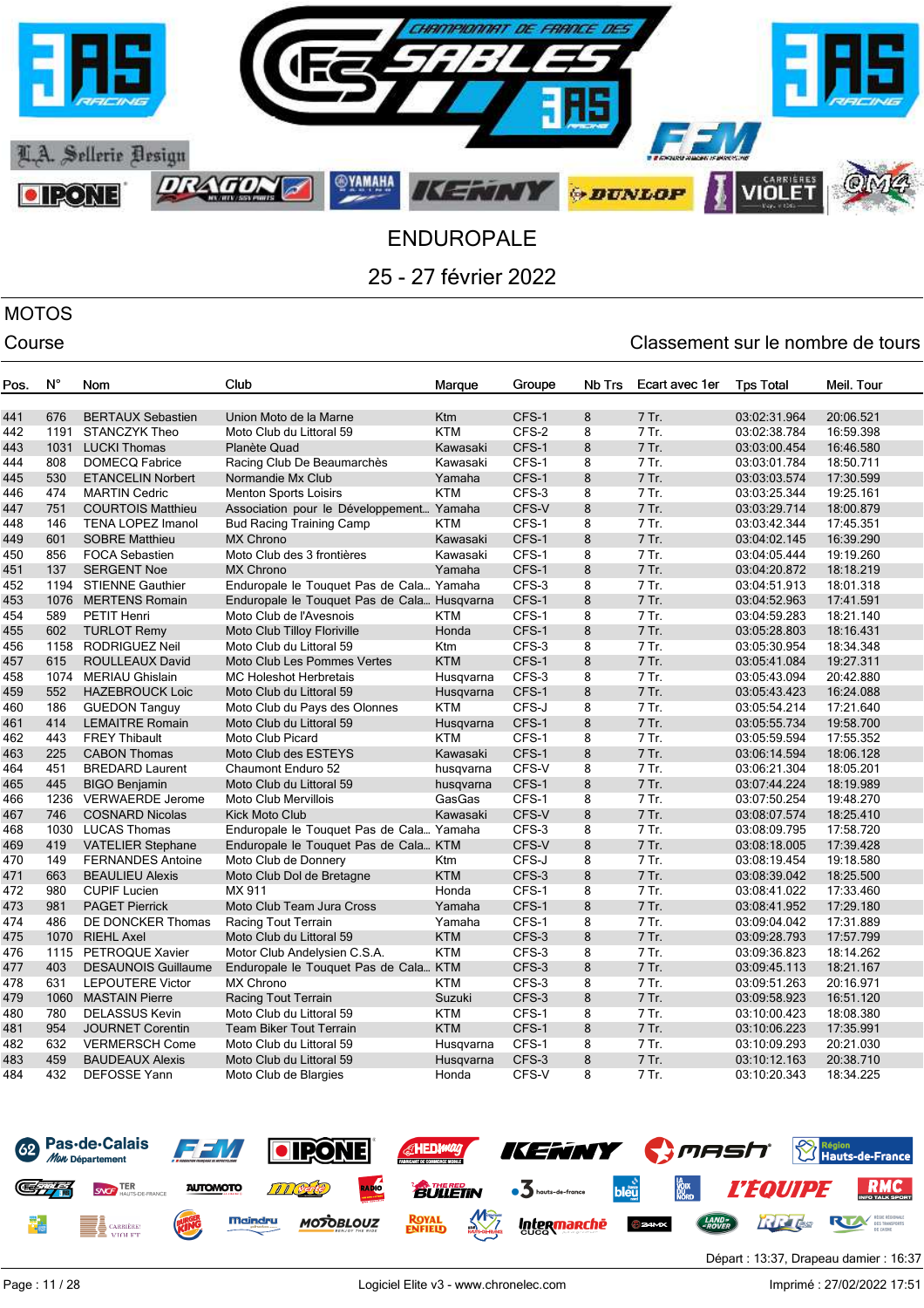# ENDUROPALE

## 25 - 27 février 2022

## MOTOS

Course

Classement sur le nombre de tours

| Pos. | N° | Nom | Club | Marque | Groupe | Nb Trs | Ecart avec 1er | Tps Total | Meil. Tour |
|---|---|---|---|---|---|---|---|---|---|
| 441 | 676 | BERTAUX Sebastien | Union Moto de la Marne | Ktm | CFS-1 | 8 | 7 Tr. | 03:02:31.964 | 20:06.521 |
| 442 | 1191 | STANCZYK Theo | Moto Club du Littoral 59 | KTM | CFS-2 | 8 | 7 Tr. | 03:02:38.784 | 16:59.398 |
| 443 | 1031 | LUCKI Thomas | Planète Quad | Kawasaki | CFS-1 | 8 | 7 Tr. | 03:03:00.454 | 16:46.580 |
| 444 | 808 | DOMECQ Fabrice | Racing Club De Beaumarchès | Kawasaki | CFS-1 | 8 | 7 Tr. | 03:03:01.784 | 18:50.711 |
| 445 | 530 | ETANCELIN Norbert | Normandie Mx Club | Yamaha | CFS-1 | 8 | 7 Tr. | 03:03:03.574 | 17:30.599 |
| 446 | 474 | MARTIN Cedric | Menton Sports Loisirs | KTM | CFS-3 | 8 | 7 Tr. | 03:03:25.344 | 19:25.161 |
| 447 | 751 | COURTOIS Matthieu | Association pour le Développement... | Yamaha | CFS-V | 8 | 7 Tr. | 03:03:29.714 | 18:00.879 |
| 448 | 146 | TENA LOPEZ Imanol | Bud Racing Training Camp | KTM | CFS-1 | 8 | 7 Tr. | 03:03:42.344 | 17:45.351 |
| 449 | 601 | SOBRE Matthieu | MX Chrono | Kawasaki | CFS-1 | 8 | 7 Tr. | 03:04:02.145 | 16:39.290 |
| 450 | 856 | FOCA Sebastien | Moto Club des 3 frontières | Kawasaki | CFS-1 | 8 | 7 Tr. | 03:04:05.444 | 19:19.260 |
| 451 | 137 | SERGENT Noe | MX Chrono | Yamaha | CFS-1 | 8 | 7 Tr. | 03:04:20.872 | 18:18.219 |
| 452 | 1194 | STIENNE Gauthier | Enduropale le Touquet Pas de Cala... | Yamaha | CFS-3 | 8 | 7 Tr. | 03:04:51.913 | 18:01.318 |
| 453 | 1076 | MERTENS Romain | Enduropale le Touquet Pas de Cala... | Husqvarna | CFS-1 | 8 | 7 Tr. | 03:04:52.963 | 17:41.591 |
| 454 | 589 | PETIT Henri | Moto Club de l'Avesnois | KTM | CFS-1 | 8 | 7 Tr. | 03:04:59.283 | 18:21.140 |
| 455 | 602 | TURLOT Remy | Moto Club Tilloy Floriville | Honda | CFS-1 | 8 | 7 Tr. | 03:05:28.803 | 18:16.431 |
| 456 | 1158 | RODRIGUEZ Neil | Moto Club du Littoral 59 | Ktm | CFS-3 | 8 | 7 Tr. | 03:05:30.954 | 18:34.348 |
| 457 | 615 | ROULLEAUX David | Moto Club Les Pommes Vertes | KTM | CFS-1 | 8 | 7 Tr. | 03:05:41.084 | 19:27.311 |
| 458 | 1074 | MERIAU Ghislain | MC Holeshot Herbretais | Husqvarna | CFS-3 | 8 | 7 Tr. | 03:05:43.094 | 20:42.880 |
| 459 | 552 | HAZEBROUCK Loic | Moto Club du Littoral 59 | Husqvarna | CFS-1 | 8 | 7 Tr. | 03:05:43.423 | 16:24.088 |
| 460 | 186 | GUEDON Tanguy | Moto Club du Pays des Olonnes | KTM | CFS-J | 8 | 7 Tr. | 03:05:54.214 | 17:21.640 |
| 461 | 414 | LEMAITRE Romain | Moto Club du Littoral 59 | Husqvarna | CFS-1 | 8 | 7 Tr. | 03:05:55.734 | 19:58.700 |
| 462 | 443 | FREY Thibault | Moto Club Picard | KTM | CFS-1 | 8 | 7 Tr. | 03:05:59.594 | 17:55.352 |
| 463 | 225 | CABON Thomas | Moto Club des ESTEYS | Kawasaki | CFS-1 | 8 | 7 Tr. | 03:06:14.594 | 18:06.128 |
| 464 | 451 | BREDARD Laurent | Chaumont Enduro 52 | husqvarna | CFS-V | 8 | 7 Tr. | 03:06:21.304 | 18:05.201 |
| 465 | 445 | BIGO Benjamin | Moto Club du Littoral 59 | husqvarna | CFS-1 | 8 | 7 Tr. | 03:07:44.224 | 18:19.989 |
| 466 | 1236 | VERWAERDE Jerome | Moto Club Mervillois | GasGas | CFS-1 | 8 | 7 Tr. | 03:07:50.254 | 19:48.270 |
| 467 | 746 | COSNARD Nicolas | Kick Moto Club | Kawasaki | CFS-V | 8 | 7 Tr. | 03:08:07.574 | 18:25.410 |
| 468 | 1030 | LUCAS Thomas | Enduropale le Touquet Pas de Cala... | Yamaha | CFS-3 | 8 | 7 Tr. | 03:08:09.795 | 17:58.720 |
| 469 | 419 | VATELIER Stephane | Enduropale le Touquet Pas de Cala... | KTM | CFS-V | 8 | 7 Tr. | 03:08:18.005 | 17:39.428 |
| 470 | 149 | FERNANDES Antoine | Moto Club de Donnery | Ktm | CFS-J | 8 | 7 Tr. | 03:08:19.454 | 19:18.580 |
| 471 | 663 | BEAULIEU Alexis | Moto Club Dol de Bretagne | KTM | CFS-3 | 8 | 7 Tr. | 03:08:39.042 | 18:25.500 |
| 472 | 980 | CUPIF Lucien | MX 911 | Honda | CFS-1 | 8 | 7 Tr. | 03:08:41.022 | 17:33.460 |
| 473 | 981 | PAGET Pierrick | Moto Club Team Jura Cross | Yamaha | CFS-1 | 8 | 7 Tr. | 03:08:41.952 | 17:29.180 |
| 474 | 486 | DE DONCKER Thomas | Racing Tout Terrain | Yamaha | CFS-1 | 8 | 7 Tr. | 03:09:04.042 | 17:31.889 |
| 475 | 1070 | RIEHL Axel | Moto Club du Littoral 59 | KTM | CFS-3 | 8 | 7 Tr. | 03:09:28.793 | 17:57.799 |
| 476 | 1115 | PETROQUE Xavier | Motor Club Andelysien C.S.A. | KTM | CFS-3 | 8 | 7 Tr. | 03:09:36.823 | 18:14.262 |
| 477 | 403 | DESAUNOIS Guillaume | Enduropale le Touquet Pas de Cala... | KTM | CFS-3 | 8 | 7 Tr. | 03:09:45.113 | 18:21.167 |
| 478 | 631 | LEPOUTERE Victor | MX Chrono | KTM | CFS-3 | 8 | 7 Tr. | 03:09:51.263 | 20:16.971 |
| 479 | 1060 | MASTAIN Pierre | Racing Tout Terrain | Suzuki | CFS-3 | 8 | 7 Tr. | 03:09:58.923 | 16:51.120 |
| 480 | 780 | DELASSUS Kevin | Moto Club du Littoral 59 | KTM | CFS-1 | 8 | 7 Tr. | 03:10:00.423 | 18:08.380 |
| 481 | 954 | JOURNET Corentin | Team Biker Tout Terrain | KTM | CFS-1 | 8 | 7 Tr. | 03:10:06.223 | 17:35.991 |
| 482 | 632 | VERMERSCH Come | Moto Club du Littoral 59 | Husqvarna | CFS-1 | 8 | 7 Tr. | 03:10:09.293 | 20:21.030 |
| 483 | 459 | BAUDEAUX Alexis | Moto Club du Littoral 59 | Husqvarna | CFS-3 | 8 | 7 Tr. | 03:10:12.163 | 20:38.710 |
| 484 | 432 | DEFOSSE Yann | Moto Club de Blargies | Honda | CFS-V | 8 | 7 Tr. | 03:10:20.343 | 18:34.225 |

Départ : 13:37, Drapeau damier : 16:37

Logiciel Elite v3 - www.chronelec.com

Imprimé : 27/02/2022 17:51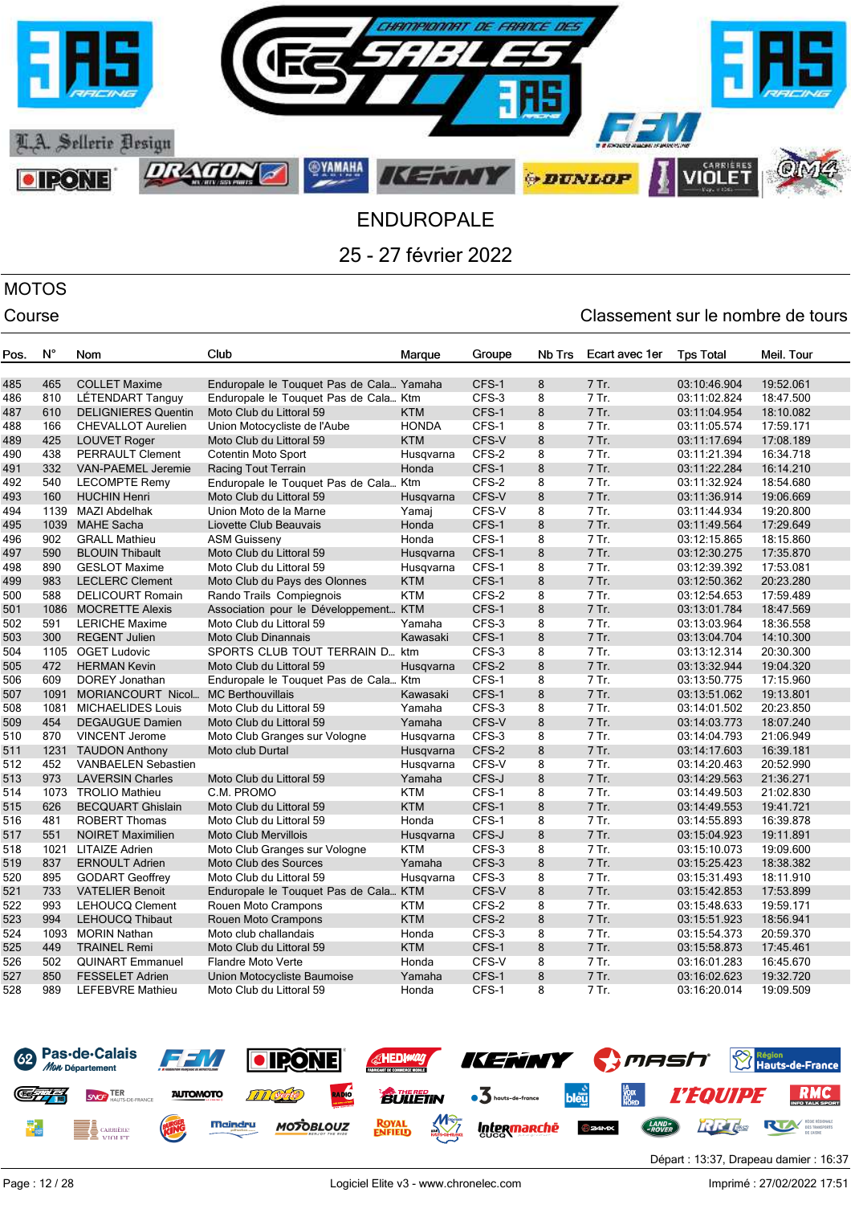# ENDUROPALE

## 25 - 27 février 2022

## MOTOS

Course

Classement sur le nombre de tours

| Pos. | N° | Nom | Club | Marque | Groupe | Nb Trs | Ecart avec 1er | Tps Total | Meil. Tour |
|---|---|---|---|---|---|---|---|---|---|
| 485 | 465 | COLLET Maxime | Enduropale le Touquet Pas de Cala... | Yamaha | CFS-1 | 8 | 7 Tr. | 03:10:46.904 | 19:52.061 |
| 486 | 810 | LÉTENDART Tanguy | Enduropale le Touquet Pas de Cala... | Ktm | CFS-3 | 8 | 7 Tr. | 03:11:02.824 | 18:47.500 |
| 487 | 610 | DELIGNIERES Quentin | Moto Club du Littoral 59 | KTM | CFS-1 | 8 | 7 Tr. | 03:11:04.954 | 18:10.082 |
| 488 | 166 | CHEVALLOT Aurelien | Union Motocycliste de l'Aube | HONDA | CFS-1 | 8 | 7 Tr. | 03:11:05.574 | 17:59.171 |
| 489 | 425 | LOUVET Roger | Moto Club du Littoral 59 | KTM | CFS-V | 8 | 7 Tr. | 03:11:17.694 | 17:08.189 |
| 490 | 438 | PERRAULT Clement | Cotentin Moto Sport | Husqvarna | CFS-2 | 8 | 7 Tr. | 03:11:21.394 | 16:34.718 |
| 491 | 332 | VAN-PAEMEL Jeremie | Racing Tout Terrain | Honda | CFS-1 | 8 | 7 Tr. | 03:11:22.284 | 16:14.210 |
| 492 | 540 | LECOMPTE Remy | Enduropale le Touquet Pas de Cala... | Ktm | CFS-2 | 8 | 7 Tr. | 03:11:32.924 | 18:54.680 |
| 493 | 160 | HUCHIN Henri | Moto Club du Littoral 59 | Husqvarna | CFS-V | 8 | 7 Tr. | 03:11:36.914 | 19:06.669 |
| 494 | 1139 | MAZI Abdelhak | Union Moto de la Marne | Yamaj | CFS-V | 8 | 7 Tr. | 03:11:44.934 | 19:20.800 |
| 495 | 1039 | MAHE Sacha | Liovette Club Beauvais | Honda | CFS-1 | 8 | 7 Tr. | 03:11:49.564 | 17:29.649 |
| 496 | 902 | GRALL Mathieu | ASM Guisseny | Honda | CFS-1 | 8 | 7 Tr. | 03:12:15.865 | 18:15.860 |
| 497 | 590 | BLOUIN Thibault | Moto Club du Littoral 59 | Husqvarna | CFS-1 | 8 | 7 Tr. | 03:12:30.275 | 17:35.870 |
| 498 | 890 | GESLOT Maxime | Moto Club du Littoral 59 | Husqvarna | CFS-1 | 8 | 7 Tr. | 03:12:39.392 | 17:53.081 |
| 499 | 983 | LECLERC Clement | Moto Club du Pays des Olonnes | KTM | CFS-1 | 8 | 7 Tr. | 03:12:50.362 | 20:23.280 |
| 500 | 588 | DELICOURT Romain | Rando Trails Compiegnois | KTM | CFS-2 | 8 | 7 Tr. | 03:12:54.653 | 17:59.489 |
| 501 | 1086 | MOCRETTE Alexis | Association pour le Développement... | KTM | CFS-1 | 8 | 7 Tr. | 03:13:01.784 | 18:47.569 |
| 502 | 591 | LERICHE Maxime | Moto Club du Littoral 59 | Yamaha | CFS-3 | 8 | 7 Tr. | 03:13:03.964 | 18:36.558 |
| 503 | 300 | REGENT Julien | Moto Club Dinannais | Kawasaki | CFS-1 | 8 | 7 Tr. | 03:13:04.704 | 14:10.300 |
| 504 | 1105 | OGET Ludovic | SPORTS CLUB TOUT TERRAIN D... | ktm | CFS-3 | 8 | 7 Tr. | 03:13:12.314 | 20:30.300 |
| 505 | 472 | HERMAN Kevin | Moto Club du Littoral 59 | Husqvarna | CFS-2 | 8 | 7 Tr. | 03:13:32.944 | 19:04.320 |
| 506 | 609 | DOREY Jonathan | Enduropale le Touquet Pas de Cala... | Ktm | CFS-1 | 8 | 7 Tr. | 03:13:50.775 | 17:15.960 |
| 507 | 1091 | MORIANCOURT Nicol... | MC Berthouvillais | Kawasaki | CFS-1 | 8 | 7 Tr. | 03:13:51.062 | 19:13.801 |
| 508 | 1081 | MICHAELIDES Louis | Moto Club du Littoral 59 | Yamaha | CFS-3 | 8 | 7 Tr. | 03:14:01.502 | 20:23.850 |
| 509 | 454 | DEGAUQUE Damien | Moto Club du Littoral 59 | Yamaha | CFS-V | 8 | 7 Tr. | 03:14:03.773 | 18:07.240 |
| 510 | 870 | VINCENT Jerome | Moto Club Granges sur Vologne | Husqvarna | CFS-3 | 8 | 7 Tr. | 03:14:04.793 | 21:06.949 |
| 511 | 1231 | TAUDON Anthony | Moto club Durtal | Husqvarna | CFS-2 | 8 | 7 Tr. | 03:14:17.603 | 16:39.181 |
| 512 | 452 | VANBAELEN Sebastien | | Husqvarna | CFS-V | 8 | 7 Tr. | 03:14:20.463 | 20:52.990 |
| 513 | 973 | LAVERSIN Charles | Moto Club du Littoral 59 | Yamaha | CFS-J | 8 | 7 Tr. | 03:14:29.563 | 21:36.271 |
| 514 | 1073 | TROLIO Mathieu | C.M. PROMO | KTM | CFS-1 | 8 | 7 Tr. | 03:14:49.503 | 21:02.830 |
| 515 | 626 | BECQUART Ghislain | Moto Club du Littoral 59 | KTM | CFS-1 | 8 | 7 Tr. | 03:14:49.553 | 19:41.721 |
| 516 | 481 | ROBERT Thomas | Moto Club du Littoral 59 | Honda | CFS-1 | 8 | 7 Tr. | 03:14:55.893 | 16:39.878 |
| 517 | 551 | NOIRET Maximilien | Moto Club Mervillois | Husqvarna | CFS-J | 8 | 7 Tr. | 03:15:04.923 | 19:11.891 |
| 518 | 1021 | LITAIZE Adrien | Moto Club Granges sur Vologne | KTM | CFS-3 | 8 | 7 Tr. | 03:15:10.073 | 19:09.600 |
| 519 | 837 | ERNOULT Adrien | Moto Club des Sources | Yamaha | CFS-3 | 8 | 7 Tr. | 03:15:25.423 | 18:38.382 |
| 520 | 895 | GODART Geoffrey | Moto Club du Littoral 59 | Husqvarna | CFS-3 | 8 | 7 Tr. | 03:15:31.493 | 18:11.910 |
| 521 | 733 | VATELIER Benoit | Enduropale le Touquet Pas de Cala... | KTM | CFS-V | 8 | 7 Tr. | 03:15:42.853 | 17:53.899 |
| 522 | 993 | LEHOUCQ Clement | Rouen Moto Crampons | KTM | CFS-2 | 8 | 7 Tr. | 03:15:48.633 | 19:59.171 |
| 523 | 994 | LEHOUCQ Thibaut | Rouen Moto Crampons | KTM | CFS-2 | 8 | 7 Tr. | 03:15:51.923 | 18:56.941 |
| 524 | 1093 | MORIN Nathan | Moto club challandais | Honda | CFS-3 | 8 | 7 Tr. | 03:15:54.373 | 20:59.370 |
| 525 | 449 | TRAINEL Remi | Moto Club du Littoral 59 | KTM | CFS-1 | 8 | 7 Tr. | 03:15:58.873 | 17:45.461 |
| 526 | 502 | QUINART Emmanuel | Flandre Moto Verte | Honda | CFS-V | 8 | 7 Tr. | 03:16:01.283 | 16:45.670 |
| 527 | 850 | FESSELET Adrien | Union Motocycliste Baumoise | Yamaha | CFS-1 | 8 | 7 Tr. | 03:16:02.623 | 19:32.720 |
| 528 | 989 | LEFEBVRE Mathieu | Moto Club du Littoral 59 | Honda | CFS-1 | 8 | 7 Tr. | 03:16:20.014 | 19:09.509 |

Départ : 13:37, Drapeau damier : 16:37

Logiciel Elite v3 - www.chronelec.com

Imprimé : 27/02/2022 17:51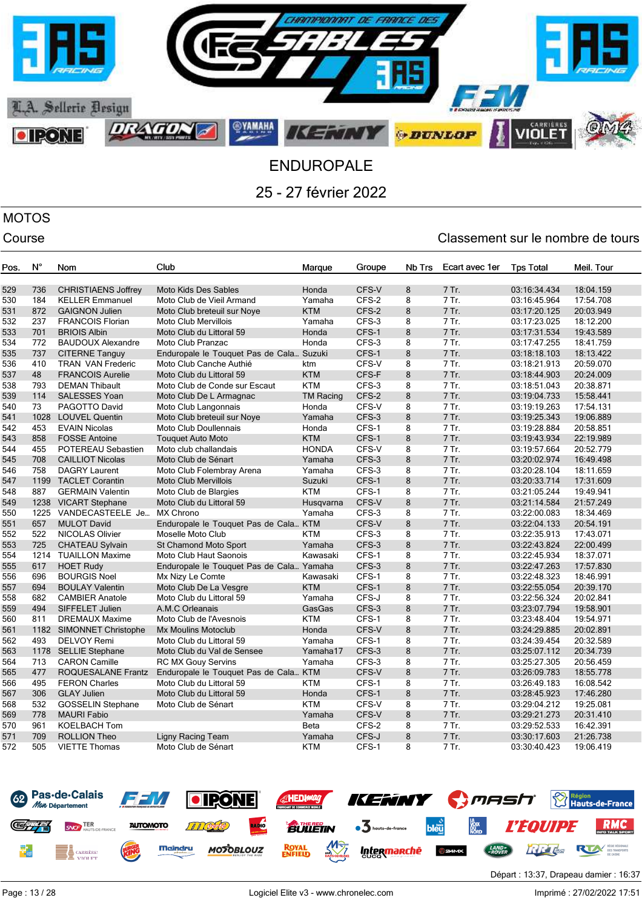# ENDUROPALE

## 25 - 27 février 2022

**MOTOS**

Course

Classement sur le nombre de tours

| Pos. | N° | Nom | Club | Marque | Groupe | Nb Trs | Ecart avec 1er | Tps Total | Meil. Tour |
|---|---|---|---|---|---|---|---|---|---|
| 529 | 736 | CHRISTIAENS Joffrey | Moto Kids Des Sables | Honda | CFS-V | 8 | 7 Tr. | 03:16:34.434 | 18:04.159 |
| 530 | 184 | KELLER Emmanuel | Moto Club de Vieil Armand | Yamaha | CFS-2 | 8 | 7 Tr. | 03:16:45.964 | 17:54.708 |
| 531 | 872 | GAIGNON Julien | Moto Club breteuil sur Noye | KTM | CFS-2 | 8 | 7 Tr. | 03:17:20.125 | 20:03.949 |
| 532 | 237 | FRANCOIS Florian | Moto Club Mervillois | Yamaha | CFS-3 | 8 | 7 Tr. | 03:17:23.025 | 18:12.200 |
| 533 | 701 | BRIOIS Albin | Moto Club du Littoral 59 | Honda | CFS-1 | 8 | 7 Tr. | 03:17:31.534 | 19:43.589 |
| 534 | 772 | BAUDOUX Alexandre | Moto Club Pranzac | Honda | CFS-3 | 8 | 7 Tr. | 03:17:47.255 | 18:41.759 |
| 535 | 737 | CITERNE Tanguy | Enduropale le Touquet Pas de Cala… | Suzuki | CFS-1 | 8 | 7 Tr. | 03:18:18.103 | 18:13.422 |
| 536 | 410 | TRAN VAN Frederic | Moto Club Canche Authié | ktm | CFS-V | 8 | 7 Tr. | 03:18:21.913 | 20:59.070 |
| 537 | 48 | FRANCOIS Aurelie | Moto Club du Littoral 59 | KTM | CFS-F | 8 | 7 Tr. | 03:18:44.903 | 20:24.009 |
| 538 | 793 | DEMAN Thibault | Moto Club de Conde sur Escaut | KTM | CFS-3 | 8 | 7 Tr. | 03:18:51.043 | 20:38.871 |
| 539 | 114 | SALESSES Yoan | Moto Club De L Armagnac | TM Racing | CFS-2 | 8 | 7 Tr. | 03:19:04.733 | 15:58.441 |
| 540 | 73 | PAGOTTO David | Moto Club Langonnais | Honda | CFS-V | 8 | 7 Tr. | 03:19:19.263 | 17:54.131 |
| 541 | 1028 | LOUVEL Quentin | Moto Club breteuil sur Noye | Yamaha | CFS-3 | 8 | 7 Tr. | 03:19:25.343 | 19:06.889 |
| 542 | 453 | EVAIN Nicolas | Moto Club Doullennais | Honda | CFS-1 | 8 | 7 Tr. | 03:19:28.884 | 20:58.851 |
| 543 | 858 | FOSSE Antoine | Touquet Auto Moto | KTM | CFS-1 | 8 | 7 Tr. | 03:19:43.934 | 22:19.989 |
| 544 | 455 | POTEREAU Sebastien | Moto club challandais | HONDA | CFS-V | 8 | 7 Tr. | 03:19:57.664 | 20:52.779 |
| 545 | 708 | CAILLIOT Nicolas | Moto Club de Sénart | Yamaha | CFS-3 | 8 | 7 Tr. | 03:20:02.974 | 16:49.498 |
| 546 | 758 | DAGRY Laurent | Moto Club Folembray Arena | Yamaha | CFS-3 | 8 | 7 Tr. | 03:20:28.104 | 18:11.659 |
| 547 | 1199 | TACLET Corantin | Moto Club Mervillois | Suzuki | CFS-1 | 8 | 7 Tr. | 03:20:33.714 | 17:31.609 |
| 548 | 887 | GERMAIN Valentin | Moto Club de Blargies | KTM | CFS-1 | 8 | 7 Tr. | 03:21:05.244 | 19:49.941 |
| 549 | 1238 | VICART Stephane | Moto Club du Littoral 59 | Husqvarna | CFS-V | 8 | 7 Tr. | 03:21:14.584 | 21:57.249 |
| 550 | 1225 | VANDECASTEELE Je… | MX Chrono | Yamaha | CFS-3 | 8 | 7 Tr. | 03:22:00.083 | 18:34.469 |
| 551 | 657 | MULOT David | Enduropale le Touquet Pas de Cala… | KTM | CFS-V | 8 | 7 Tr. | 03:22:04.133 | 20:54.191 |
| 552 | 522 | NICOLAS Olivier | Moselle Moto Club | KTM | CFS-3 | 8 | 7 Tr. | 03:22:35.913 | 17:43.071 |
| 553 | 725 | CHATEAU Sylvain | St Chamond Moto Sport | Yamaha | CFS-3 | 8 | 7 Tr. | 03:22:43.824 | 22:00.499 |
| 554 | 1214 | TUAILLON Maxime | Moto Club Haut Saonois | Kawasaki | CFS-1 | 8 | 7 Tr. | 03:22:45.934 | 18:37.071 |
| 555 | 617 | HOET Rudy | Enduropale le Touquet Pas de Cala… | Yamaha | CFS-3 | 8 | 7 Tr. | 03:22:47.263 | 17:57.830 |
| 556 | 696 | BOURGIS Noel | Mx Nizy Le Comte | Kawasaki | CFS-1 | 8 | 7 Tr. | 03:22:48.323 | 18:46.991 |
| 557 | 694 | BOULAY Valentin | Moto Club De La Vesgre | KTM | CFS-1 | 8 | 7 Tr. | 03:22:55.054 | 20:39.170 |
| 558 | 682 | CAMBIER Anatole | Moto Club du Littoral 59 | Yamaha | CFS-J | 8 | 7 Tr. | 03:22:56.324 | 20:02.841 |
| 559 | 494 | SIFFELET Julien | A.M.C Orleanais | GasGas | CFS-3 | 8 | 7 Tr. | 03:23:07.794 | 19:58.901 |
| 560 | 811 | DREMAUX Maxime | Moto Club de l'Avesnois | KTM | CFS-1 | 8 | 7 Tr. | 03:23:48.404 | 19:54.971 |
| 561 | 1182 | SIMONNET Christophe | Mx Moulins Motoclub | Honda | CFS-V | 8 | 7 Tr. | 03:24:29.885 | 20:02.891 |
| 562 | 493 | DELVOY Remi | Moto Club du Littoral 59 | Yamaha | CFS-1 | 8 | 7 Tr. | 03:24:39.454 | 20:32.589 |
| 563 | 1178 | SELLIE Stephane | Moto Club du Val de Sensee | Yamaha17 | CFS-3 | 8 | 7 Tr. | 03:25:07.112 | 20:34.739 |
| 564 | 713 | CARON Camille | RC MX Gouy Servins | Yamaha | CFS-3 | 8 | 7 Tr. | 03:25:27.305 | 20:56.459 |
| 565 | 477 | ROQUESLANE Frantz | Enduropale le Touquet Pas de Cala… | KTM | CFS-V | 8 | 7 Tr. | 03:26:09.783 | 18:55.778 |
| 566 | 495 | FERON Charles | Moto Club du Littoral 59 | KTM | CFS-1 | 8 | 7 Tr. | 03:26:49.183 | 16:08.542 |
| 567 | 306 | GLAY Julien | Moto Club du Littoral 59 | Honda | CFS-1 | 8 | 7 Tr. | 03:28:45.923 | 17:46.280 |
| 568 | 532 | GOSSELIN Stephane | Moto Club de Sénart | KTM | CFS-V | 8 | 7 Tr. | 03:29:04.212 | 19:25.081 |
| 569 | 778 | MAURI Fabio | | Yamaha | CFS-V | 8 | 7 Tr. | 03:29:21.273 | 20:31.410 |
| 570 | 961 | KOELBACH Tom | | Beta | CFS-2 | 8 | 7 Tr. | 03:29:52.533 | 16:42.391 |
| 571 | 709 | ROLLION Theo | Ligny Racing Team | Yamaha | CFS-J | 8 | 7 Tr. | 03:30:17.603 | 21:26.738 |
| 572 | 505 | VIETTE Thomas | Moto Club de Sénart | KTM | CFS-1 | 8 | 7 Tr. | 03:30:40.423 | 19:06.419 |

Départ : 13:37, Drapeau damier : 16:37

Logiciel Elite v3 - www.chronelec.com

Imprimé : 27/02/2022 17:51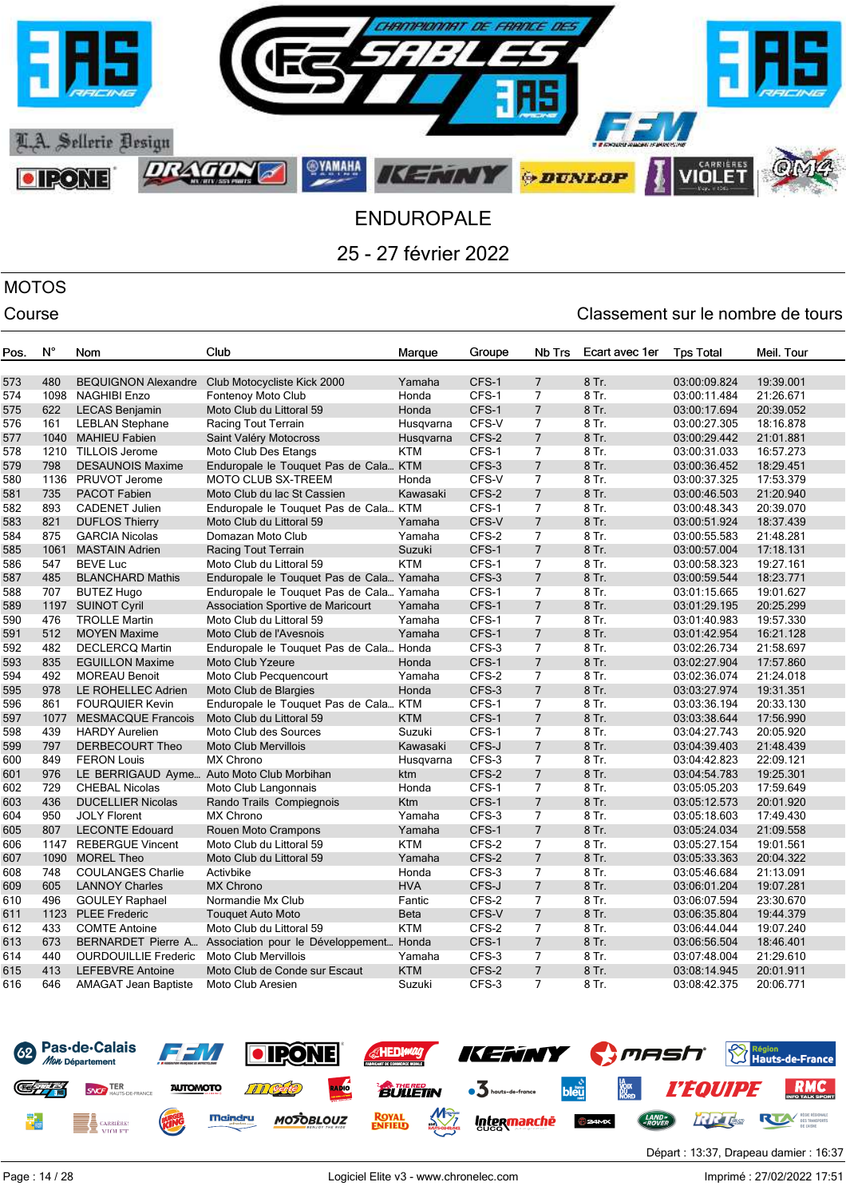# ENDUROPALE

## 25 - 27 février 2022

## MOTOS

Course

Classement sur le nombre de tours

| Pos. | N° | Nom | Club | Marque | Groupe | Nb Trs | Ecart avec 1er | Tps Total | Meil. Tour |
|---|---|---|---|---|---|---|---|---|---|
| 573 | 480 | BEQUIGNON Alexandre | Club Motocycliste Kick 2000 | Yamaha | CFS-1 | 7 | 8 Tr. | 03:00:09.824 | 19:39.001 |
| 574 | 1098 | NAGHIBI Enzo | Fontenoy Moto Club | Honda | CFS-1 | 7 | 8 Tr. | 03:00:11.484 | 21:26.671 |
| 575 | 622 | LECAS Benjamin | Moto Club du Littoral 59 | Honda | CFS-1 | 7 | 8 Tr. | 03:00:17.694 | 20:39.052 |
| 576 | 161 | LEBLAN Stephane | Racing Tout Terrain | Husqvarna | CFS-V | 7 | 8 Tr. | 03:00:27.305 | 18:16.878 |
| 577 | 1040 | MAHIEU Fabien | Saint Valéry Motocross | Husqvarna | CFS-2 | 7 | 8 Tr. | 03:00:29.442 | 21:01.881 |
| 578 | 1210 | TILLOIS Jerome | Moto Club Des Etangs | KTM | CFS-1 | 7 | 8 Tr. | 03:00:31.033 | 16:57.273 |
| 579 | 798 | DESAUNOIS Maxime | Enduropale le Touquet Pas de Cala… | KTM | CFS-3 | 7 | 8 Tr. | 03:00:36.452 | 18:29.451 |
| 580 | 1136 | PRUVOT Jerome | MOTO CLUB SX-TREEM | Honda | CFS-V | 7 | 8 Tr. | 03:00:37.325 | 17:53.379 |
| 581 | 735 | PACOT Fabien | Moto Club du lac St Cassien | Kawasaki | CFS-2 | 7 | 8 Tr. | 03:00:46.503 | 21:20.940 |
| 582 | 893 | CADENET Julien | Enduropale le Touquet Pas de Cala… | KTM | CFS-1 | 7 | 8 Tr. | 03:00:48.343 | 20:39.070 |
| 583 | 821 | DUFLOS Thierry | Moto Club du Littoral 59 | Yamaha | CFS-V | 7 | 8 Tr. | 03:00:51.924 | 18:37.439 |
| 584 | 875 | GARCIA Nicolas | Domazan Moto Club | Yamaha | CFS-2 | 7 | 8 Tr. | 03:00:55.583 | 21:48.281 |
| 585 | 1061 | MASTAIN Adrien | Racing Tout Terrain | Suzuki | CFS-1 | 7 | 8 Tr. | 03:00:57.004 | 17:18.131 |
| 586 | 547 | BEVE Luc | Moto Club du Littoral 59 | KTM | CFS-1 | 7 | 8 Tr. | 03:00:58.323 | 19:27.161 |
| 587 | 485 | BLANCHARD Mathis | Enduropale le Touquet Pas de Cala… | Yamaha | CFS-3 | 7 | 8 Tr. | 03:00:59.544 | 18:23.771 |
| 588 | 707 | BUTEZ Hugo | Enduropale le Touquet Pas de Cala… | Yamaha | CFS-1 | 7 | 8 Tr. | 03:01:15.665 | 19:01.627 |
| 589 | 1197 | SUINOT Cyril | Association Sportive de Maricourt | Yamaha | CFS-1 | 7 | 8 Tr. | 03:01:29.195 | 20:25.299 |
| 590 | 476 | TROLLE Martin | Moto Club du Littoral 59 | Yamaha | CFS-1 | 7 | 8 Tr. | 03:01:40.983 | 19:57.330 |
| 591 | 512 | MOYEN Maxime | Moto Club de l'Avesnois | Yamaha | CFS-1 | 7 | 8 Tr. | 03:01:42.954 | 16:21.128 |
| 592 | 482 | DECLERCQ Martin | Enduropale le Touquet Pas de Cala… | Honda | CFS-3 | 7 | 8 Tr. | 03:02:26.734 | 21:58.697 |
| 593 | 835 | EGUILLON Maxime | Moto Club Yzeure | Honda | CFS-1 | 7 | 8 Tr. | 03:02:27.904 | 17:57.860 |
| 594 | 492 | MOREAU Benoit | Moto Club Pecquencourt | Yamaha | CFS-2 | 7 | 8 Tr. | 03:02:36.074 | 21:24.018 |
| 595 | 978 | LE ROHELLEC Adrien | Moto Club de Blargies | Honda | CFS-3 | 7 | 8 Tr. | 03:03:27.974 | 19:31.351 |
| 596 | 861 | FOURQUIER Kevin | Enduropale le Touquet Pas de Cala… | KTM | CFS-1 | 7 | 8 Tr. | 03:03:36.194 | 20:33.130 |
| 597 | 1077 | MESMACQUE Francois | Moto Club du Littoral 59 | KTM | CFS-1 | 7 | 8 Tr. | 03:03:38.644 | 17:56.990 |
| 598 | 439 | HARDY Aurelien | Moto Club des Sources | Suzuki | CFS-1 | 7 | 8 Tr. | 03:04:27.743 | 20:05.920 |
| 599 | 797 | DERBECOURT Theo | Moto Club Mervillois | Kawasaki | CFS-J | 7 | 8 Tr. | 03:04:39.403 | 21:48.439 |
| 600 | 849 | FERON Louis | MX Chrono | Husqvarna | CFS-3 | 7 | 8 Tr. | 03:04:42.823 | 22:09.121 |
| 601 | 976 | LE BERRIGAUD Ayme… | Auto Moto Club Morbihan | ktm | CFS-2 | 7 | 8 Tr. | 03:04:54.783 | 19:25.301 |
| 602 | 729 | CHEBAL Nicolas | Moto Club Langonnais | Honda | CFS-1 | 7 | 8 Tr. | 03:05:05.203 | 17:59.649 |
| 603 | 436 | DUCELLIER Nicolas | Rando Trails Compiegnois | Ktm | CFS-1 | 7 | 8 Tr. | 03:05:12.573 | 20:01.920 |
| 604 | 950 | JOLY Florent | MX Chrono | Yamaha | CFS-3 | 7 | 8 Tr. | 03:05:18.603 | 17:49.430 |
| 605 | 807 | LECONTE Edouard | Rouen Moto Crampons | Yamaha | CFS-1 | 7 | 8 Tr. | 03:05:24.034 | 21:09.558 |
| 606 | 1147 | REBERGUE Vincent | Moto Club du Littoral 59 | KTM | CFS-2 | 7 | 8 Tr. | 03:05:27.154 | 19:01.561 |
| 607 | 1090 | MOREL Theo | Moto Club du Littoral 59 | Yamaha | CFS-2 | 7 | 8 Tr. | 03:05:33.363 | 20:04.322 |
| 608 | 748 | COULANGES Charlie | Activbike | Honda | CFS-3 | 7 | 8 Tr. | 03:05:46.684 | 21:13.091 |
| 609 | 605 | LANNOY Charles | MX Chrono | HVA | CFS-J | 7 | 8 Tr. | 03:06:01.204 | 19:07.281 |
| 610 | 496 | GOULEY Raphael | Normandie Mx Club | Fantic | CFS-2 | 7 | 8 Tr. | 03:06:07.594 | 23:30.670 |
| 611 | 1123 | PLEE Frederic | Touquet Auto Moto | Beta | CFS-V | 7 | 8 Tr. | 03:06:35.804 | 19:44.379 |
| 612 | 433 | COMTE Antoine | Moto Club du Littoral 59 | KTM | CFS-2 | 7 | 8 Tr. | 03:06:44.044 | 19:07.240 |
| 613 | 673 | BERNARDET Pierre A… | Association pour le Développement… | Honda | CFS-1 | 7 | 8 Tr. | 03:06:56.504 | 18:46.401 |
| 614 | 440 | OURDOUILLIE Frederic | Moto Club Mervillois | Yamaha | CFS-3 | 7 | 8 Tr. | 03:07:48.004 | 21:29.610 |
| 615 | 413 | LEFEBVRE Antoine | Moto Club de Conde sur Escaut | KTM | CFS-2 | 7 | 8 Tr. | 03:08:14.945 | 20:01.911 |
| 616 | 646 | AMAGAT Jean Baptiste | Moto Club Aresien | Suzuki | CFS-3 | 7 | 8 Tr. | 03:08:42.375 | 20:06.771 |

Départ : 13:37, Drapeau damier : 16:37

Logiciel Elite v3 - www.chronelec.com

Imprimé : 27/02/2022 17:51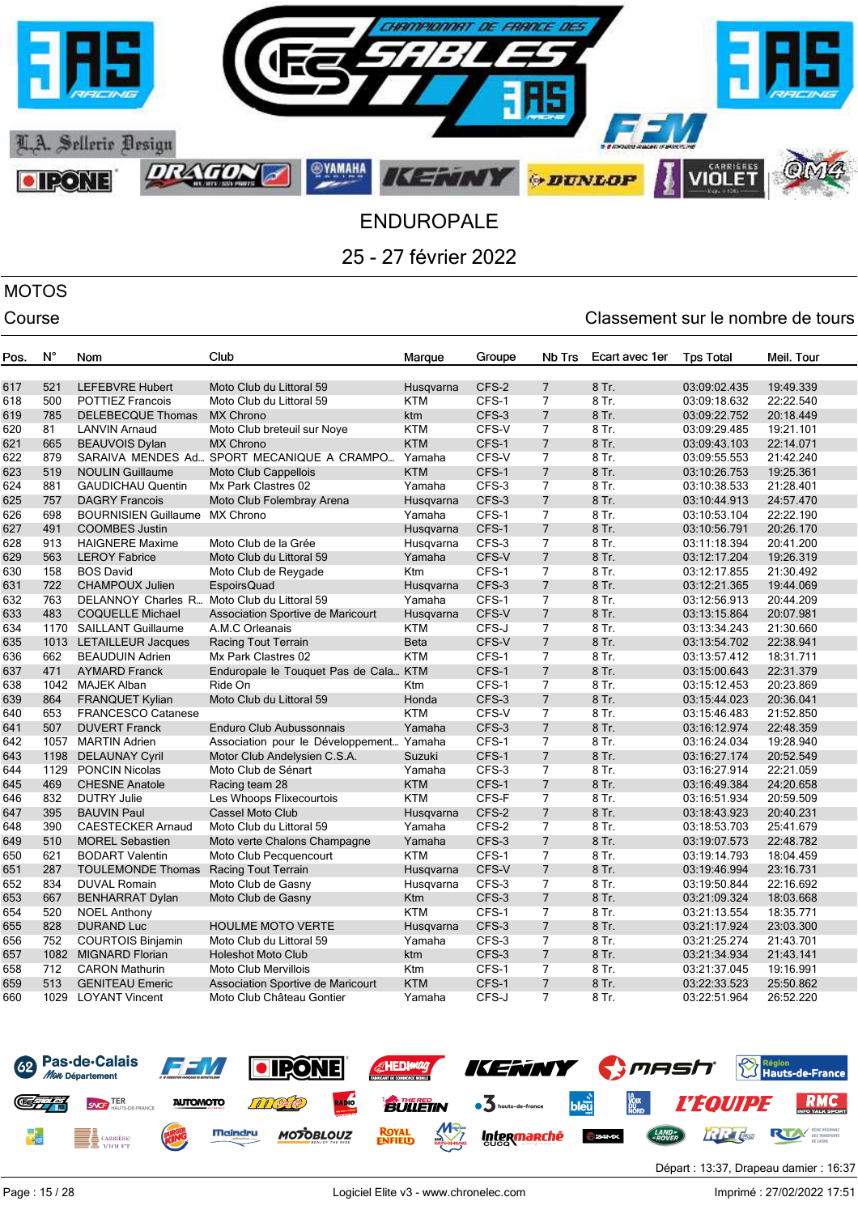# ENDUROPALE

## 25 - 27 février 2022

**MOTOS**

Course

Classement sur le nombre de tours

| Pos. | N° | Nom | Club | Marque | Groupe | Nb Trs | Ecart avec 1er | Tps Total | Meil. Tour |
|---|---|---|---|---|---|---|---|---|---|
| 617 | 521 | LEFEBVRE Hubert | Moto Club du Littoral 59 | Husqvarna | CFS-2 | 7 | 8 Tr. | 03:09:02.435 | 19:49.339 |
| 618 | 500 | POTTIEZ Francois | Moto Club du Littoral 59 | KTM | CFS-1 | 7 | 8 Tr. | 03:09:18.632 | 22:22.540 |
| 619 | 785 | DELEBECQUE Thomas | MX Chrono | ktm | CFS-3 | 7 | 8 Tr. | 03:09:22.752 | 20:18.449 |
| 620 | 81 | LANVIN Arnaud | Moto Club breteuil sur Noye | KTM | CFS-V | 7 | 8 Tr. | 03:09:29.485 | 19:21.101 |
| 621 | 665 | BEAUVOIS Dylan | MX Chrono | KTM | CFS-1 | 7 | 8 Tr. | 03:09:43.103 | 22:14.071 |
| 622 | 879 | SARAIVA MENDES Ad... | SPORT MECANIQUE A CRAMPO... | Yamaha | CFS-V | 7 | 8 Tr. | 03:09:55.553 | 21:42.240 |
| 623 | 519 | NOULIN Guillaume | Moto Club Cappellois | KTM | CFS-1 | 7 | 8 Tr. | 03:10:26.753 | 19:25.361 |
| 624 | 881 | GAUDICHAU Quentin | Mx Park Clastres 02 | Yamaha | CFS-3 | 7 | 8 Tr. | 03:10:38.533 | 21:28.401 |
| 625 | 757 | DAGRY Francois | Moto Club Folembray Arena | Husqvarna | CFS-3 | 7 | 8 Tr. | 03:10:44.913 | 24:57.470 |
| 626 | 698 | BOURNISIEN Guillaume | MX Chrono | Yamaha | CFS-1 | 7 | 8 Tr. | 03:10:53.104 | 22:22.190 |
| 627 | 491 | COOMBES Justin | | Husqvarna | CFS-1 | 7 | 8 Tr. | 03:10:56.791 | 20:26.170 |
| 628 | 913 | HAIGNERE Maxime | Moto Club de la Grée | Husqvarna | CFS-3 | 7 | 8 Tr. | 03:11:18.394 | 20:41.200 |
| 629 | 563 | LEROY Fabrice | Moto Club du Littoral 59 | Yamaha | CFS-V | 7 | 8 Tr. | 03:12:17.204 | 19:26.319 |
| 630 | 158 | BOS David | Moto Club de Reygade | Ktm | CFS-1 | 7 | 8 Tr. | 03:12:17.855 | 21:30.492 |
| 631 | 722 | CHAMPOUX Julien | EspoirsQuad | Husqvarna | CFS-3 | 7 | 8 Tr. | 03:12:21.365 | 19:44.069 |
| 632 | 763 | DELANNOY Charles R... | Moto Club du Littoral 59 | Yamaha | CFS-1 | 7 | 8 Tr. | 03:12:56.913 | 20:44.209 |
| 633 | 483 | COQUELLE Michael | Association Sportive de Maricourt | Husqvarna | CFS-V | 7 | 8 Tr. | 03:13:15.864 | 20:07.981 |
| 634 | 1170 | SAILLANT Guillaume | A.M.C Orleanais | KTM | CFS-J | 7 | 8 Tr. | 03:13:34.243 | 21:30.660 |
| 635 | 1013 | LETAILLEUR Jacques | Racing Tout Terrain | Beta | CFS-V | 7 | 8 Tr. | 03:13:54.702 | 22:38.941 |
| 636 | 662 | BEAUDUIN Adrien | Mx Park Clastres 02 | KTM | CFS-1 | 7 | 8 Tr. | 03:13:57.412 | 18:31.711 |
| 637 | 471 | AYMARD Franck | Enduropale le Touquet Pas de Cala... | KTM | CFS-1 | 7 | 8 Tr. | 03:15:00.643 | 22:31.379 |
| 638 | 1042 | MAJEK Alban | Ride On | Ktm | CFS-1 | 7 | 8 Tr. | 03:15:12.453 | 20:23.869 |
| 639 | 864 | FRANQUET Kylian | Moto Club du Littoral 59 | Honda | CFS-3 | 7 | 8 Tr. | 03:15:44.023 | 20:36.041 |
| 640 | 653 | FRANCESCO Catanese | | KTM | CFS-V | 7 | 8 Tr. | 03:15:46.483 | 21:52.850 |
| 641 | 507 | DUVERT Franck | Enduro Club Aubussonnais | Yamaha | CFS-3 | 7 | 8 Tr. | 03:16:12.974 | 22:48.359 |
| 642 | 1057 | MARTIN Adrien | Association pour le Développement... | Yamaha | CFS-1 | 7 | 8 Tr. | 03:16:24.034 | 19:28.940 |
| 643 | 1198 | DELAUNAY Cyril | Motor Club Andelysien C.S.A. | Suzuki | CFS-1 | 7 | 8 Tr. | 03:16:27.174 | 20:52.549 |
| 644 | 1129 | PONCIN Nicolas | Moto Club de Sénart | Yamaha | CFS-3 | 7 | 8 Tr. | 03:16:27.914 | 22:21.059 |
| 645 | 469 | CHESNE Anatole | Racing team 28 | KTM | CFS-1 | 7 | 8 Tr. | 03:16:49.384 | 24:20.658 |
| 646 | 832 | DUTRY Julie | Les Whoops Flixecourtois | KTM | CFS-F | 7 | 8 Tr. | 03:16:51.934 | 20:59.509 |
| 647 | 395 | BAUVIN Paul | Cassel Moto Club | Husqvarna | CFS-2 | 7 | 8 Tr. | 03:18:43.923 | 20:40.231 |
| 648 | 390 | CAESTECKER Arnaud | Moto Club du Littoral 59 | Yamaha | CFS-2 | 7 | 8 Tr. | 03:18:53.703 | 25:41.679 |
| 649 | 510 | MOREL Sebastien | Moto verte Chalons Champagne | Yamaha | CFS-3 | 7 | 8 Tr. | 03:19:07.573 | 22:48.782 |
| 650 | 621 | BODART Valentin | Moto Club Pecquencourt | KTM | CFS-1 | 7 | 8 Tr. | 03:19:14.793 | 18:04.459 |
| 651 | 287 | TOULEMONDE Thomas | Racing Tout Terrain | Husqvarna | CFS-V | 7 | 8 Tr. | 03:19:46.994 | 23:16.731 |
| 652 | 834 | DUVAL Romain | Moto Club de Gasny | Husqvarna | CFS-3 | 7 | 8 Tr. | 03:19:50.844 | 22:16.692 |
| 653 | 667 | BENHARRAT Dylan | Moto Club de Gasny | Ktm | CFS-3 | 7 | 8 Tr. | 03:21:09.324 | 18:03.668 |
| 654 | 520 | NOEL Anthony | | KTM | CFS-1 | 7 | 8 Tr. | 03:21:13.554 | 18:35.771 |
| 655 | 828 | DURAND Luc | HOULME MOTO VERTE | Husqvarna | CFS-3 | 7 | 8 Tr. | 03:21:17.924 | 23:03.300 |
| 656 | 752 | COURTOIS Binjamin | Moto Club du Littoral 59 | Yamaha | CFS-3 | 7 | 8 Tr. | 03:21:25.274 | 21:43.701 |
| 657 | 1082 | MIGNARD Florian | Holeshot Moto Club | ktm | CFS-3 | 7 | 8 Tr. | 03:21:34.934 | 21:43.141 |
| 658 | 712 | CARON Mathurin | Moto Club Mervillois | Ktm | CFS-1 | 7 | 8 Tr. | 03:21:37.045 | 19:16.991 |
| 659 | 513 | GENITEAU Emeric | Association Sportive de Maricourt | KTM | CFS-1 | 7 | 8 Tr. | 03:22:33.523 | 25:50.862 |
| 660 | 1029 | LOYANT Vincent | Moto Club Château Gontier | Yamaha | CFS-J | 7 | 8 Tr. | 03:22:51.964 | 26:52.220 |

Départ : 13:37, Drapeau damier : 16:37

Logiciel Elite v3 - www.chronelec.com

Imprimé : 27/02/2022 17:51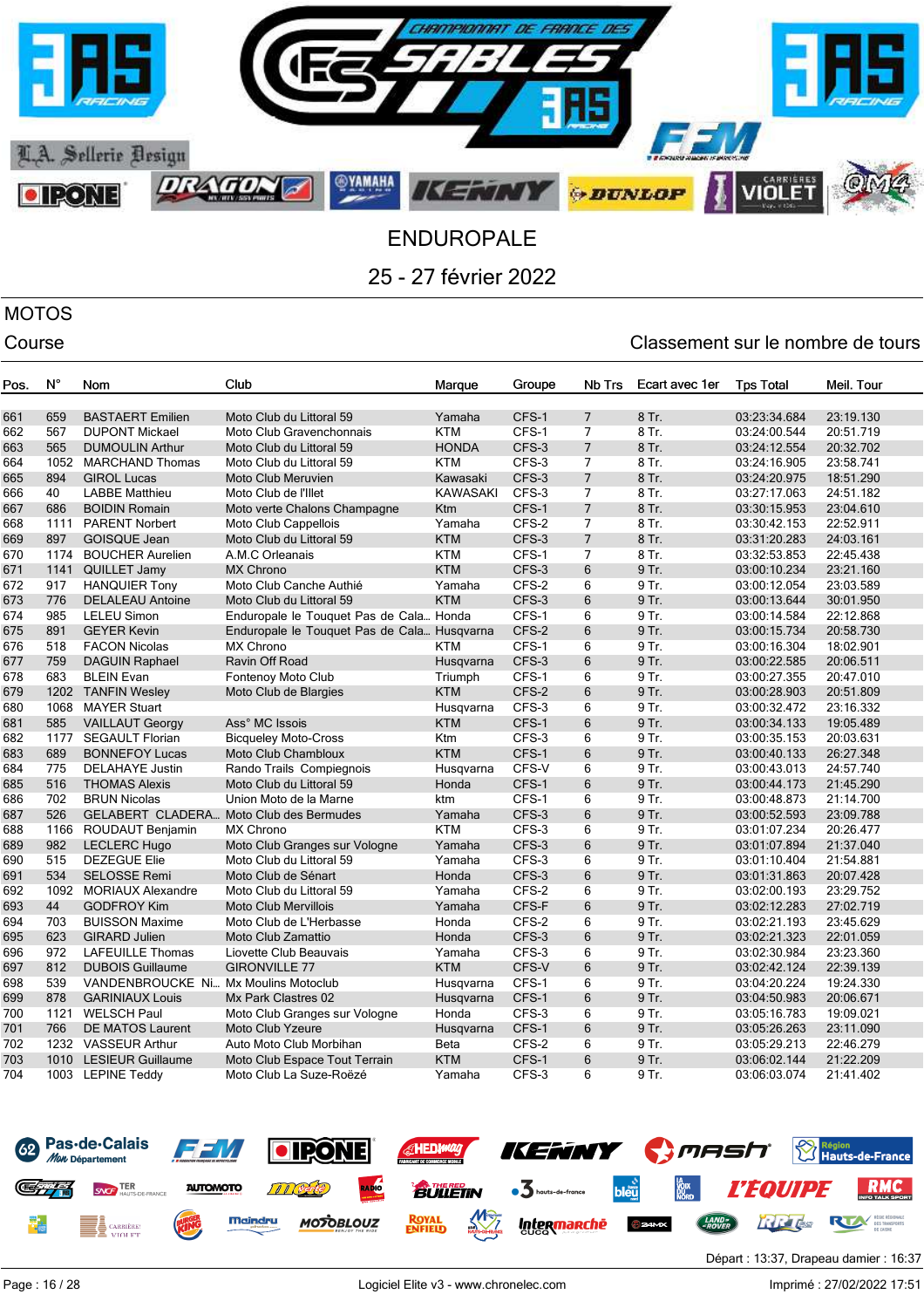# ENDUROPALE

## 25 - 27 février 2022

## MOTOS

Course — Classement sur le nombre de tours

| Pos. | N° | Nom | Club | Marque | Groupe | Nb Trs | Ecart avec 1er | Tps Total | Meil. Tour |
|---|---|---|---|---|---|---|---|---|---|
| 661 | 659 | BASTAERT Emilien | Moto Club du Littoral 59 | Yamaha | CFS-1 | 7 | 8 Tr. | 03:23:34.684 | 23:19.130 |
| 662 | 567 | DUPONT Mickael | Moto Club Gravenchonnais | KTM | CFS-1 | 7 | 8 Tr. | 03:24:00.544 | 20:51.719 |
| 663 | 565 | DUMOULIN Arthur | Moto Club du Littoral 59 | HONDA | CFS-3 | 7 | 8 Tr. | 03:24:12.554 | 20:32.702 |
| 664 | 1052 | MARCHAND Thomas | Moto Club du Littoral 59 | KTM | CFS-3 | 7 | 8 Tr. | 03:24:16.905 | 23:58.741 |
| 665 | 894 | GIROL Lucas | Moto Club Meruvien | Kawasaki | CFS-3 | 7 | 8 Tr. | 03:24:20.975 | 18:51.290 |
| 666 | 40 | LABBE Matthieu | Moto Club de l'Illet | KAWASAKI | CFS-3 | 7 | 8 Tr. | 03:27:17.063 | 24:51.182 |
| 667 | 686 | BOIDIN Romain | Moto verte Chalons Champagne | Ktm | CFS-1 | 7 | 8 Tr. | 03:30:15.953 | 23:04.610 |
| 668 | 1111 | PARENT Norbert | Moto Club Cappellois | Yamaha | CFS-2 | 7 | 8 Tr. | 03:30:42.153 | 22:52.911 |
| 669 | 897 | GOISQUE Jean | Moto Club du Littoral 59 | KTM | CFS-3 | 7 | 8 Tr. | 03:31:20.283 | 24:03.161 |
| 670 | 1174 | BOUCHER Aurelien | A.M.C Orleanais | KTM | CFS-1 | 7 | 8 Tr. | 03:32:53.853 | 22:45.438 |
| 671 | 1141 | QUILLET Jamy | MX Chrono | KTM | CFS-3 | 6 | 9 Tr. | 03:00:10.234 | 23:21.160 |
| 672 | 917 | HANQUIER Tony | Moto Club Canche Authié | Yamaha | CFS-2 | 6 | 9 Tr. | 03:00:12.054 | 23:03.589 |
| 673 | 776 | DELALEAU Antoine | Moto Club du Littoral 59 | KTM | CFS-3 | 6 | 9 Tr. | 03:00:13.644 | 30:01.950 |
| 674 | 985 | LELEU Simon | Enduropale le Touquet Pas de Cala... | Honda | CFS-1 | 6 | 9 Tr. | 03:00:14.584 | 22:12.868 |
| 675 | 891 | GEYER Kevin | Enduropale le Touquet Pas de Cala... | Husqvarna | CFS-2 | 6 | 9 Tr. | 03:00:15.734 | 20:58.730 |
| 676 | 518 | FACON Nicolas | MX Chrono | KTM | CFS-1 | 6 | 9 Tr. | 03:00:16.304 | 18:02.901 |
| 677 | 759 | DAGUIN Raphael | Ravin Off Road | Husqvarna | CFS-3 | 6 | 9 Tr. | 03:00:22.585 | 20:06.511 |
| 678 | 683 | BLEIN Evan | Fontenoy Moto Club | Triumph | CFS-1 | 6 | 9 Tr. | 03:00:27.355 | 20:47.010 |
| 679 | 1202 | TANFIN Wesley | Moto Club de Blargies | KTM | CFS-2 | 6 | 9 Tr. | 03:00:28.903 | 20:51.809 |
| 680 | 1068 | MAYER Stuart | | Husqvarna | CFS-3 | 6 | 9 Tr. | 03:00:32.472 | 23:16.332 |
| 681 | 585 | VAILLAUT Georgy | Ass° MC Issois | KTM | CFS-1 | 6 | 9 Tr. | 03:00:34.133 | 19:05.489 |
| 682 | 1177 | SEGAULT Florian | Bicqueley Moto-Cross | Ktm | CFS-3 | 6 | 9 Tr. | 03:00:35.153 | 20:03.631 |
| 683 | 689 | BONNEFOY Lucas | Moto Club Chambloux | KTM | CFS-1 | 6 | 9 Tr. | 03:00:40.133 | 26:27.348 |
| 684 | 775 | DELAHAYE Justin | Rando Trails Compiegnois | Husqvarna | CFS-V | 6 | 9 Tr. | 03:00:43.013 | 24:57.740 |
| 685 | 516 | THOMAS Alexis | Moto Club du Littoral 59 | Honda | CFS-1 | 6 | 9 Tr. | 03:00:44.173 | 21:45.290 |
| 686 | 702 | BRUN Nicolas | Union Moto de la Marne | ktm | CFS-1 | 6 | 9 Tr. | 03:00:48.873 | 21:14.700 |
| 687 | 526 | GELABERT CLADERA... | Moto Club des Bermudes | Yamaha | CFS-3 | 6 | 9 Tr. | 03:00:52.593 | 23:09.788 |
| 688 | 1166 | ROUDAUT Benjamin | MX Chrono | KTM | CFS-3 | 6 | 9 Tr. | 03:01:07.234 | 20:26.477 |
| 689 | 982 | LECLERC Hugo | Moto Club Granges sur Vologne | Yamaha | CFS-3 | 6 | 9 Tr. | 03:01:07.894 | 21:37.040 |
| 690 | 515 | DEZEGUE Elie | Moto Club du Littoral 59 | Yamaha | CFS-3 | 6 | 9 Tr. | 03:01:10.404 | 21:54.881 |
| 691 | 534 | SELOSSE Remi | Moto Club de Sénart | Honda | CFS-3 | 6 | 9 Tr. | 03:01:31.863 | 20:07.428 |
| 692 | 1092 | MORIAUX Alexandre | Moto Club du Littoral 59 | Yamaha | CFS-2 | 6 | 9 Tr. | 03:02:00.193 | 23:29.752 |
| 693 | 44 | GODFROY Kim | Moto Club Mervillois | Yamaha | CFS-F | 6 | 9 Tr. | 03:02:12.283 | 27:02.719 |
| 694 | 703 | BUISSON Maxime | Moto Club de L'Herbasse | Honda | CFS-2 | 6 | 9 Tr. | 03:02:21.193 | 23:45.629 |
| 695 | 623 | GIRARD Julien | Moto Club Zamattio | Honda | CFS-3 | 6 | 9 Tr. | 03:02:21.323 | 22:01.059 |
| 696 | 972 | LAFEUILLE Thomas | Liovette Club Beauvais | Yamaha | CFS-3 | 6 | 9 Tr. | 03:02:30.984 | 23:23.360 |
| 697 | 812 | DUBOIS Guillaume | GIRONVILLE 77 | KTM | CFS-V | 6 | 9 Tr. | 03:02:42.124 | 22:39.139 |
| 698 | 539 | VANDENBROUCKE Ni... | Mx Moulins Motoclub | Husqvarna | CFS-1 | 6 | 9 Tr. | 03:04:20.224 | 19:24.330 |
| 699 | 878 | GARINIAUX Louis | Mx Park Clastres 02 | Husqvarna | CFS-1 | 6 | 9 Tr. | 03:04:50.983 | 20:06.671 |
| 700 | 1121 | WELSCH Paul | Moto Club Granges sur Vologne | Honda | CFS-3 | 6 | 9 Tr. | 03:05:16.783 | 19:09.021 |
| 701 | 766 | DE MATOS Laurent | Moto Club Yzeure | Husqvarna | CFS-1 | 6 | 9 Tr. | 03:05:26.263 | 23:11.090 |
| 702 | 1232 | VASSEUR Arthur | Auto Moto Club Morbihan | Beta | CFS-2 | 6 | 9 Tr. | 03:05:29.213 | 22:46.279 |
| 703 | 1010 | LESIEUR Guillaume | Moto Club Espace Tout Terrain | KTM | CFS-1 | 6 | 9 Tr. | 03:06:02.144 | 21:22.209 |
| 704 | 1003 | LEPINE Teddy | Moto Club La Suze-Roëzé | Yamaha | CFS-3 | 6 | 9 Tr. | 03:06:03.074 | 21:41.402 |

Départ : 13:37, Drapeau damier : 16:37

Logiciel Elite v3 - www.chronelec.com — Imprimé : 27/02/2022 17:51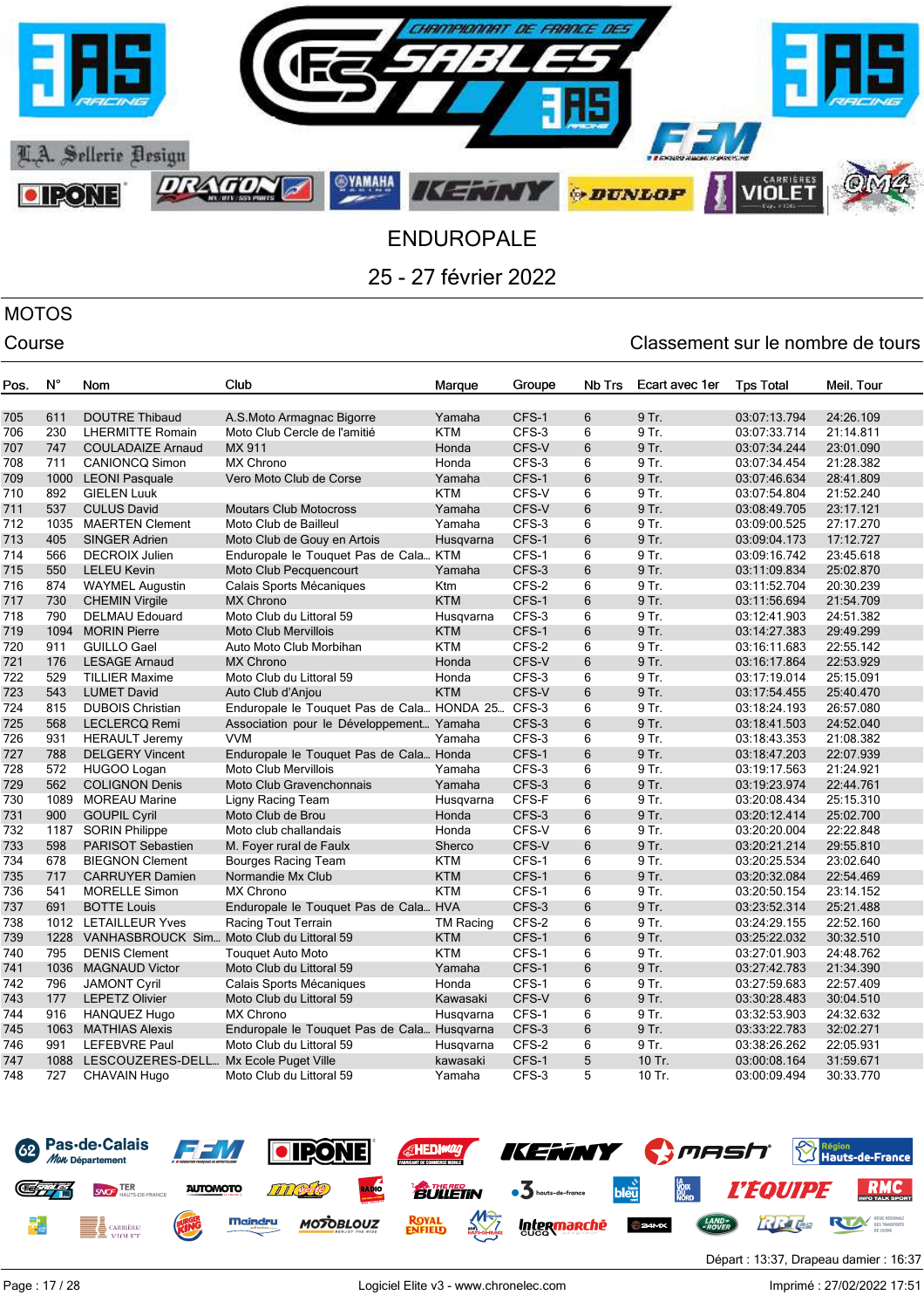# ENDUROPALE

## 25 - 27 février 2022

### MOTOS

Course

Classement sur le nombre de tours

| Pos. | N° | Nom | Club | Marque | Groupe | Nb Trs | Ecart avec 1er | Tps Total | Meil. Tour |
|---|---|---|---|---|---|---|---|---|---|
| 705 | 611 | DOUTRE Thibaud | A.S.Moto Armagnac Bigorre | Yamaha | CFS-1 | 6 | 9 Tr. | 03:07:13.794 | 24:26.109 |
| 706 | 230 | LHERMITTE Romain | Moto Club Cercle de l'amitié | KTM | CFS-3 | 6 | 9 Tr. | 03:07:33.714 | 21:14.811 |
| 707 | 747 | COULADAIZE Arnaud | MX 911 | Honda | CFS-V | 6 | 9 Tr. | 03:07:34.244 | 23:01.090 |
| 708 | 711 | CANIONCQ Simon | MX Chrono | Honda | CFS-3 | 6 | 9 Tr. | 03:07:34.454 | 21:28.382 |
| 709 | 1000 | LEONI Pasquale | Vero Moto Club de Corse | Yamaha | CFS-1 | 6 | 9 Tr. | 03:07:46.634 | 28:41.809 |
| 710 | 892 | GIELEN Luuk | | KTM | CFS-V | 6 | 9 Tr. | 03:07:54.804 | 21:52.240 |
| 711 | 537 | CULUS David | Moutars Club Motocross | Yamaha | CFS-V | 6 | 9 Tr. | 03:08:49.705 | 23:17.121 |
| 712 | 1035 | MAERTEN Clement | Moto Club de Bailleul | Yamaha | CFS-3 | 6 | 9 Tr. | 03:09:00.525 | 27:17.270 |
| 713 | 405 | SINGER Adrien | Moto Club de Gouy en Artois | Husqvarna | CFS-1 | 6 | 9 Tr. | 03:09:04.173 | 17:12.727 |
| 714 | 566 | DECROIX Julien | Enduropale le Touquet Pas de Cala... | KTM | CFS-1 | 6 | 9 Tr. | 03:09:16.742 | 23:45.618 |
| 715 | 550 | LELEU Kevin | Moto Club Pecquencourt | Yamaha | CFS-3 | 6 | 9 Tr. | 03:11:09.834 | 25:02.870 |
| 716 | 874 | WAYMEL Augustin | Calais Sports Mécaniques | Ktm | CFS-2 | 6 | 9 Tr. | 03:11:52.704 | 20:30.239 |
| 717 | 730 | CHEMIN Virgile | MX Chrono | KTM | CFS-1 | 6 | 9 Tr. | 03:11:56.694 | 21:54.709 |
| 718 | 790 | DELMAU Edouard | Moto Club du Littoral 59 | Husqvarna | CFS-3 | 6 | 9 Tr. | 03:12:41.903 | 24:51.382 |
| 719 | 1094 | MORIN Pierre | Moto Club Mervillois | KTM | CFS-1 | 6 | 9 Tr. | 03:14:27.383 | 29:49.299 |
| 720 | 911 | GUILLO Gael | Auto Moto Club Morbihan | KTM | CFS-2 | 6 | 9 Tr. | 03:16:11.683 | 22:55.142 |
| 721 | 176 | LESAGE Arnaud | MX Chrono | Honda | CFS-V | 6 | 9 Tr. | 03:16:17.864 | 22:53.929 |
| 722 | 529 | TILLIER Maxime | Moto Club du Littoral 59 | Honda | CFS-3 | 6 | 9 Tr. | 03:17:19.014 | 25:15.091 |
| 723 | 543 | LUMET David | Auto Club d'Anjou | KTM | CFS-V | 6 | 9 Tr. | 03:17:54.455 | 25:40.470 |
| 724 | 815 | DUBOIS Christian | Enduropale le Touquet Pas de Cala... | HONDA 25... | CFS-3 | 6 | 9 Tr. | 03:18:24.193 | 26:57.080 |
| 725 | 568 | LECLERCQ Remi | Association pour le Développement... | Yamaha | CFS-3 | 6 | 9 Tr. | 03:18:41.503 | 24:52.040 |
| 726 | 931 | HERAULT Jeremy | VVM | Yamaha | CFS-3 | 6 | 9 Tr. | 03:18:43.353 | 21:08.382 |
| 727 | 788 | DELGERY Vincent | Enduropale le Touquet Pas de Cala... | Honda | CFS-1 | 6 | 9 Tr. | 03:18:47.203 | 22:07.939 |
| 728 | 572 | HUGOO Logan | Moto Club Mervillois | Yamaha | CFS-3 | 6 | 9 Tr. | 03:19:17.563 | 21:24.921 |
| 729 | 562 | COLIGNON Denis | Moto Club Gravenchonnais | Yamaha | CFS-3 | 6 | 9 Tr. | 03:19:23.974 | 22:44.761 |
| 730 | 1089 | MOREAU Marine | Ligny Racing Team | Husqvarna | CFS-F | 6 | 9 Tr. | 03:20:08.434 | 25:15.310 |
| 731 | 900 | GOUPIL Cyril | Moto Club de Brou | Honda | CFS-3 | 6 | 9 Tr. | 03:20:12.414 | 25:02.700 |
| 732 | 1187 | SORIN Philippe | Moto club challandais | Honda | CFS-V | 6 | 9 Tr. | 03:20:20.004 | 22:22.848 |
| 733 | 598 | PARISOT Sebastien | M. Foyer rural de Faulx | Sherco | CFS-V | 6 | 9 Tr. | 03:20:21.214 | 29:55.810 |
| 734 | 678 | BIEGNON Clement | Bourges Racing Team | KTM | CFS-1 | 6 | 9 Tr. | 03:20:25.534 | 23:02.640 |
| 735 | 717 | CARRUYER Damien | Normandie Mx Club | KTM | CFS-1 | 6 | 9 Tr. | 03:20:32.084 | 22:54.469 |
| 736 | 541 | MORELLE Simon | MX Chrono | KTM | CFS-1 | 6 | 9 Tr. | 03:20:50.154 | 23:14.152 |
| 737 | 691 | BOTTE Louis | Enduropale le Touquet Pas de Cala... | HVA | CFS-3 | 6 | 9 Tr. | 03:23:52.314 | 25:21.488 |
| 738 | 1012 | LETAILLEUR Yves | Racing Tout Terrain | TM Racing | CFS-2 | 6 | 9 Tr. | 03:24:29.155 | 22:52.160 |
| 739 | 1228 | VANHASBROUCK Sim... | Moto Club du Littoral 59 | KTM | CFS-1 | 6 | 9 Tr. | 03:25:22.032 | 30:32.510 |
| 740 | 795 | DENIS Clement | Touquet Auto Moto | KTM | CFS-1 | 6 | 9 Tr. | 03:27:01.903 | 24:48.762 |
| 741 | 1036 | MAGNAUD Victor | Moto Club du Littoral 59 | Yamaha | CFS-1 | 6 | 9 Tr. | 03:27:42.783 | 21:34.390 |
| 742 | 796 | JAMONT Cyril | Calais Sports Mécaniques | Honda | CFS-1 | 6 | 9 Tr. | 03:27:59.683 | 22:57.409 |
| 743 | 177 | LEPETZ Olivier | Moto Club du Littoral 59 | Kawasaki | CFS-V | 6 | 9 Tr. | 03:30:28.483 | 30:04.510 |
| 744 | 916 | HANQUEZ Hugo | MX Chrono | Husqvarna | CFS-1 | 6 | 9 Tr. | 03:32:53.903 | 24:32.632 |
| 745 | 1063 | MATHIAS Alexis | Enduropale le Touquet Pas de Cala... | Husqvarna | CFS-3 | 6 | 9 Tr. | 03:33:22.783 | 32:02.271 |
| 746 | 991 | LEFEBVRE Paul | Moto Club du Littoral 59 | Husqvarna | CFS-2 | 6 | 9 Tr. | 03:38:26.262 | 22:05.931 |
| 747 | 1088 | LESCOUZERES-DELL... | Mx Ecole Puget Ville | kawasaki | CFS-1 | 5 | 10 Tr. | 03:00:08.164 | 31:59.671 |
| 748 | 727 | CHAVAIN Hugo | Moto Club du Littoral 59 | Yamaha | CFS-3 | 5 | 10 Tr. | 03:00:09.494 | 30:33.770 |

Départ : 13:37, Drapeau damier : 16:37

Logiciel Elite v3 - www.chronelec.com

Imprimé : 27/02/2022 17:51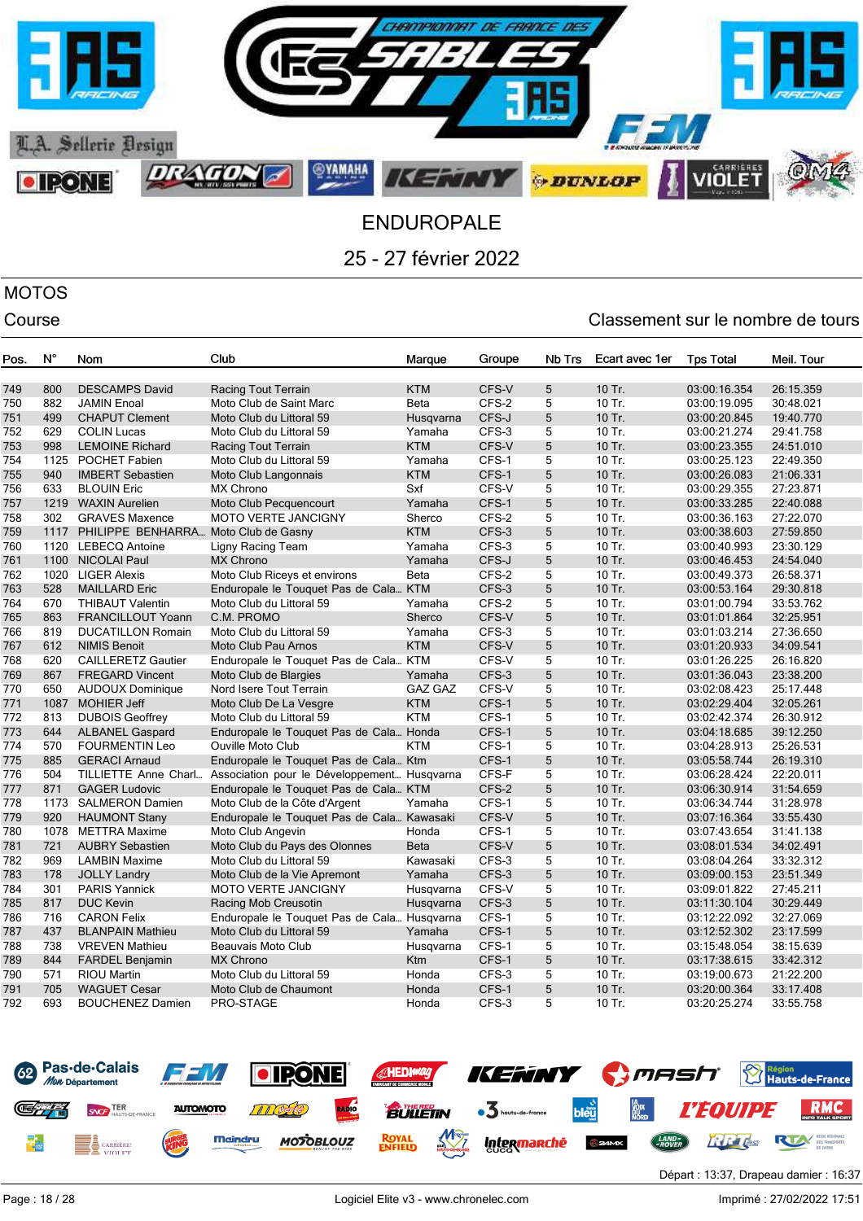# ENDUROPALE

## 25 - 27 février 2022

## MOTOS

Course — Classement sur le nombre de tours

| Pos. | N° | Nom | Club | Marque | Groupe | Nb Trs | Ecart avec 1er | Tps Total | Meil. Tour |
|---|---|---|---|---|---|---|---|---|---|
| 749 | 800 | DESCAMPS David | Racing Tout Terrain | KTM | CFS-V | 5 | 10 Tr. | 03:00:16.354 | 26:15.359 |
| 750 | 882 | JAMIN Enoal | Moto Club de Saint Marc | Beta | CFS-2 | 5 | 10 Tr. | 03:00:19.095 | 30:48.021 |
| 751 | 499 | CHAPUT Clement | Moto Club du Littoral 59 | Husqvarna | CFS-J | 5 | 10 Tr. | 03:00:20.845 | 19:40.770 |
| 752 | 629 | COLIN Lucas | Moto Club du Littoral 59 | Yamaha | CFS-3 | 5 | 10 Tr. | 03:00:21.274 | 29:41.758 |
| 753 | 998 | LEMOINE Richard | Racing Tout Terrain | KTM | CFS-V | 5 | 10 Tr. | 03:00:23.355 | 24:51.010 |
| 754 | 1125 | POCHET Fabien | Moto Club du Littoral 59 | Yamaha | CFS-1 | 5 | 10 Tr. | 03:00:25.123 | 22:49.350 |
| 755 | 940 | IMBERT Sebastien | Moto Club Langonnais | KTM | CFS-1 | 5 | 10 Tr. | 03:00:26.083 | 21:06.331 |
| 756 | 633 | BLOUIN Eric | MX Chrono | Sxf | CFS-V | 5 | 10 Tr. | 03:00:29.355 | 27:23.871 |
| 757 | 1219 | WAXIN Aurelien | Moto Club Pecquencourt | Yamaha | CFS-1 | 5 | 10 Tr. | 03:00:33.285 | 22:40.088 |
| 758 | 302 | GRAVES Maxence | MOTO VERTE JANCIGNY | Sherco | CFS-2 | 5 | 10 Tr. | 03:00:36.163 | 27:22.070 |
| 759 | 1117 | PHILIPPE BENHARRA… | Moto Club de Gasny | KTM | CFS-3 | 5 | 10 Tr. | 03:00:38.603 | 27:59.850 |
| 760 | 1120 | LEBECQ Antoine | Ligny Racing Team | Yamaha | CFS-3 | 5 | 10 Tr. | 03:00:40.993 | 23:30.129 |
| 761 | 1100 | NICOLAI Paul | MX Chrono | Yamaha | CFS-J | 5 | 10 Tr. | 03:00:46.453 | 24:54.040 |
| 762 | 1020 | LIGER Alexis | Moto Club Riceys et environs | Beta | CFS-2 | 5 | 10 Tr. | 03:00:49.373 | 26:58.371 |
| 763 | 528 | MAILLARD Eric | Enduropale le Touquet Pas de Cala… | KTM | CFS-3 | 5 | 10 Tr. | 03:00:53.164 | 29:30.818 |
| 764 | 670 | THIBAUT Valentin | Moto Club du Littoral 59 | Yamaha | CFS-2 | 5 | 10 Tr. | 03:01:00.794 | 33:53.762 |
| 765 | 863 | FRANCILLOUT Yoann | C.M. PROMO | Sherco | CFS-V | 5 | 10 Tr. | 03:01:01.864 | 32:25.951 |
| 766 | 819 | DUCATILLON Romain | Moto Club du Littoral 59 | Yamaha | CFS-3 | 5 | 10 Tr. | 03:01:03.214 | 27:36.650 |
| 767 | 612 | NIMIS Benoit | Moto Club Pau Arnos | KTM | CFS-V | 5 | 10 Tr. | 03:01:20.933 | 34:09.541 |
| 768 | 620 | CAILLERETZ Gautier | Enduropale le Touquet Pas de Cala… | KTM | CFS-V | 5 | 10 Tr. | 03:01:26.225 | 26:16.820 |
| 769 | 867 | FREGARD Vincent | Moto Club de Blargies | Yamaha | CFS-3 | 5 | 10 Tr. | 03:01:36.043 | 23:38.200 |
| 770 | 650 | AUDOUX Dominique | Nord Isere Tout Terrain | GAZ GAZ | CFS-V | 5 | 10 Tr. | 03:02:08.423 | 25:17.448 |
| 771 | 1087 | MOHIER Jeff | Moto Club De La Vesgre | KTM | CFS-1 | 5 | 10 Tr. | 03:02:29.404 | 32:05.261 |
| 772 | 813 | DUBOIS Geoffrey | Moto Club du Littoral 59 | KTM | CFS-1 | 5 | 10 Tr. | 03:02:42.374 | 26:30.912 |
| 773 | 644 | ALBANEL Gaspard | Enduropale le Touquet Pas de Cala… | Honda | CFS-1 | 5 | 10 Tr. | 03:04:18.685 | 39:12.250 |
| 774 | 570 | FOURMENTIN Leo | Ouville Moto Club | KTM | CFS-1 | 5 | 10 Tr. | 03:04:28.913 | 25:26.531 |
| 775 | 885 | GERACI Arnaud | Enduropale le Touquet Pas de Cala… | Ktm | CFS-1 | 5 | 10 Tr. | 03:05:58.744 | 26:19.310 |
| 776 | 504 | TILLIETTE Anne Charl… | Association pour le Développement… | Husqvarna | CFS-F | 5 | 10 Tr. | 03:06:28.424 | 22:20.011 |
| 777 | 871 | GAGER Ludovic | Enduropale le Touquet Pas de Cala… | KTM | CFS-2 | 5 | 10 Tr. | 03:06:30.914 | 31:54.659 |
| 778 | 1173 | SALMERON Damien | Moto Club de la Côte d'Argent | Yamaha | CFS-1 | 5 | 10 Tr. | 03:06:34.744 | 31:28.978 |
| 779 | 920 | HAUMONT Stany | Enduropale le Touquet Pas de Cala… | Kawasaki | CFS-V | 5 | 10 Tr. | 03:07:16.364 | 33:55.430 |
| 780 | 1078 | METTRA Maxime | Moto Club Angevin | Honda | CFS-1 | 5 | 10 Tr. | 03:07:43.654 | 31:41.138 |
| 781 | 721 | AUBRY Sebastien | Moto Club du Pays des Olonnes | Beta | CFS-V | 5 | 10 Tr. | 03:08:01.534 | 34:02.491 |
| 782 | 969 | LAMBIN Maxime | Moto Club du Littoral 59 | Kawasaki | CFS-3 | 5 | 10 Tr. | 03:08:04.264 | 33:32.312 |
| 783 | 178 | JOLLY Landry | Moto Club de la Vie Apremont | Yamaha | CFS-3 | 5 | 10 Tr. | 03:09:00.153 | 23:51.349 |
| 784 | 301 | PARIS Yannick | MOTO VERTE JANCIGNY | Husqvarna | CFS-V | 5 | 10 Tr. | 03:09:01.822 | 27:45.211 |
| 785 | 817 | DUC Kevin | Racing Mob Creusotin | Husqvarna | CFS-3 | 5 | 10 Tr. | 03:11:30.104 | 30:29.449 |
| 786 | 716 | CARON Felix | Enduropale le Touquet Pas de Cala… | Husqvarna | CFS-1 | 5 | 10 Tr. | 03:12:22.092 | 32:27.069 |
| 787 | 437 | BLANPAIN Mathieu | Moto Club du Littoral 59 | Yamaha | CFS-1 | 5 | 10 Tr. | 03:12:52.302 | 23:17.599 |
| 788 | 738 | VREVEN Mathieu | Beauvais Moto Club | Husqvarna | CFS-1 | 5 | 10 Tr. | 03:15:48.054 | 38:15.639 |
| 789 | 844 | FARDEL Benjamin | MX Chrono | Ktm | CFS-1 | 5 | 10 Tr. | 03:17:38.615 | 33:42.312 |
| 790 | 571 | RIOU Martin | Moto Club du Littoral 59 | Honda | CFS-3 | 5 | 10 Tr. | 03:19:00.673 | 21:22.200 |
| 791 | 705 | WAGUET Cesar | Moto Club de Chaumont | Honda | CFS-1 | 5 | 10 Tr. | 03:20:00.364 | 33:17.408 |
| 792 | 693 | BOUCHENEZ Damien | PRO-STAGE | Honda | CFS-3 | 5 | 10 Tr. | 03:20:25.274 | 33:55.758 |

Départ : 13:37, Drapeau damier : 16:37

Logiciel Elite v3 - www.chronelec.com — Imprimé : 27/02/2022 17:51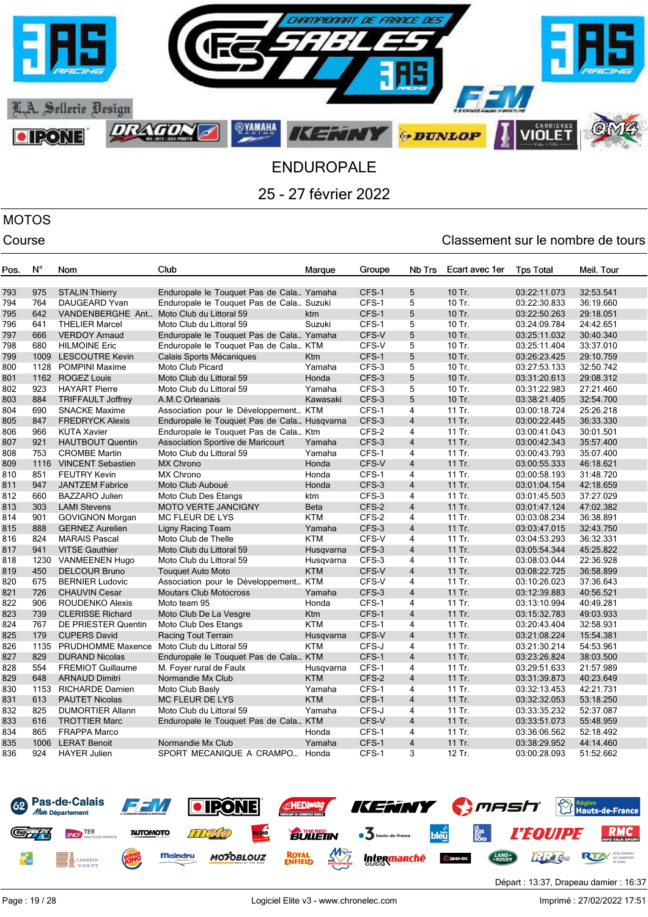# ENDUROPALE

## 25 - 27 février 2022

### MOTOS

Course

Classement sur le nombre de tours

| Pos. | N° | Nom | Club | Marque | Groupe | Nb Trs | Ecart avec 1er | Tps Total | Meil. Tour |
|---|---|---|---|---|---|---|---|---|---|
| 793 | 975 | STALIN Thierry | Enduropale le Touquet Pas de Cala... | Yamaha | CFS-1 | 5 | 10 Tr. | 03:22:11.073 | 32:53.541 |
| 794 | 764 | DAUGEARD Yvan | Enduropale le Touquet Pas de Cala... | Suzuki | CFS-1 | 5 | 10 Tr. | 03:22:30.833 | 36:19.660 |
| 795 | 642 | VANDENBERGHE Ant... | Moto Club du Littoral 59 | ktm | CFS-1 | 5 | 10 Tr. | 03:22:50.263 | 29:18.051 |
| 796 | 641 | THELIER Marcel | Moto Club du Littoral 59 | Suzuki | CFS-1 | 5 | 10 Tr. | 03:24:09.784 | 24:42.651 |
| 797 | 666 | VERDOY Arnaud | Enduropale le Touquet Pas de Cala... | Yamaha | CFS-V | 5 | 10 Tr. | 03:25:11.032 | 30:40.340 |
| 798 | 680 | HILMOINE Eric | Enduropale le Touquet Pas de Cala... | KTM | CFS-V | 5 | 10 Tr. | 03:25:11.404 | 33:37.010 |
| 799 | 1009 | LESCOUTRE Kevin | Calais Sports Mécaniques | Ktm | CFS-1 | 5 | 10 Tr. | 03:26:23.425 | 29:10.759 |
| 800 | 1128 | POMPINI Maxime | Moto Club Picard | Yamaha | CFS-3 | 5 | 10 Tr. | 03:27:53.133 | 32:50.742 |
| 801 | 1162 | ROGEZ Louis | Moto Club du Littoral 59 | Honda | CFS-3 | 5 | 10 Tr. | 03:31:20.613 | 29:08.312 |
| 802 | 923 | HAYART Pierre | Moto Club du Littoral 59 | Yamaha | CFS-3 | 5 | 10 Tr. | 03:31:22.983 | 27:21.460 |
| 803 | 884 | TRIFFAULT Joffrey | A.M.C Orleanais | Kawasaki | CFS-3 | 5 | 10 Tr. | 03:38:21.405 | 32:54.700 |
| 804 | 690 | SNACKE Maxime | Association pour le Développement... | KTM | CFS-1 | 4 | 11 Tr. | 03:00:18.724 | 25:26.218 |
| 805 | 847 | FREDRYCK Alexis | Enduropale le Touquet Pas de Cala... | Husqvarna | CFS-3 | 4 | 11 Tr. | 03:00:22.445 | 36:33.330 |
| 806 | 966 | KUTA Xavier | Enduropale le Touquet Pas de Cala... | Ktm | CFS-2 | 4 | 11 Tr. | 03:00:41.043 | 30:01.501 |
| 807 | 921 | HAUTBOUT Quentin | Association Sportive de Maricourt | Yamaha | CFS-3 | 4 | 11 Tr. | 03:00:42.343 | 35:57.400 |
| 808 | 753 | CROMBE Martin | Moto Club du Littoral 59 | Yamaha | CFS-1 | 4 | 11 Tr. | 03:00:43.793 | 35:07.400 |
| 809 | 1116 | VINCENT Sebastien | MX Chrono | Honda | CFS-V | 4 | 11 Tr. | 03:00:55.333 | 46:18.621 |
| 810 | 851 | FEUTRY Kevin | MX Chrono | Honda | CFS-1 | 4 | 11 Tr. | 03:00:58.193 | 31:48.720 |
| 811 | 947 | JANTZEM Fabrice | Moto Club Auboué | Honda | CFS-3 | 4 | 11 Tr. | 03:01:04.154 | 42:18.659 |
| 812 | 660 | BAZZARO Julien | Moto Club Des Etangs | ktm | CFS-3 | 4 | 11 Tr. | 03:01:45.503 | 37:27.029 |
| 813 | 303 | LAMI Stevens | MOTO VERTE JANCIGNY | Beta | CFS-2 | 4 | 11 Tr. | 03:01:47.124 | 47:02.382 |
| 814 | 901 | GOVIGNON Morgan | MC FLEUR DE LYS | KTM | CFS-2 | 4 | 11 Tr. | 03:03:08.234 | 36:38.891 |
| 815 | 888 | GERNEZ Aurelien | Ligny Racing Team | Yamaha | CFS-3 | 4 | 11 Tr. | 03:03:47.015 | 32:43.750 |
| 816 | 824 | MARAIS Pascal | Moto Club de Thelle | KTM | CFS-V | 4 | 11 Tr. | 03:04:53.293 | 36:32.331 |
| 817 | 941 | VITSE Gauthier | Moto Club du Littoral 59 | Husqvarna | CFS-3 | 4 | 11 Tr. | 03:05:54.344 | 45:25.822 |
| 818 | 1230 | VANMEENEN Hugo | Moto Club du Littoral 59 | Husqvarna | CFS-3 | 4 | 11 Tr. | 03:08:03.044 | 22:36.928 |
| 819 | 450 | DELCOUR Bruno | Touquet Auto Moto | KTM | CFS-V | 4 | 11 Tr. | 03:08:22.725 | 36:58.899 |
| 820 | 675 | BERNIER Ludovic | Association pour le Développement... | KTM | CFS-V | 4 | 11 Tr. | 03:10:26.023 | 37:36.643 |
| 821 | 726 | CHAUVIN Cesar | Moutars Club Motocross | Yamaha | CFS-3 | 4 | 11 Tr. | 03:12:39.883 | 40:56.521 |
| 822 | 906 | ROUDENKO Alexis | Moto team 95 | Honda | CFS-1 | 4 | 11 Tr. | 03:13:10.994 | 40:49.281 |
| 823 | 739 | CLERISSE Richard | Moto Club De La Vesgre | Ktm | CFS-1 | 4 | 11 Tr. | 03:15:32.783 | 49:03.933 |
| 824 | 767 | DE PRIESTER Quentin | Moto Club Des Etangs | KTM | CFS-1 | 4 | 11 Tr. | 03:20:43.404 | 32:58.931 |
| 825 | 179 | CUPERS David | Racing Tout Terrain | Husqvarna | CFS-V | 4 | 11 Tr. | 03:21:08.224 | 15:54.381 |
| 826 | 1135 | PRUDHOMME Maxence | Moto Club du Littoral 59 | KTM | CFS-J | 4 | 11 Tr. | 03:21:30.214 | 54:53.961 |
| 827 | 829 | DURAND Nicolas | Enduropale le Touquet Pas de Cala... | KTM | CFS-1 | 4 | 11 Tr. | 03:23:26.824 | 38:03.500 |
| 828 | 554 | FREMIOT Guillaume | M. Foyer rural de Faulx | Husqvarna | CFS-1 | 4 | 11 Tr. | 03:29:51.633 | 21:57.989 |
| 829 | 648 | ARNAUD Dimitri | Normandie Mx Club | KTM | CFS-2 | 4 | 11 Tr. | 03:31:39.873 | 40:23.649 |
| 830 | 1153 | RICHARDE Damien | Moto Club Basly | Yamaha | CFS-1 | 4 | 11 Tr. | 03:32:13.453 | 42:21.731 |
| 831 | 613 | PAUTET Nicolas | MC FLEUR DE LYS | KTM | CFS-1 | 4 | 11 Tr. | 03:32:32.053 | 53:18.250 |
| 832 | 825 | DUMORTIER Allann | Moto Club du Littoral 59 | Yamaha | CFS-J | 4 | 11 Tr. | 03:33:35.232 | 52:37.087 |
| 833 | 616 | TROTTIER Marc | Enduropale le Touquet Pas de Cala... | KTM | CFS-V | 4 | 11 Tr. | 03:33:51.073 | 55:48.959 |
| 834 | 865 | FRAPPA Marco | | Honda | CFS-1 | 4 | 11 Tr. | 03:36:06.562 | 52:18.492 |
| 835 | 1006 | LERAT Benoit | Normandie Mx Club | Yamaha | CFS-1 | 4 | 11 Tr. | 03:38:29.952 | 44:14.460 |
| 836 | 924 | HAYER Julien | SPORT MECANIQUE A CRAMPO... | Honda | CFS-1 | 3 | 12 Tr. | 03:00:28.093 | 51:52.662 |

Départ : 13:37, Drapeau damier : 16:37

Logiciel Elite v3 - www.chronelec.com

Imprimé : 27/02/2022 17:51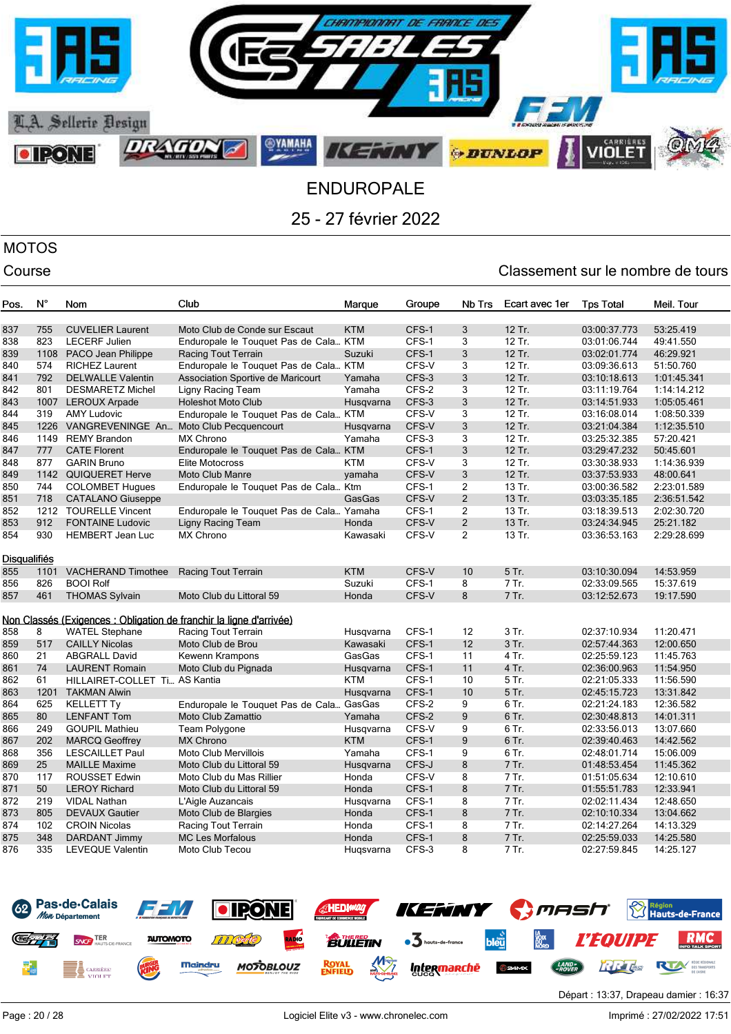# ENDUROPALE

## 25 - 27 février 2022

### MOTOS

Course

Classement sur le nombre de tours

| Pos. | N° | Nom | Club | Marque | Groupe | Nb Trs | Ecart avec 1er | Tps Total | Meil. Tour |
|---|---|---|---|---|---|---|---|---|---|
| 837 | 755 | CUVELIER Laurent | Moto Club de Conde sur Escaut | KTM | CFS-1 | 3 | 12 Tr. | 03:00:37.773 | 53:25.419 |
| 838 | 823 | LECERF Julien | Enduropale le Touquet Pas de Cala… | KTM | CFS-1 | 3 | 12 Tr. | 03:01:06.744 | 49:41.550 |
| 839 | 1108 | PACO Jean Philippe | Racing Tout Terrain | Suzuki | CFS-1 | 3 | 12 Tr. | 03:02:01.774 | 46:29.921 |
| 840 | 574 | RICHEZ Laurent | Enduropale le Touquet Pas de Cala… | KTM | CFS-V | 3 | 12 Tr. | 03:09:36.613 | 51:50.760 |
| 841 | 792 | DELWALLE Valentin | Association Sportive de Maricourt | Yamaha | CFS-3 | 3 | 12 Tr. | 03:10:18.613 | 1:01:45.341 |
| 842 | 801 | DESMARETZ Michel | Ligny Racing Team | Yamaha | CFS-2 | 3 | 12 Tr. | 03:11:19.764 | 1:14:14.212 |
| 843 | 1007 | LEROUX Arpade | Holeshot Moto Club | Husqvarna | CFS-3 | 3 | 12 Tr. | 03:14:51.933 | 1:05:05.461 |
| 844 | 319 | AMY Ludovic | Enduropale le Touquet Pas de Cala… | KTM | CFS-V | 3 | 12 Tr. | 03:16:08.014 | 1:08:50.339 |
| 845 | 1226 | VANGREVENINGE An… | Moto Club Pecquencourt | Husqvarna | CFS-V | 3 | 12 Tr. | 03:21:04.384 | 1:12:35.510 |
| 846 | 1149 | REMY Brandon | MX Chrono | Yamaha | CFS-3 | 3 | 12 Tr. | 03:25:32.385 | 57:20.421 |
| 847 | 777 | CATE Florent | Enduropale le Touquet Pas de Cala… | KTM | CFS-1 | 3 | 12 Tr. | 03:29:47.232 | 50:45.601 |
| 848 | 877 | GARIN Bruno | Elite Motocross | KTM | CFS-V | 3 | 12 Tr. | 03:30:38.933 | 1:14:36.939 |
| 849 | 1142 | QUIQUERET Herve | Moto Club Manre | yamaha | CFS-V | 3 | 12 Tr. | 03:37:53.933 | 48:00.641 |
| 850 | 744 | COLOMBET Hugues | Enduropale le Touquet Pas de Cala… | Ktm | CFS-1 | 2 | 13 Tr. | 03:00:36.582 | 2:23:01.589 |
| 851 | 718 | CATALANO Giuseppe | | GasGas | CFS-V | 2 | 13 Tr. | 03:03:35.185 | 2:36:51.542 |
| 852 | 1212 | TOURELLE Vincent | Enduropale le Touquet Pas de Cala… | Yamaha | CFS-1 | 2 | 13 Tr. | 03:18:39.513 | 2:02:30.720 |
| 853 | 912 | FONTAINE Ludovic | Ligny Racing Team | Honda | CFS-V | 2 | 13 Tr. | 03:24:34.945 | 25:21.182 |
| 854 | 930 | HEMBERT Jean Luc | MX Chrono | Kawasaki | CFS-V | 2 | 13 Tr. | 03:36:53.163 | 2:29:28.699 |

**Disqualifiés**

| Pos. | N° | Nom | Club | Marque | Groupe | Nb Trs | Ecart avec 1er | Tps Total | Meil. Tour |
|---|---|---|---|---|---|---|---|---|---|
| 855 | 1101 | VACHERAND Timothee | Racing Tout Terrain | KTM | CFS-V | 10 | 5 Tr. | 03:10:30.094 | 14:53.959 |
| 856 | 826 | BOOI Rolf | | Suzuki | CFS-1 | 8 | 7 Tr. | 02:33:09.565 | 15:37.619 |
| 857 | 461 | THOMAS Sylvain | Moto Club du Littoral 59 | Honda | CFS-V | 8 | 7 Tr. | 03:12:52.673 | 19:17.590 |

**Non Classés (Exigences : Obligation de franchir la ligne d'arrivée)**

| Pos. | N° | Nom | Club | Marque | Groupe | Nb Trs | Ecart avec 1er | Tps Total | Meil. Tour |
|---|---|---|---|---|---|---|---|---|---|
| 858 | 8 | WATEL Stephane | Racing Tout Terrain | Husqvarna | CFS-1 | 12 | 3 Tr. | 02:37:10.934 | 11:20.471 |
| 859 | 517 | CAILLY Nicolas | Moto Club de Brou | Kawasaki | CFS-1 | 12 | 3 Tr. | 02:57:44.363 | 12:00.650 |
| 860 | 21 | ABGRALL David | Kewenn Krampons | GasGas | CFS-1 | 11 | 4 Tr. | 02:25:59.123 | 11:45.763 |
| 861 | 74 | LAURENT Romain | Moto Club du Pignada | Husqvarna | CFS-1 | 11 | 4 Tr. | 02:36:00.963 | 11:54.950 |
| 862 | 61 | HILLAIRET-COLLET Ti… | AS Kantia | KTM | CFS-1 | 10 | 5 Tr. | 02:21:05.333 | 11:56.590 |
| 863 | 1201 | TAKMAN Alwin | | Husqvarna | CFS-1 | 10 | 5 Tr. | 02:45:15.723 | 13:31.842 |
| 864 | 625 | KELLETT Ty | Enduropale le Touquet Pas de Cala… | GasGas | CFS-2 | 9 | 6 Tr. | 02:21:24.183 | 12:36.582 |
| 865 | 80 | LENFANT Tom | Moto Club Zamattio | Yamaha | CFS-2 | 9 | 6 Tr. | 02:30:48.813 | 14:01.311 |
| 866 | 249 | GOUPIL Mathieu | Team Polygone | Husqvarna | CFS-V | 9 | 6 Tr. | 02:33:56.013 | 13:07.660 |
| 867 | 202 | MARCQ Geoffrey | MX Chrono | KTM | CFS-1 | 9 | 6 Tr. | 02:39:40.463 | 14:42.562 |
| 868 | 356 | LESCAILLET Paul | Moto Club Mervillois | Yamaha | CFS-1 | 9 | 6 Tr. | 02:48:01.714 | 15:06.009 |
| 869 | 25 | MAILLE Maxime | Moto Club du Littoral 59 | Husqvarna | CFS-J | 8 | 7 Tr. | 01:48:53.454 | 11:45.362 |
| 870 | 117 | ROUSSET Edwin | Moto Club du Mas Rillier | Honda | CFS-V | 8 | 7 Tr. | 01:51:05.634 | 12:10.610 |
| 871 | 50 | LEROY Richard | Moto Club du Littoral 59 | Honda | CFS-1 | 8 | 7 Tr. | 01:55:51.783 | 12:33.941 |
| 872 | 219 | VIDAL Nathan | L'Aigle Auzancais | Husqvarna | CFS-1 | 8 | 7 Tr. | 02:02:11.434 | 12:48.650 |
| 873 | 805 | DEVAUX Gautier | Moto Club de Blargies | Honda | CFS-1 | 8 | 7 Tr. | 02:10:10.334 | 13:04.662 |
| 874 | 102 | CROIN Nicolas | Racing Tout Terrain | Honda | CFS-1 | 8 | 7 Tr. | 02:14:27.264 | 14:13.329 |
| 875 | 348 | DARDANT Jimmy | MC Les Morfalous | Honda | CFS-1 | 8 | 7 Tr. | 02:25:59.033 | 14:25.580 |
| 876 | 335 | LEVEQUE Valentin | Moto Club Tecou | Huqsvarna | CFS-3 | 8 | 7 Tr. | 02:27:59.845 | 14:25.127 |

Départ : 13:37, Drapeau damier : 16:37

Logiciel Elite v3 - www.chronelec.com

Imprimé : 27/02/2022 17:51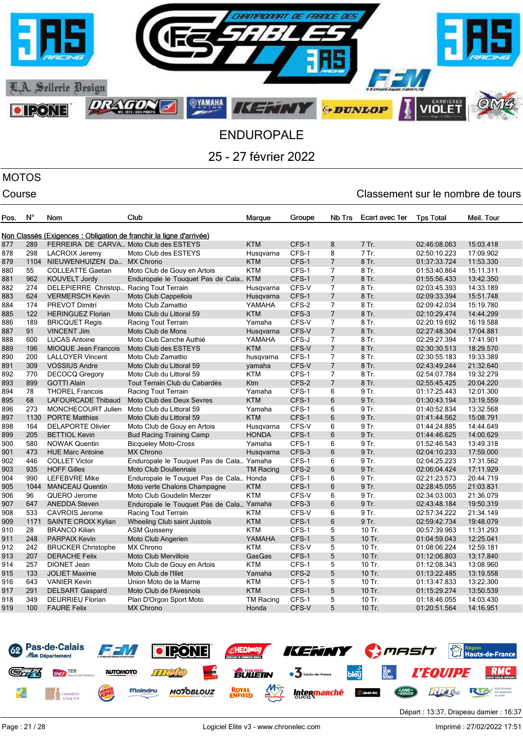# ENDUROPALE

## 25 - 27 février 2022

MOTOS

Course

Classement sur le nombre de tours

| Pos. | N° | Nom | Club | Marque | Groupe | Nb Trs | Ecart avec 1er | Tps Total | Meil. Tour |
|---|---|---|---|---|---|---|---|---|---|
| **Non Classés (Exigences : Obligation de franchir la ligne d'arrivée)** | | | | | | | | | |
| 877 | 289 | FERREIRA DE CARVA... | Moto Club des ESTEYS | KTM | CFS-1 | 8 | 7 Tr. | 02:46:08.063 | 15:03.418 |
| 878 | 298 | LACROIX Jeremy | Moto Club des ESTEYS | Husqvarna | CFS-1 | 8 | 7 Tr. | 02:50:10.223 | 17:09.902 |
| 879 | 1104 | NIEUWENHUIZEN Da... | MX Chrono | KTM | CFS-1 | 7 | 8 Tr. | 01:37:33.724 | 11:53.330 |
| 880 | 55 | COLLEATTE Gaetan | Moto Club de Gouy en Artois | KTM | CFS-1 | 7 | 8 Tr. | 01:53:40.864 | 15:11.311 |
| 881 | 962 | KOUVELT Jordy | Enduropale le Touquet Pas de Cala... | KTM | CFS-1 | 7 | 8 Tr. | 01:55:56.433 | 13:42.350 |
| 882 | 274 | DELEPIERRE Christop... | Racing Tout Terrain | Husqvarna | CFS-V | 7 | 8 Tr. | 02:03:45.393 | 14:33.189 |
| 883 | 624 | VERMERSCH Kevin | Moto Club Cappellois | Husqvarna | CFS-1 | 7 | 8 Tr. | 02:09:33.394 | 15:51.748 |
| 884 | 174 | PREVOT Dimitri | Moto Club Zamattio | YAMAHA | CFS-2 | 7 | 8 Tr. | 02:09:42.034 | 15:19.780 |
| 885 | 122 | HERINGUEZ Florian | Moto Club du Littoral 59 | KTM | CFS-3 | 7 | 8 Tr. | 02:10:29.474 | 14:44.299 |
| 886 | 189 | BRICQUET Regis | Racing Tout Terrain | Yamaha | CFS-V | 7 | 8 Tr. | 02:20:19.692 | 16:19.588 |
| 887 | 91 | VINCENT Jim | Moto Club de Mons | Husqvarna | CFS-V | 7 | 8 Tr. | 02:27:48.304 | 17:04.881 |
| 888 | 600 | LUCAS Antoine | Moto Club Canche Authié | YAMAHA | CFS-J | 7 | 8 Tr. | 02:29:27.394 | 17:41.901 |
| 889 | 196 | MIOQUE Jean Francois | Moto Club des ESTEYS | KTM | CFS-V | 7 | 8 Tr. | 02:30:30.513 | 18:29.570 |
| 890 | 200 | LALLOYER Vincent | Moto Club Zamattio | husqvarna | CFS-1 | 7 | 8 Tr. | 02:30:55.183 | 19:33.389 |
| 891 | 309 | VOSSIUS Andre | Moto Club du Littoral 59 | yamaha | CFS-V | 7 | 8 Tr. | 02:43:49.244 | 21:32.640 |
| 892 | 770 | DECOCQ Gregory | Moto Club du Littoral 59 | KTM | CFS-1 | 7 | 8 Tr. | 02:54:07.784 | 19:32.279 |
| 893 | 899 | GOTTI Alain | Tout Terrain Club du Cabardès | Ktm | CFS-2 | 7 | 8 Tr. | 02:55:45.425 | 20:04.220 |
| 894 | 78 | THOREL Francois | Racing Tout Terrain | Yamaha | CFS-1 | 6 | 9 Tr. | 01:17:25.443 | 12:01.300 |
| 895 | 68 | LAFOURCADE Thibaud | Moto Club des Deux Sevres | KTM | CFS-1 | 6 | 9 Tr. | 01:30:43.194 | 13:19.559 |
| 896 | 273 | MONCHECOURT Julien | Moto Club du Littoral 59 | Yamaha | CFS-1 | 6 | 9 Tr. | 01:40:52.834 | 13:32.568 |
| 897 | 1130 | PORTE Matthias | Moto Club du Littoral 59 | KTM | CFS-1 | 6 | 9 Tr. | 01:41:44.562 | 15:08.791 |
| 898 | 164 | DELAPORTE Olivier | Moto Club de Gouy en Artois | Husqvarna | CFS-V | 6 | 9 Tr. | 01:44:24.885 | 14:44.649 |
| 899 | 205 | BETTIOL Kevin | Bud Racing Training Camp | HONDA | CFS-1 | 6 | 9 Tr. | 01:44:46.625 | 14:00.629 |
| 900 | 580 | NOWAK Quentin | Bicqueley Moto-Cross | Yamaha | CFS-1 | 6 | 9 Tr. | 01:52:46.543 | 13:49.318 |
| 901 | 473 | HUE Marc Antoine | MX Chrono | Husqvarna | CFS-3 | 6 | 9 Tr. | 02:04:10.233 | 17:59.000 |
| 902 | 446 | COLLET Victor | Enduropale le Touquet Pas de Cala... | Yamaha | CFS-1 | 6 | 9 Tr. | 02:04:25.223 | 17:31.562 |
| 903 | 935 | HOFF Gilles | Moto Club Doullennais | TM Racing | CFS-2 | 6 | 9 Tr. | 02:06:04.424 | 17:11.929 |
| 904 | 990 | LEFEBVRE Mike | Enduropale le Touquet Pas de Cala... | Honda | CFS-1 | 6 | 9 Tr. | 02:21:23.573 | 20:44.719 |
| 905 | 1044 | MANCEAU Quentin | Moto verte Chalons Champagne | KTM | CFS-1 | 6 | 9 Tr. | 02:28:45.055 | 21:03.831 |
| 906 | 96 | QUERO Jerome | Moto Club Goudelin Merzer | KTM | CFS-V | 6 | 9 Tr. | 02:34:03.003 | 21:36.079 |
| 907 | 647 | ANEDDA Steven | Enduropale le Touquet Pas de Cala... | Yamaha | CFS-3 | 6 | 9 Tr. | 02:43:48.184 | 19:50.319 |
| 908 | 533 | CAVROIS Jerome | Racing Tout Terrain | KTM | CFS-V | 6 | 9 Tr. | 02:57:34.222 | 21:34.149 |
| 909 | 1171 | SAINTE CROIX Kylian | Wheeling Club saint Justois | KTM | CFS-1 | 6 | 9 Tr. | 02:59:42.734 | 19:48.079 |
| 910 | 28 | BRANCO Kilian | ASM Guisseny | KTM | CFS-1 | 5 | 10 Tr. | 00:57:39.963 | 11:31.293 |
| 911 | 248 | PARPAIX Kevin | Moto Club Angerien | YAMAHA | CFS-1 | 5 | 10 Tr. | 01:04:59.043 | 12:25.041 |
| 912 | 242 | BRUCKER Christophe | MX Chrono | KTM | CFS-V | 5 | 10 Tr. | 01:08:06.224 | 12:59.181 |
| 913 | 207 | DERACHE Felix | Moto Club Mervillois | GasGas | CFS-1 | 5 | 10 Tr. | 01:12:06.803 | 13:17.840 |
| 914 | 257 | DIONET Jean | Moto Club de Gouy en Artois | KTM | CFS-1 | 5 | 10 Tr. | 01:12:08.343 | 13:08.960 |
| 915 | 133 | JOLIET Maxime | Moto Club de l'Illet | Yamaha | CFS-2 | 5 | 10 Tr. | 01:13:22.485 | 13:19.558 |
| 916 | 643 | VANIER Kevin | Union Moto de la Marne | KTM | CFS-1 | 5 | 10 Tr. | 01:13:47.833 | 13:22.300 |
| 917 | 291 | DELSART Gaspard | Moto Club de l'Avesnois | KTM | CFS-1 | 5 | 10 Tr. | 01:15:29.274 | 13:50.539 |
| 918 | 349 | DEURRIEU Florian | Plan D'Orgon Sport Moto | TM Racing | CFS-1 | 5 | 10 Tr. | 01:18:46.055 | 14:03.430 |
| 919 | 100 | FAURE Felix | MX Chrono | Honda | CFS-V | 5 | 10 Tr. | 01:20:51.564 | 14:16.951 |

Départ : 13:37, Drapeau damier : 16:37

Logiciel Elite v3 - www.chronelec.com

Imprimé : 27/02/2022 17:51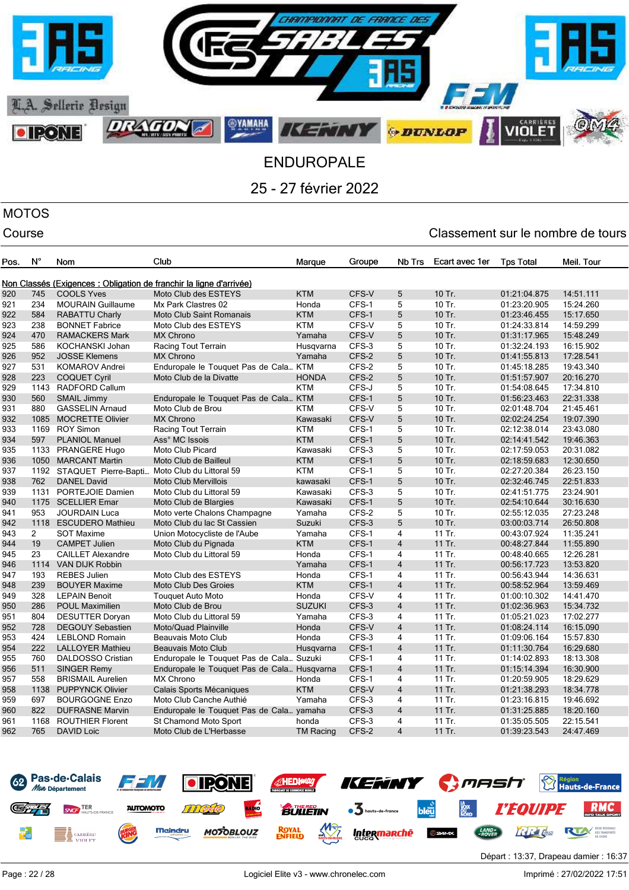# ENDUROPALE

## 25 - 27 février 2022

MOTOS

Course

Classement sur le nombre de tours

| Pos. | N° | Nom | Club | Marque | Groupe | Nb Trs | Ecart avec 1er | Tps Total | Meil. Tour |
|---|---|---|---|---|---|---|---|---|---|
| Non Classés (Exigences : Obligation de franchir la ligne d'arrivée) | | | | | | | | | |
| 920 | 745 | COOLS Yves | Moto Club des ESTEYS | KTM | CFS-V | 5 | 10 Tr. | 01:21:04.875 | 14:51.111 |
| 921 | 234 | MOURAIN Guillaume | Mx Park Clastres 02 | Honda | CFS-1 | 5 | 10 Tr. | 01:23:20.905 | 15:24.260 |
| 922 | 584 | RABATTU Charly | Moto Club Saint Romanais | KTM | CFS-1 | 5 | 10 Tr. | 01:23:46.455 | 15:17.650 |
| 923 | 238 | BONNET Fabrice | Moto Club des ESTEYS | KTM | CFS-V | 5 | 10 Tr. | 01:24:33.814 | 14:59.299 |
| 924 | 470 | RAMACKERS Mark | MX Chrono | Yamaha | CFS-V | 5 | 10 Tr. | 01:31:17.965 | 15:48.249 |
| 925 | 586 | KOCHANSKI Johan | Racing Tout Terrain | Husqvarna | CFS-3 | 5 | 10 Tr. | 01:32:24.193 | 16:15.902 |
| 926 | 952 | JOSSE Klemens | MX Chrono | Yamaha | CFS-2 | 5 | 10 Tr. | 01:41:55.813 | 17:28.541 |
| 927 | 531 | KOMAROV Andrei | Enduropale le Touquet Pas de Cala... | KTM | CFS-2 | 5 | 10 Tr. | 01:45:18.285 | 19:43.340 |
| 928 | 223 | COQUET Cyril | Moto Club de la Divatte | HONDA | CFS-2 | 5 | 10 Tr. | 01:51:57.907 | 20:16.270 |
| 929 | 1143 | RADFORD Callum | | KTM | CFS-J | 5 | 10 Tr. | 01:54:08.645 | 17:34.810 |
| 930 | 560 | SMAIL Jimmy | Enduropale le Touquet Pas de Cala... | KTM | CFS-1 | 5 | 10 Tr. | 01:56:23.463 | 22:31.338 |
| 931 | 880 | GASSELIN Arnaud | Moto Club de Brou | KTM | CFS-V | 5 | 10 Tr. | 02:01:48.704 | 21:45.461 |
| 932 | 1085 | MOCRETTE Olivier | MX Chrono | Kawasaki | CFS-V | 5 | 10 Tr. | 02:02:24.254 | 19:07.390 |
| 933 | 1169 | ROY Simon | Racing Tout Terrain | KTM | CFS-1 | 5 | 10 Tr. | 02:12:38.014 | 23:43.080 |
| 934 | 597 | PLANIOL Manuel | Ass° MC Issois | KTM | CFS-1 | 5 | 10 Tr. | 02:14:41.542 | 19:46.363 |
| 935 | 1133 | PRANGERE Hugo | Moto Club Picard | Kawasaki | CFS-3 | 5 | 10 Tr. | 02:17:59.053 | 20:31.082 |
| 936 | 1050 | MARCANT Martin | Moto Club de Bailleul | KTM | CFS-1 | 5 | 10 Tr. | 02:18:59.683 | 12:30.650 |
| 937 | 1192 | STAQUET Pierre-Bapti... | Moto Club du Littoral 59 | KTM | CFS-1 | 5 | 10 Tr. | 02:27:20.384 | 26:23.150 |
| 938 | 762 | DANEL David | Moto Club Mervillois | kawasaki | CFS-1 | 5 | 10 Tr. | 02:32:46.745 | 22:51.833 |
| 939 | 1131 | PORTEJOIE Damien | Moto Club du Littoral 59 | Kawasaki | CFS-3 | 5 | 10 Tr. | 02:41:51.775 | 23:24.901 |
| 940 | 1175 | SCELLIER Emar | Moto Club de Blargies | Kawasaki | CFS-1 | 5 | 10 Tr. | 02:54:10.644 | 30:16.630 |
| 941 | 953 | JOURDAIN Luca | Moto verte Chalons Champagne | Yamaha | CFS-2 | 5 | 10 Tr. | 02:55:12.035 | 27:23.248 |
| 942 | 1118 | ESCUDERO Mathieu | Moto Club du lac St Cassien | Suzuki | CFS-3 | 5 | 10 Tr. | 03:00:03.714 | 26:50.808 |
| 943 | 2 | SOT Maxime | Union Motocycliste de l'Aube | Yamaha | CFS-1 | 4 | 11 Tr. | 00:43:07.924 | 11:35.241 |
| 944 | 19 | CAMPET Julien | Moto Club du Pignada | KTM | CFS-1 | 4 | 11 Tr. | 00:48:27.844 | 11:55.890 |
| 945 | 23 | CAILLET Alexandre | Moto Club du Littoral 59 | Honda | CFS-1 | 4 | 11 Tr. | 00:48:40.665 | 12:26.281 |
| 946 | 1114 | VAN DIJK Robbin | | Yamaha | CFS-1 | 4 | 11 Tr. | 00:56:17.723 | 13:53.820 |
| 947 | 193 | REBES Julien | Moto Club des ESTEYS | Honda | CFS-1 | 4 | 11 Tr. | 00:56:43.944 | 14:36.631 |
| 948 | 239 | BOUYER Maxime | Moto Club Des Groies | KTM | CFS-1 | 4 | 11 Tr. | 00:58:52.964 | 13:59.469 |
| 949 | 328 | LEPAIN Benoit | Touquet Auto Moto | Honda | CFS-V | 4 | 11 Tr. | 01:00:10.302 | 14:41.470 |
| 950 | 286 | POUL Maximilien | Moto Club de Brou | SUZUKI | CFS-3 | 4 | 11 Tr. | 01:02:36.963 | 15:34.732 |
| 951 | 804 | DESUTTER Doryan | Moto Club du Littoral 59 | Yamaha | CFS-3 | 4 | 11 Tr. | 01:05:21.023 | 17:02.277 |
| 952 | 728 | DEGOUY Sebastien | Moto/Quad Plainville | Honda | CFS-V | 4 | 11 Tr. | 01:08:24.114 | 16:15.090 |
| 953 | 424 | LEBLOND Romain | Beauvais Moto Club | Honda | CFS-3 | 4 | 11 Tr. | 01:09:06.164 | 15:57.830 |
| 954 | 222 | LALLOYER Mathieu | Beauvais Moto Club | Husqvarna | CFS-1 | 4 | 11 Tr. | 01:11:30.764 | 16:29.680 |
| 955 | 760 | DALDOSSO Cristian | Enduropale le Touquet Pas de Cala... | Suzuki | CFS-1 | 4 | 11 Tr. | 01:14:02.893 | 18:13.308 |
| 956 | 511 | SINGER Remy | Enduropale le Touquet Pas de Cala... | Husqvarna | CFS-1 | 4 | 11 Tr. | 01:15:14.394 | 16:30.900 |
| 957 | 558 | BRISMAIL Aurelien | MX Chrono | Honda | CFS-1 | 4 | 11 Tr. | 01:20:59.905 | 18:29.629 |
| 958 | 1138 | PUPPYNCK Olivier | Calais Sports Mécaniques | KTM | CFS-V | 4 | 11 Tr. | 01:21:38.293 | 18:34.778 |
| 959 | 697 | BOURGOGNE Enzo | Moto Club Canche Authié | Yamaha | CFS-3 | 4 | 11 Tr. | 01:23:16.815 | 19:46.692 |
| 960 | 822 | DUFRASNE Marvin | Enduropale le Touquet Pas de Cala... | yamaha | CFS-3 | 4 | 11 Tr. | 01:31:25.885 | 18:20.160 |
| 961 | 1168 | ROUTHIER Florent | St Chamond Moto Sport | honda | CFS-3 | 4 | 11 Tr. | 01:35:05.505 | 22:15.541 |
| 962 | 765 | DAVID Loic | Moto Club de L'Herbasse | TM Racing | CFS-2 | 4 | 11 Tr. | 01:39:23.543 | 24:47.469 |

Départ : 13:37, Drapeau damier : 16:37

Logiciel Elite v3 - www.chronelec.com

Imprimé : 27/02/2022 17:51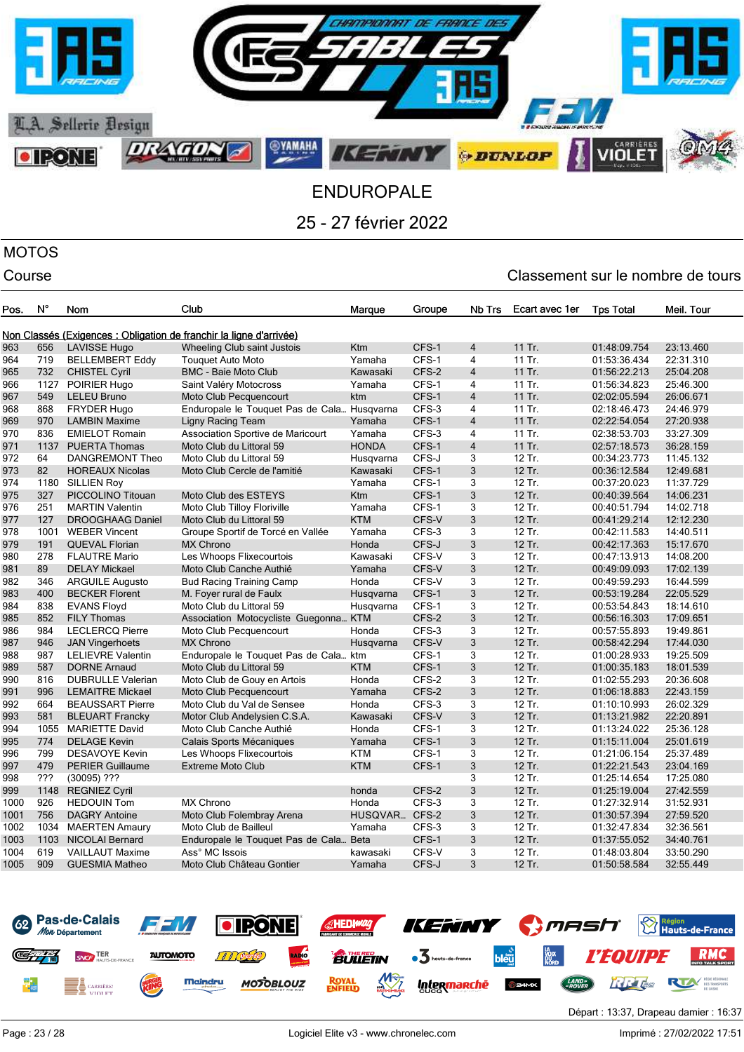# ENDUROPALE

## 25 - 27 février 2022

MOTOS

Course

Classement sur le nombre de tours

Non Classés (Exigences : Obligation de franchir la ligne d'arrivée)

| Pos. | N° | Nom | Club | Marque | Groupe | Nb Trs | Ecart avec 1er | Tps Total | Meil. Tour |
|---|---|---|---|---|---|---|---|---|---|
| 963 | 656 | LAVISSE Hugo | Wheeling Club saint Justois | Ktm | CFS-1 | 4 | 11 Tr. | 01:48:09.754 | 23:13.460 |
| 964 | 719 | BELLEMBERT Eddy | Touquet Auto Moto | Yamaha | CFS-1 | 4 | 11 Tr. | 01:53:36.434 | 22:31.310 |
| 965 | 732 | CHISTEL Cyril | BMC - Baie Moto Club | Kawasaki | CFS-2 | 4 | 11 Tr. | 01:56:22.213 | 25:04.208 |
| 966 | 1127 | POIRIER Hugo | Saint Valéry Motocross | Yamaha | CFS-1 | 4 | 11 Tr. | 01:56:34.823 | 25:46.300 |
| 967 | 549 | LELEU Bruno | Moto Club Pecquencourt | ktm | CFS-1 | 4 | 11 Tr. | 02:02:05.594 | 26:06.671 |
| 968 | 868 | FRYDER Hugo | Enduropale le Touquet Pas de Cala… | Husqvarna | CFS-3 | 4 | 11 Tr. | 02:18:46.473 | 24:46.979 |
| 969 | 970 | LAMBIN Maxime | Ligny Racing Team | Yamaha | CFS-1 | 4 | 11 Tr. | 02:22:54.054 | 27:20.938 |
| 970 | 836 | EMIELOT Romain | Association Sportive de Maricourt | Yamaha | CFS-3 | 4 | 11 Tr. | 02:38:53.703 | 33:27.309 |
| 971 | 1137 | PUERTA Thomas | Moto Club du Littoral 59 | HONDA | CFS-1 | 4 | 11 Tr. | 02:57:18.573 | 36:28.159 |
| 972 | 64 | DANGREMONT Theo | Moto Club du Littoral 59 | Husqvarna | CFS-J | 3 | 12 Tr. | 00:34:23.773 | 11:45.132 |
| 973 | 82 | HOREAUX Nicolas | Moto Club Cercle de l'amitié | Kawasaki | CFS-1 | 3 | 12 Tr. | 00:36:12.584 | 12:49.681 |
| 974 | 1180 | SILLIEN Roy | | Yamaha | CFS-1 | 3 | 12 Tr. | 00:37:20.023 | 11:37.729 |
| 975 | 327 | PICCOLINO Titouan | Moto Club des ESTEYS | Ktm | CFS-1 | 3 | 12 Tr. | 00:40:39.564 | 14:06.231 |
| 976 | 251 | MARTIN Valentin | Moto Club Tilloy Floriville | Yamaha | CFS-1 | 3 | 12 Tr. | 00:40:51.794 | 14:02.718 |
| 977 | 127 | DROOGHAAG Daniel | Moto Club du Littoral 59 | KTM | CFS-V | 3 | 12 Tr. | 00:41:29.214 | 12:12.230 |
| 978 | 1001 | WEBER Vincent | Groupe Sportif de Torcé en Vallée | Yamaha | CFS-3 | 3 | 12 Tr. | 00:42:11.583 | 14:40.511 |
| 979 | 191 | QUEVAL Florian | MX Chrono | Honda | CFS-J | 3 | 12 Tr. | 00:42:17.363 | 15:17.670 |
| 980 | 278 | FLAUTRE Mario | Les Whoops Flixecourtois | Kawasaki | CFS-V | 3 | 12 Tr. | 00:47:13.913 | 14:08.200 |
| 981 | 89 | DELAY Mickael | Moto Club Canche Authié | Yamaha | CFS-V | 3 | 12 Tr. | 00:49:09.093 | 17:02.139 |
| 982 | 346 | ARGUILE Augusto | Bud Racing Training Camp | Honda | CFS-V | 3 | 12 Tr. | 00:49:59.293 | 16:44.599 |
| 983 | 400 | BECKER Florent | M. Foyer rural de Faulx | Husqvarna | CFS-1 | 3 | 12 Tr. | 00:53:19.284 | 22:05.529 |
| 984 | 838 | EVANS Floyd | Moto Club du Littoral 59 | Husqvarna | CFS-1 | 3 | 12 Tr. | 00:53:54.843 | 18:14.610 |
| 985 | 852 | FILY Thomas | Association Motocycliste Guegonna… | KTM | CFS-2 | 3 | 12 Tr. | 00:56:16.303 | 17:09.651 |
| 986 | 984 | LECLERCQ Pierre | Moto Club Pecquencourt | Honda | CFS-3 | 3 | 12 Tr. | 00:57:55.893 | 19:49.861 |
| 987 | 946 | JAN Vingerhoets | MX Chrono | Husqvarna | CFS-V | 3 | 12 Tr. | 00:58:42.294 | 17:44.030 |
| 988 | 987 | LELIEVRE Valentin | Enduropale le Touquet Pas de Cala… | ktm | CFS-1 | 3 | 12 Tr. | 01:00:28.903 | 19:25.509 |
| 989 | 587 | DORNE Arnaud | Moto Club du Littoral 59 | KTM | CFS-1 | 3 | 12 Tr. | 01:00:35.183 | 18:01.539 |
| 990 | 816 | DUBRULLE Valerian | Moto Club de Gouy en Artois | Honda | CFS-2 | 3 | 12 Tr. | 01:02:55.293 | 20:36.608 |
| 991 | 996 | LEMAITRE Mickael | Moto Club Pecquencourt | Yamaha | CFS-2 | 3 | 12 Tr. | 01:06:18.883 | 22:43.159 |
| 992 | 664 | BEAUSSART Pierre | Moto Club du Val de Sensee | Honda | CFS-3 | 3 | 12 Tr. | 01:10:10.993 | 26:02.329 |
| 993 | 581 | BLEUART Francky | Motor Club Andelysien C.S.A. | Kawasaki | CFS-V | 3 | 12 Tr. | 01:13:21.982 | 22:20.891 |
| 994 | 1055 | MARIETTE David | Moto Club Canche Authié | Honda | CFS-1 | 3 | 12 Tr. | 01:13:24.022 | 25:36.128 |
| 995 | 774 | DELAGE Kevin | Calais Sports Mécaniques | Yamaha | CFS-1 | 3 | 12 Tr. | 01:15:11.004 | 25:01.619 |
| 996 | 799 | DESAVOYE Kevin | Les Whoops Flixecourtois | KTM | CFS-1 | 3 | 12 Tr. | 01:21:06.154 | 25:37.489 |
| 997 | 479 | PERIER Guillaume | Extreme Moto Club | KTM | CFS-1 | 3 | 12 Tr. | 01:22:21.543 | 23:04.169 |
| 998 | ??? | (30095) ??? | | | | 3 | 12 Tr. | 01:25:14.654 | 17:25.080 |
| 999 | 1148 | REGNIEZ Cyril | | honda | CFS-2 | 3 | 12 Tr. | 01:25:19.004 | 27:42.559 |
| 1000 | 926 | HEDOUIN Tom | MX Chrono | Honda | CFS-3 | 3 | 12 Tr. | 01:27:32.914 | 31:52.931 |
| 1001 | 756 | DAGRY Antoine | Moto Club Folembray Arena | HUSQVAR… | CFS-2 | 3 | 12 Tr. | 01:30:57.394 | 27:59.520 |
| 1002 | 1034 | MAERTEN Amaury | Moto Club de Bailleul | Yamaha | CFS-3 | 3 | 12 Tr. | 01:32:47.834 | 32:36.561 |
| 1003 | 1103 | NICOLAI Bernard | Enduropale le Touquet Pas de Cala… | Beta | CFS-1 | 3 | 12 Tr. | 01:37:55.052 | 34:40.761 |
| 1004 | 619 | VAILLAUT Maxime | Ass° MC Issois | kawasaki | CFS-V | 3 | 12 Tr. | 01:48:03.804 | 33:50.290 |
| 1005 | 909 | GUESMIA Matheo | Moto Club Château Gontier | Yamaha | CFS-J | 3 | 12 Tr. | 01:50:58.584 | 32:55.449 |

Départ : 13:37, Drapeau damier : 16:37

Logiciel Elite v3 - www.chronelec.com

Imprimé : 27/02/2022 17:51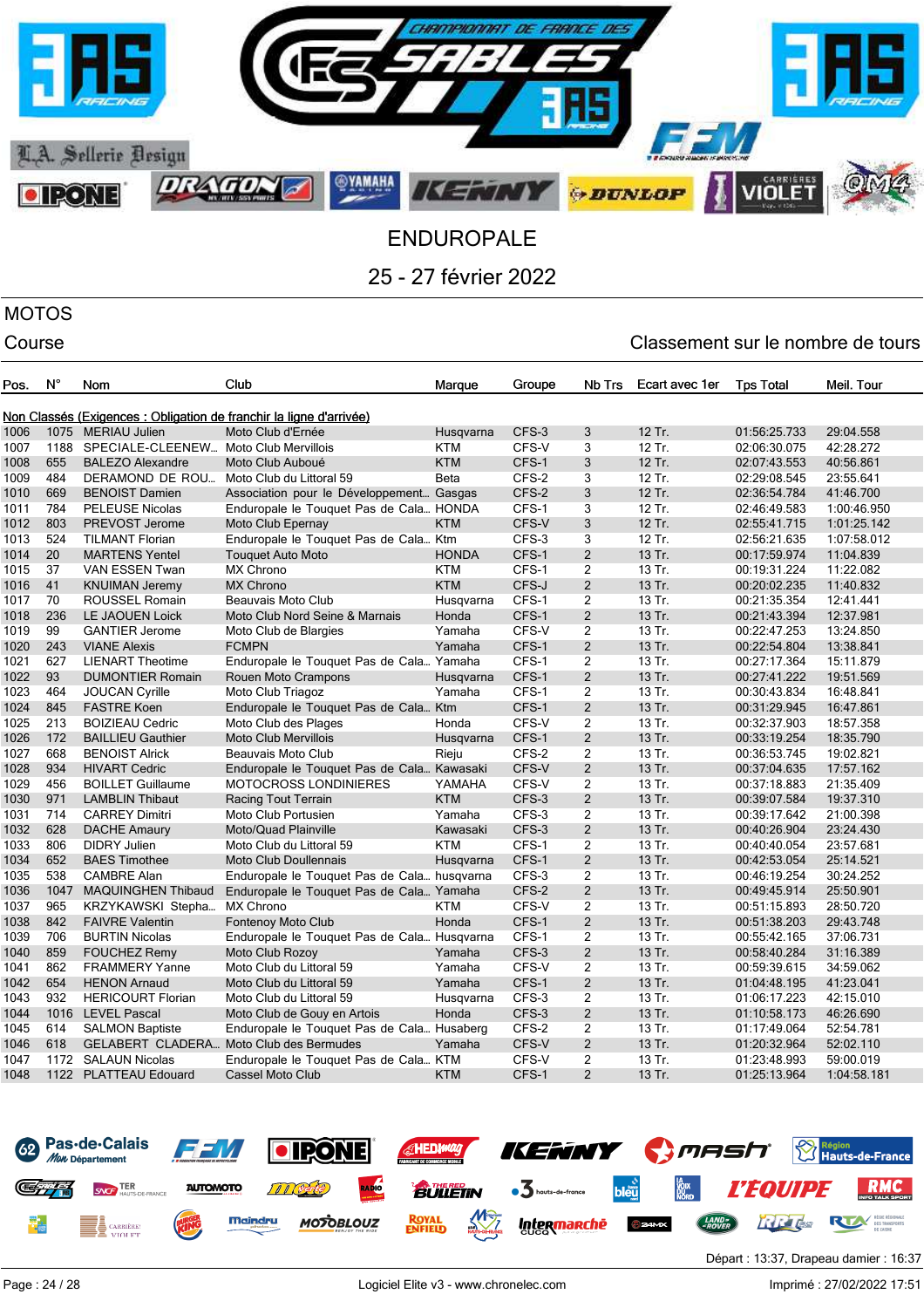# ENDUROPALE

## 25 - 27 février 2022

**MOTOS**

Course

Classement sur le nombre de tours

| Pos. | N° | Nom | Club | Marque | Groupe | Nb Trs | Ecart avec 1er | Tps Total | Meil. Tour |
|---|---|---|---|---|---|---|---|---|---|
| Non Classés (Exigences : Obligation de franchir la ligne d'arrivée) | | | | | | | | | |
| 1006 | 1075 | MERIAU Julien | Moto Club d'Ernée | Husqvarna | CFS-3 | 3 | 12 Tr. | 01:56:25.733 | 29:04.558 |
| 1007 | 1188 | SPECIALE-CLEENEW... | Moto Club Mervillois | KTM | CFS-V | 3 | 12 Tr. | 02:06:30.075 | 42:28.272 |
| 1008 | 655 | BALEZO Alexandre | Moto Club Auboué | KTM | CFS-1 | 3 | 12 Tr. | 02:07:43.553 | 40:56.861 |
| 1009 | 484 | DERAMOND DE ROU... | Moto Club du Littoral 59 | Beta | CFS-2 | 3 | 12 Tr. | 02:29:08.545 | 23:55.641 |
| 1010 | 669 | BENOIST Damien | Association pour le Développement... | Gasgas | CFS-2 | 3 | 12 Tr. | 02:36:54.784 | 41:46.700 |
| 1011 | 784 | PELEUSE Nicolas | Enduropale le Touquet Pas de Cala... | HONDA | CFS-1 | 3 | 12 Tr. | 02:46:49.583 | 1:00:46.950 |
| 1012 | 803 | PREVOST Jerome | Moto Club Epernay | KTM | CFS-V | 3 | 12 Tr. | 02:55:41.715 | 1:01:25.142 |
| 1013 | 524 | TILMANT Florian | Enduropale le Touquet Pas de Cala... | Ktm | CFS-3 | 3 | 12 Tr. | 02:56:21.635 | 1:07:58.012 |
| 1014 | 20 | MARTENS Yentel | Touquet Auto Moto | HONDA | CFS-1 | 2 | 13 Tr. | 00:17:59.974 | 11:04.839 |
| 1015 | 37 | VAN ESSEN Twan | MX Chrono | KTM | CFS-1 | 2 | 13 Tr. | 00:19:31.224 | 11:22.082 |
| 1016 | 41 | KNUIMAN Jeremy | MX Chrono | KTM | CFS-J | 2 | 13 Tr. | 00:20:02.235 | 11:40.832 |
| 1017 | 70 | ROUSSEL Romain | Beauvais Moto Club | Husqvarna | CFS-1 | 2 | 13 Tr. | 00:21:35.354 | 12:41.441 |
| 1018 | 236 | LE JAOUEN Loick | Moto Club Nord Seine & Marnais | Honda | CFS-1 | 2 | 13 Tr. | 00:21:43.394 | 12:37.981 |
| 1019 | 99 | GANTIER Jerome | Moto Club de Blargies | Yamaha | CFS-V | 2 | 13 Tr. | 00:22:47.253 | 13:24.850 |
| 1020 | 243 | VIANE Alexis | FCMPN | Yamaha | CFS-1 | 2 | 13 Tr. | 00:22:54.804 | 13:38.841 |
| 1021 | 627 | LIENART Theotime | Enduropale le Touquet Pas de Cala... | Yamaha | CFS-1 | 2 | 13 Tr. | 00:27:17.364 | 15:11.879 |
| 1022 | 93 | DUMONTIER Romain | Rouen Moto Crampons | Husqvarna | CFS-1 | 2 | 13 Tr. | 00:27:41.222 | 19:51.569 |
| 1023 | 464 | JOUCAN Cyrille | Moto Club Triagoz | Yamaha | CFS-1 | 2 | 13 Tr. | 00:30:43.834 | 16:48.841 |
| 1024 | 845 | FASTRE Koen | Enduropale le Touquet Pas de Cala... | Ktm | CFS-1 | 2 | 13 Tr. | 00:31:29.945 | 16:47.861 |
| 1025 | 213 | BOIZIEAU Cedric | Moto Club des Plages | Honda | CFS-V | 2 | 13 Tr. | 00:32:37.903 | 18:57.358 |
| 1026 | 172 | BAILLIEU Gauthier | Moto Club Mervillois | Husqvarna | CFS-1 | 2 | 13 Tr. | 00:33:19.254 | 18:35.790 |
| 1027 | 668 | BENOIST Alrick | Beauvais Moto Club | Rieju | CFS-2 | 2 | 13 Tr. | 00:36:53.745 | 19:02.821 |
| 1028 | 934 | HIVART Cedric | Enduropale le Touquet Pas de Cala... | Kawasaki | CFS-V | 2 | 13 Tr. | 00:37:04.635 | 17:57.162 |
| 1029 | 456 | BOILLET Guillaume | MOTOCROSS LONDINIERES | YAMAHA | CFS-V | 2 | 13 Tr. | 00:37:18.883 | 21:35.409 |
| 1030 | 971 | LAMBLIN Thibaut | Racing Tout Terrain | KTM | CFS-3 | 2 | 13 Tr. | 00:39:07.584 | 19:37.310 |
| 1031 | 714 | CARREY Dimitri | Moto Club Portusien | Yamaha | CFS-3 | 2 | 13 Tr. | 00:39:17.642 | 21:00.398 |
| 1032 | 628 | DACHE Amaury | Moto/Quad Plainville | Kawasaki | CFS-3 | 2 | 13 Tr. | 00:40:26.904 | 23:24.430 |
| 1033 | 806 | DIDRY Julien | Moto Club du Littoral 59 | KTM | CFS-1 | 2 | 13 Tr. | 00:40:40.054 | 23:57.681 |
| 1034 | 652 | BAES Timothee | Moto Club Doullennais | Husqvarna | CFS-1 | 2 | 13 Tr. | 00:42:53.054 | 25:14.521 |
| 1035 | 538 | CAMBRE Alan | Enduropale le Touquet Pas de Cala... | husqvarna | CFS-3 | 2 | 13 Tr. | 00:46:19.254 | 30:24.252 |
| 1036 | 1047 | MAQUINGHEN Thibaud | Enduropale le Touquet Pas de Cala... | Yamaha | CFS-2 | 2 | 13 Tr. | 00:49:45.914 | 25:50.901 |
| 1037 | 965 | KRZYKAWSKI Stepha... | MX Chrono | KTM | CFS-V | 2 | 13 Tr. | 00:51:15.893 | 28:50.720 |
| 1038 | 842 | FAIVRE Valentin | Fontenoy Moto Club | Honda | CFS-1 | 2 | 13 Tr. | 00:51:38.203 | 29:43.748 |
| 1039 | 706 | BURTIN Nicolas | Enduropale le Touquet Pas de Cala... | Husqvarna | CFS-1 | 2 | 13 Tr. | 00:55:42.165 | 37:06.731 |
| 1040 | 859 | FOUCHEZ Remy | Moto Club Rozoy | Yamaha | CFS-3 | 2 | 13 Tr. | 00:58:40.284 | 31:16.389 |
| 1041 | 862 | FRAMMERY Yanne | Moto Club du Littoral 59 | Yamaha | CFS-V | 2 | 13 Tr. | 00:59:39.615 | 34:59.062 |
| 1042 | 654 | HENON Arnaud | Moto Club du Littoral 59 | Yamaha | CFS-1 | 2 | 13 Tr. | 01:04:48.195 | 41:23.041 |
| 1043 | 932 | HERICOURT Florian | Moto Club du Littoral 59 | Husqvarna | CFS-3 | 2 | 13 Tr. | 01:06:17.223 | 42:15.010 |
| 1044 | 1016 | LEVEL Pascal | Moto Club de Gouy en Artois | Honda | CFS-3 | 2 | 13 Tr. | 01:10:58.173 | 46:26.690 |
| 1045 | 614 | SALMON Baptiste | Enduropale le Touquet Pas de Cala... | Husaberg | CFS-2 | 2 | 13 Tr. | 01:17:49.064 | 52:54.781 |
| 1046 | 618 | GELABERT CLADERA... | Moto Club des Bermudes | Yamaha | CFS-V | 2 | 13 Tr. | 01:20:32.964 | 52:02.110 |
| 1047 | 1172 | SALAUN Nicolas | Enduropale le Touquet Pas de Cala... | KTM | CFS-V | 2 | 13 Tr. | 01:23:48.993 | 59:00.019 |
| 1048 | 1122 | PLATTEAU Edouard | Cassel Moto Club | KTM | CFS-1 | 2 | 13 Tr. | 01:25:13.964 | 1:04:58.181 |

Départ : 13:37, Drapeau damier : 16:37

Logiciel Elite v3 - www.chronelec.com

Imprimé : 27/02/2022 17:51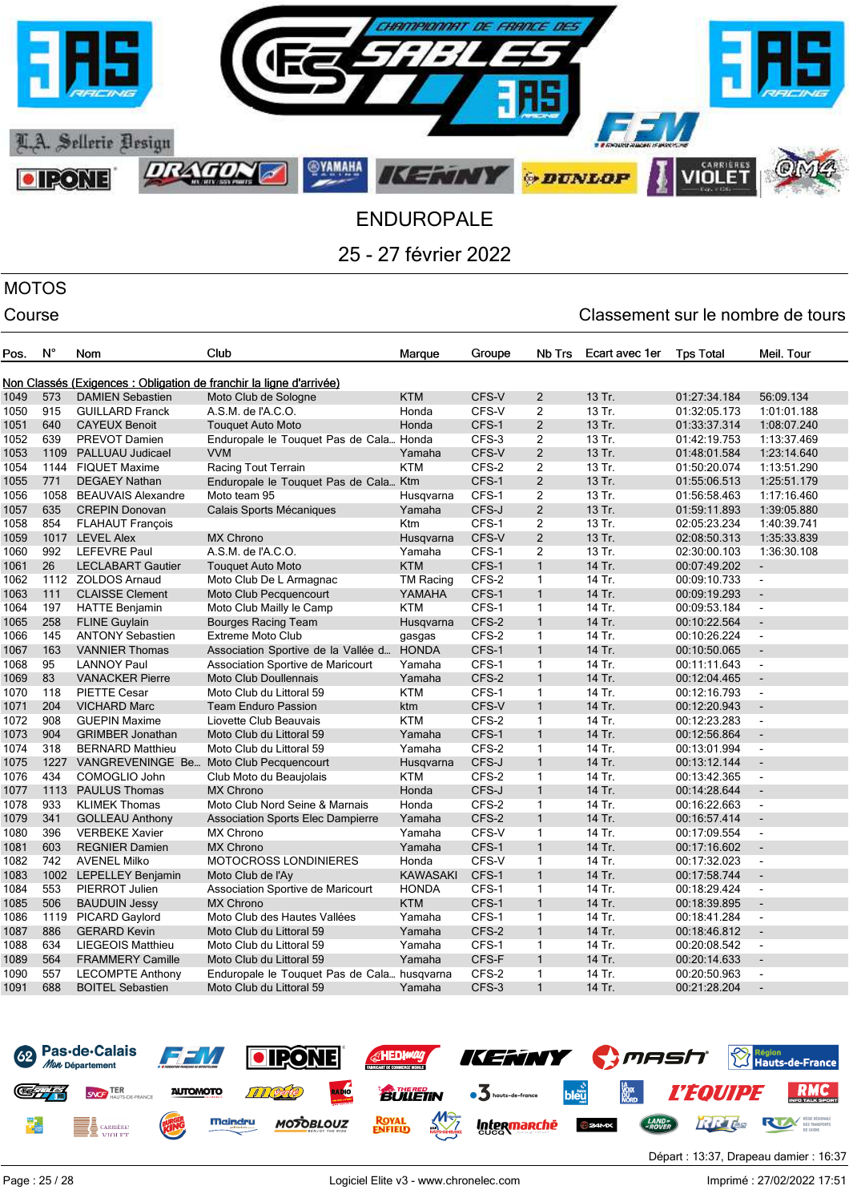# ENDUROPALE

## 25 - 27 février 2022

## MOTOS

Course

Classement sur le nombre de tours

| Pos. | N° | Nom | Club | Marque | Groupe | Nb Trs | Ecart avec 1er | Tps Total | Meil. Tour |
|---|---|---|---|---|---|---|---|---|---|
| Non Classés (Exigences : Obligation de franchir la ligne d'arrivée) | | | | | | | | | |
| 1049 | 573 | DAMIEN Sebastien | Moto Club de Sologne | KTM | CFS-V | 2 | 13 Tr. | 01:27:34.184 | 56:09.134 |
| 1050 | 915 | GUILLARD Franck | A.S.M. de l'A.C.O. | Honda | CFS-V | 2 | 13 Tr. | 01:32:05.173 | 1:01:01.188 |
| 1051 | 640 | CAYEUX Benoit | Touquet Auto Moto | Honda | CFS-1 | 2 | 13 Tr. | 01:33:37.314 | 1:08:07.240 |
| 1052 | 639 | PREVOT Damien | Enduropale le Touquet Pas de Cala… | Honda | CFS-3 | 2 | 13 Tr. | 01:42:19.753 | 1:13:37.469 |
| 1053 | 1109 | PALLUAU Judicael | VVM | Yamaha | CFS-V | 2 | 13 Tr. | 01:48:01.584 | 1:23:14.640 |
| 1054 | 1144 | FIQUET Maxime | Racing Tout Terrain | KTM | CFS-2 | 2 | 13 Tr. | 01:50:20.074 | 1:13:51.290 |
| 1055 | 771 | DEGAEY Nathan | Enduropale le Touquet Pas de Cala… | Ktm | CFS-1 | 2 | 13 Tr. | 01:55:06.513 | 1:25:51.179 |
| 1056 | 1058 | BEAUVAIS Alexandre | Moto team 95 | Husqvarna | CFS-1 | 2 | 13 Tr. | 01:56:58.463 | 1:17:16.460 |
| 1057 | 635 | CREPIN Donovan | Calais Sports Mécaniques | Yamaha | CFS-J | 2 | 13 Tr. | 01:59:11.893 | 1:39:05.880 |
| 1058 | 854 | FLAHAUT François | | Ktm | CFS-1 | 2 | 13 Tr. | 02:05:23.234 | 1:40:39.741 |
| 1059 | 1017 | LEVEL Alex | MX Chrono | Husqvarna | CFS-V | 2 | 13 Tr. | 02:08:50.313 | 1:35:33.839 |
| 1060 | 992 | LEFEVRE Paul | A.S.M. de l'A.C.O. | Yamaha | CFS-1 | 2 | 13 Tr. | 02:30:00.103 | 1:36:30.108 |
| 1061 | 26 | LECLABART Gautier | Touquet Auto Moto | KTM | CFS-1 | 1 | 14 Tr. | 00:07:49.202 | - |
| 1062 | 1112 | ZOLDOS Arnaud | Moto Club De L Armagnac | TM Racing | CFS-2 | 1 | 14 Tr. | 00:09:10.733 | - |
| 1063 | 111 | CLAISSE Clement | Moto Club Pecquencourt | YAMAHA | CFS-1 | 1 | 14 Tr. | 00:09:19.293 | - |
| 1064 | 197 | HATTE Benjamin | Moto Club Mailly le Camp | KTM | CFS-1 | 1 | 14 Tr. | 00:09:53.184 | - |
| 1065 | 258 | FLINE Guylain | Bourges Racing Team | Husqvarna | CFS-2 | 1 | 14 Tr. | 00:10:22.564 | - |
| 1066 | 145 | ANTONY Sebastien | Extreme Moto Club | gasgas | CFS-2 | 1 | 14 Tr. | 00:10:26.224 | - |
| 1067 | 163 | VANNIER Thomas | Association Sportive de la Vallée d… | HONDA | CFS-1 | 1 | 14 Tr. | 00:10:50.065 | - |
| 1068 | 95 | LANNOY Paul | Association Sportive de Maricourt | Yamaha | CFS-1 | 1 | 14 Tr. | 00:11:11.643 | - |
| 1069 | 83 | VANACKER Pierre | Moto Club Doullennais | Yamaha | CFS-2 | 1 | 14 Tr. | 00:12:04.465 | - |
| 1070 | 118 | PIETTE Cesar | Moto Club du Littoral 59 | KTM | CFS-1 | 1 | 14 Tr. | 00:12:16.793 | - |
| 1071 | 204 | VICHARD Marc | Team Enduro Passion | ktm | CFS-V | 1 | 14 Tr. | 00:12:20.943 | - |
| 1072 | 908 | GUEPIN Maxime | Liovette Club Beauvais | KTM | CFS-2 | 1 | 14 Tr. | 00:12:23.283 | - |
| 1073 | 904 | GRIMBER Jonathan | Moto Club du Littoral 59 | Yamaha | CFS-1 | 1 | 14 Tr. | 00:12:56.864 | - |
| 1074 | 318 | BERNARD Matthieu | Moto Club du Littoral 59 | Yamaha | CFS-2 | 1 | 14 Tr. | 00:13:01.994 | - |
| 1075 | 1227 | VANGREVENINGE Be… | Moto Club Pecquencourt | Husqvarna | CFS-J | 1 | 14 Tr. | 00:13:12.144 | - |
| 1076 | 434 | COMOGLIO John | Club Moto du Beaujolais | KTM | CFS-2 | 1 | 14 Tr. | 00:13:42.365 | - |
| 1077 | 1113 | PAULUS Thomas | MX Chrono | Honda | CFS-J | 1 | 14 Tr. | 00:14:28.644 | - |
| 1078 | 933 | KLIMEK Thomas | Moto Club Nord Seine & Marnais | Honda | CFS-2 | 1 | 14 Tr. | 00:16:22.663 | - |
| 1079 | 341 | GOLLEAU Anthony | Association Sports Elec Dampierre | Yamaha | CFS-2 | 1 | 14 Tr. | 00:16:57.414 | - |
| 1080 | 396 | VERBEKE Xavier | MX Chrono | Yamaha | CFS-V | 1 | 14 Tr. | 00:17:09.554 | - |
| 1081 | 603 | REGNIER Damien | MX Chrono | Yamaha | CFS-1 | 1 | 14 Tr. | 00:17:16.602 | - |
| 1082 | 742 | AVENEL Milko | MOTOCROSS LONDINIERES | Honda | CFS-V | 1 | 14 Tr. | 00:17:32.023 | - |
| 1083 | 1002 | LEPELLEY Benjamin | Moto Club de l'Ay | KAWASAKI | CFS-1 | 1 | 14 Tr. | 00:17:58.744 | - |
| 1084 | 553 | PIERROT Julien | Association Sportive de Maricourt | HONDA | CFS-1 | 1 | 14 Tr. | 00:18:29.424 | - |
| 1085 | 506 | BAUDUIN Jessy | MX Chrono | KTM | CFS-1 | 1 | 14 Tr. | 00:18:39.895 | - |
| 1086 | 1119 | PICARD Gaylord | Moto Club des Hautes Vallées | Yamaha | CFS-1 | 1 | 14 Tr. | 00:18:41.284 | - |
| 1087 | 886 | GERARD Kevin | Moto Club du Littoral 59 | Yamaha | CFS-2 | 1 | 14 Tr. | 00:18:46.812 | - |
| 1088 | 634 | LIEGEOIS Matthieu | Moto Club du Littoral 59 | Yamaha | CFS-1 | 1 | 14 Tr. | 00:20:08.542 | - |
| 1089 | 564 | FRAMMERY Camille | Moto Club du Littoral 59 | Yamaha | CFS-F | 1 | 14 Tr. | 00:20:14.633 | - |
| 1090 | 557 | LECOMPTE Anthony | Enduropale le Touquet Pas de Cala… | husqvarna | CFS-2 | 1 | 14 Tr. | 00:20:50.963 | - |
| 1091 | 688 | BOITEL Sebastien | Moto Club du Littoral 59 | Yamaha | CFS-3 | 1 | 14 Tr. | 00:21:28.204 | - |

Départ : 13:37, Drapeau damier : 16:37

Logiciel Elite v3 - www.chronelec.com

Imprimé : 27/02/2022 17:51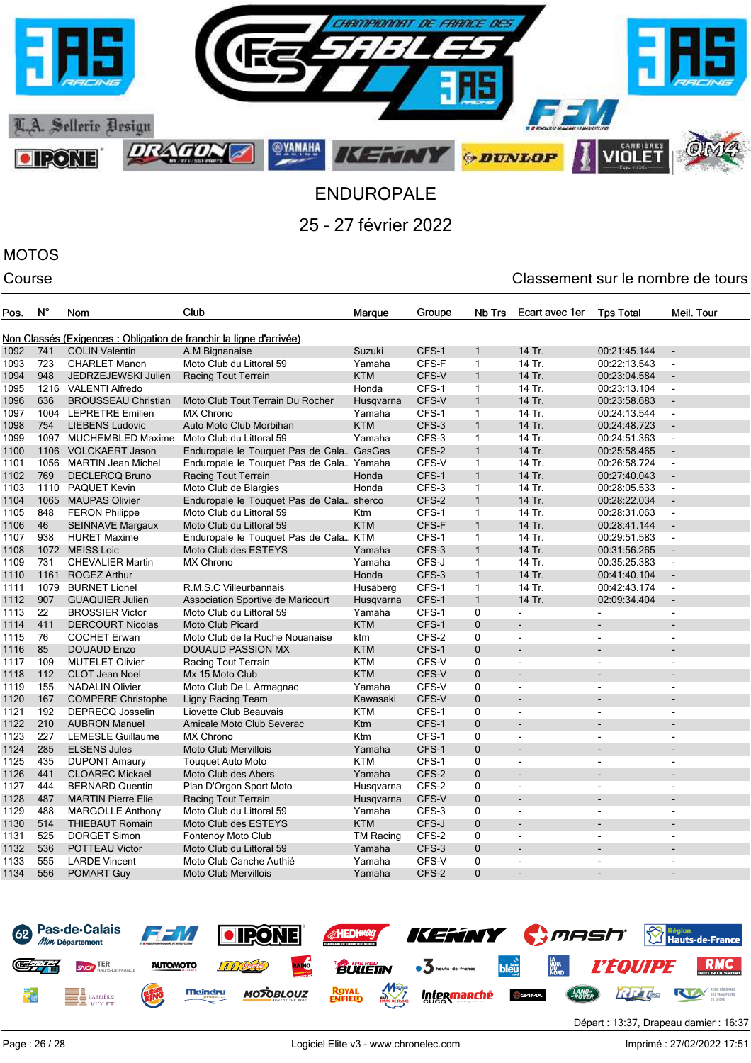# ENDUROPALE

## 25 - 27 février 2022

**MOTOS**

Course

Classement sur le nombre de tours

| Pos. | N° | Nom | Club | Marque | Groupe | Nb Trs | Ecart avec 1er | Tps Total | Meil. Tour |
|---|---|---|---|---|---|---|---|---|---|
| **Non Classés (Exigences : Obligation de franchir la ligne d'arrivée)** | | | | | | | | | |
| 1092 | 741 | COLIN Valentin | A.M Bignanaise | Suzuki | CFS-1 | 1 | 14 Tr. | 00:21:45.144 | - |
| 1093 | 723 | CHARLET Manon | Moto Club du Littoral 59 | Yamaha | CFS-F | 1 | 14 Tr. | 00:22:13.543 | - |
| 1094 | 948 | JEDRZEJEWSKI Julien | Racing Tout Terrain | KTM | CFS-V | 1 | 14 Tr. | 00:23:04.584 | - |
| 1095 | 1216 | VALENTI Alfredo | | Honda | CFS-1 | 1 | 14 Tr. | 00:23:13.104 | - |
| 1096 | 636 | BROUSSEAU Christian | Moto Club Tout Terrain Du Rocher | Husqvarna | CFS-V | 1 | 14 Tr. | 00:23:58.683 | - |
| 1097 | 1004 | LEPRETRE Emilien | MX Chrono | Yamaha | CFS-1 | 1 | 14 Tr. | 00:24:13.544 | - |
| 1098 | 754 | LIEBENS Ludovic | Auto Moto Club Morbihan | KTM | CFS-3 | 1 | 14 Tr. | 00:24:48.723 | - |
| 1099 | 1097 | MUCHEMBLED Maxime | Moto Club du Littoral 59 | Yamaha | CFS-3 | 1 | 14 Tr. | 00:24:51.363 | - |
| 1100 | 1106 | VOLCKAERT Jason | Enduropale le Touquet Pas de Cala... | GasGas | CFS-2 | 1 | 14 Tr. | 00:25:58.465 | - |
| 1101 | 1056 | MARTIN Jean Michel | Enduropale le Touquet Pas de Cala... | Yamaha | CFS-V | 1 | 14 Tr. | 00:26:58.724 | - |
| 1102 | 769 | DECLERCQ Bruno | Racing Tout Terrain | Honda | CFS-1 | 1 | 14 Tr. | 00:27:40.043 | - |
| 1103 | 1110 | PAQUET Kevin | Moto Club de Blargies | Honda | CFS-3 | 1 | 14 Tr. | 00:28:05.533 | - |
| 1104 | 1065 | MAUPAS Olivier | Enduropale le Touquet Pas de Cala... | sherco | CFS-2 | 1 | 14 Tr. | 00:28:22.034 | - |
| 1105 | 848 | FERON Philippe | Moto Club du Littoral 59 | Ktm | CFS-1 | 1 | 14 Tr. | 00:28:31.063 | - |
| 1106 | 46 | SEINNAVE Margaux | Moto Club du Littoral 59 | KTM | CFS-F | 1 | 14 Tr. | 00:28:41.144 | - |
| 1107 | 938 | HURET Maxime | Enduropale le Touquet Pas de Cala... | KTM | CFS-1 | 1 | 14 Tr. | 00:29:51.583 | - |
| 1108 | 1072 | MEISS Loic | Moto Club des ESTEYS | Yamaha | CFS-3 | 1 | 14 Tr. | 00:31:56.265 | - |
| 1109 | 731 | CHEVALIER Martin | MX Chrono | Yamaha | CFS-J | 1 | 14 Tr. | 00:35:25.383 | - |
| 1110 | 1161 | ROGEZ Arthur | | Honda | CFS-3 | 1 | 14 Tr. | 00:41:40.104 | - |
| 1111 | 1079 | BURNET Lionel | R.M.S.C Villeurbannais | Husaberg | CFS-1 | 1 | 14 Tr. | 00:42:43.174 | - |
| 1112 | 907 | GUAQUIER Julien | Association Sportive de Maricourt | Husqvarna | CFS-1 | 1 | 14 Tr. | 02:09:34.404 | - |
| 1113 | 22 | BROSSIER Victor | Moto Club du Littoral 59 | Yamaha | CFS-1 | 0 | - | - | - |
| 1114 | 411 | DERCOURT Nicolas | Moto Club Picard | KTM | CFS-1 | 0 | - | - | - |
| 1115 | 76 | COCHET Erwan | Moto Club de la Ruche Nouanaise | ktm | CFS-2 | 0 | - | - | - |
| 1116 | 85 | DOUAUD Enzo | DOUAUD PASSION MX | KTM | CFS-1 | 0 | - | - | - |
| 1117 | 109 | MUTELET Olivier | Racing Tout Terrain | KTM | CFS-V | 0 | - | - | - |
| 1118 | 112 | CLOT Jean Noel | Mx 15 Moto Club | KTM | CFS-V | 0 | - | - | - |
| 1119 | 155 | NADALIN Olivier | Moto Club De L Armagnac | Yamaha | CFS-V | 0 | - | - | - |
| 1120 | 167 | COMPERE Christophe | Ligny Racing Team | Kawasaki | CFS-V | 0 | - | - | - |
| 1121 | 192 | DEPRECQ Josselin | Liovette Club Beauvais | KTM | CFS-1 | 0 | - | - | - |
| 1122 | 210 | AUBRON Manuel | Amicale Moto Club Severac | Ktm | CFS-1 | 0 | - | - | - |
| 1123 | 227 | LEMESLE Guillaume | MX Chrono | Ktm | CFS-1 | 0 | - | - | - |
| 1124 | 285 | ELSENS Jules | Moto Club Mervillois | Yamaha | CFS-1 | 0 | - | - | - |
| 1125 | 435 | DUPONT Amaury | Touquet Auto Moto | KTM | CFS-1 | 0 | - | - | - |
| 1126 | 441 | CLOAREC Mickael | Moto Club des Abers | Yamaha | CFS-2 | 0 | - | - | - |
| 1127 | 444 | BERNARD Quentin | Plan D'Orgon Sport Moto | Husqvarna | CFS-2 | 0 | - | - | - |
| 1128 | 487 | MARTIN Pierre Elie | Racing Tout Terrain | Husqvarna | CFS-V | 0 | - | - | - |
| 1129 | 488 | MARGOLLE Anthony | Moto Club du Littoral 59 | Yamaha | CFS-3 | 0 | - | - | - |
| 1130 | 514 | THIEBAUT Romain | Moto Club des ESTEYS | KTM | CFS-J | 0 | - | - | - |
| 1131 | 525 | DORGET Simon | Fontenoy Moto Club | TM Racing | CFS-2 | 0 | - | - | - |
| 1132 | 536 | POTTEAU Victor | Moto Club du Littoral 59 | Yamaha | CFS-3 | 0 | - | - | - |
| 1133 | 555 | LARDE Vincent | Moto Club Canche Authié | Yamaha | CFS-V | 0 | - | - | - |
| 1134 | 556 | POMART Guy | Moto Club Mervillois | Yamaha | CFS-2 | 0 | - | - | - |

Départ : 13:37, Drapeau damier : 16:37

Logiciel Elite v3 - www.chronelec.com

Imprimé : 27/02/2022 17:51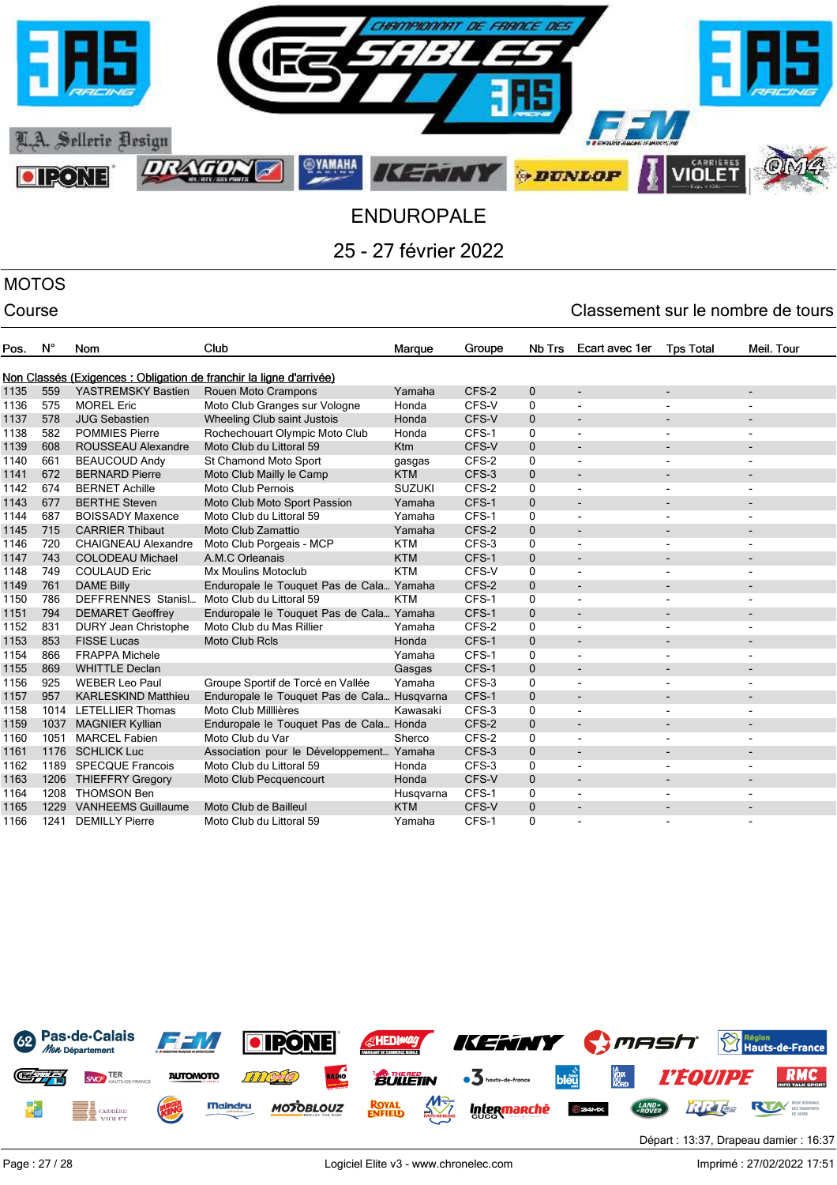# ENDUROPALE

## 25 - 27 février 2022

MOTOS

Course — Classement sur le nombre de tours

| Pos. | N° | Nom | Club | Marque | Groupe | Nb Trs | Ecart avec 1er | Tps Total | Meil. Tour |
|---|---|---|---|---|---|---|---|---|---|
| Non Classés (Exigences : Obligation de franchir la ligne d'arrivée) | | | | | | | | | |
| 1135 | 559 | YASTREMSKY Bastien | Rouen Moto Crampons | Yamaha | CFS-2 | 0 | - | - | - |
| 1136 | 575 | MOREL Eric | Moto Club Granges sur Vologne | Honda | CFS-V | 0 | - | - | - |
| 1137 | 578 | JUG Sebastien | Wheeling Club saint Justois | Honda | CFS-V | 0 | - | - | - |
| 1138 | 582 | POMMIES Pierre | Rochechouart Olympic Moto Club | Honda | CFS-1 | 0 | - | - | - |
| 1139 | 608 | ROUSSEAU Alexandre | Moto Club du Littoral 59 | Ktm | CFS-V | 0 | - | - | - |
| 1140 | 661 | BEAUCOUD Andy | St Chamond Moto Sport | gasgas | CFS-2 | 0 | - | - | - |
| 1141 | 672 | BERNARD Pierre | Moto Club Mailly le Camp | KTM | CFS-3 | 0 | - | - | - |
| 1142 | 674 | BERNET Achille | Moto Club Pernois | SUZUKI | CFS-2 | 0 | - | - | - |
| 1143 | 677 | BERTHE Steven | Moto Club Moto Sport Passion | Yamaha | CFS-1 | 0 | - | - | - |
| 1144 | 687 | BOISSADY Maxence | Moto Club du Littoral 59 | Yamaha | CFS-1 | 0 | - | - | - |
| 1145 | 715 | CARRIER Thibaut | Moto Club Zamattio | Yamaha | CFS-2 | 0 | - | - | - |
| 1146 | 720 | CHAIGNEAU Alexandre | Moto Club Porgeais - MCP | KTM | CFS-3 | 0 | - | - | - |
| 1147 | 743 | COLODEAU Michael | A.M.C Orleanais | KTM | CFS-1 | 0 | - | - | - |
| 1148 | 749 | COULAUD Eric | Mx Moulins Motoclub | KTM | CFS-V | 0 | - | - | - |
| 1149 | 761 | DAME Billy | Enduropale le Touquet Pas de Cala... | Yamaha | CFS-2 | 0 | - | - | - |
| 1150 | 786 | DEFFRENNES Stanisl... | Moto Club du Littoral 59 | KTM | CFS-1 | 0 | - | - | - |
| 1151 | 794 | DEMARET Geoffrey | Enduropale le Touquet Pas de Cala... | Yamaha | CFS-1 | 0 | - | - | - |
| 1152 | 831 | DURY Jean Christophe | Moto Club du Mas Rillier | Yamaha | CFS-2 | 0 | - | - | - |
| 1153 | 853 | FISSE Lucas | Moto Club Rcls | Honda | CFS-1 | 0 | - | - | - |
| 1154 | 866 | FRAPPA Michele | | Yamaha | CFS-1 | 0 | - | - | - |
| 1155 | 869 | WHITTLE Declan | | Gasgas | CFS-1 | 0 | - | - | - |
| 1156 | 925 | WEBER Leo Paul | Groupe Sportif de Torcé en Vallée | Yamaha | CFS-3 | 0 | - | - | - |
| 1157 | 957 | KARLESKIND Matthieu | Enduropale le Touquet Pas de Cala... | Husqvarna | CFS-1 | 0 | - | - | - |
| 1158 | 1014 | LETELLIER Thomas | Moto Club Milllières | Kawasaki | CFS-3 | 0 | - | - | - |
| 1159 | 1037 | MAGNIER Kyllian | Enduropale le Touquet Pas de Cala... | Honda | CFS-2 | 0 | - | - | - |
| 1160 | 1051 | MARCEL Fabien | Moto Club du Var | Sherco | CFS-2 | 0 | - | - | - |
| 1161 | 1176 | SCHLICK Luc | Association pour le Développement... | Yamaha | CFS-3 | 0 | - | - | - |
| 1162 | 1189 | SPECQUE Francois | Moto Club du Littoral 59 | Honda | CFS-3 | 0 | - | - | - |
| 1163 | 1206 | THIEFFRY Gregory | Moto Club Pecquencourt | Honda | CFS-V | 0 | - | - | - |
| 1164 | 1208 | THOMSON Ben | | Husqvarna | CFS-1 | 0 | - | - | - |
| 1165 | 1229 | VANHEEMS Guillaume | Moto Club de Bailleul | KTM | CFS-V | 0 | - | - | - |
| 1166 | 1241 | DEMILLY Pierre | Moto Club du Littoral 59 | Yamaha | CFS-1 | 0 | - | - | - |

Départ : 13:37, Drapeau damier : 16:37

Logiciel Elite v3 - www.chronelec.com

Imprimé : 27/02/2022 17:51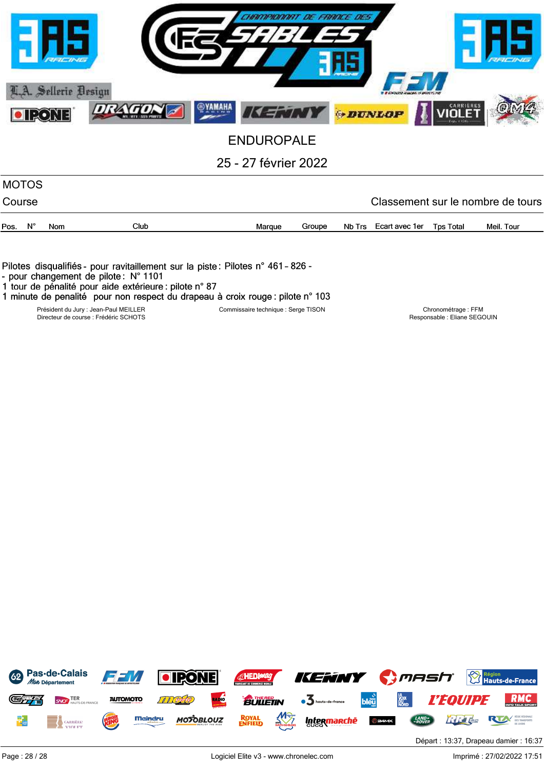# ENDUROPALE

25 - 27 février 2022

MOTOS

Course

Classement sur le nombre de tours

| Pos. | N° | Nom | Club | Marque | Groupe | Nb Trs | Ecart avec 1er | Tps Total | Meil. Tour |
|---|---|---|---|---|---|---|---|---|---|

Pilotes disqualifiés - pour ravitaillement sur la piste : Pilotes n° 461 – 826 -
- pour changement de pilote : N° 1101
1 tour de pénalité pour aide extérieure : pilote n° 87
1 minute de penalité pour non respect du drapeau à croix rouge : pilote n° 103

Président du Jury : Jean-Paul MEILLER
Directeur de course : Frédéric SCHOTS

Commissaire technique : Serge TISON

Chronométrage : FFM
Responsable : Eliane SEGOUIN

Départ : 13:37, Drapeau damier : 16:37

Logiciel Elite v3 - www.chronelec.com

Imprimé : 27/02/2022 17:51